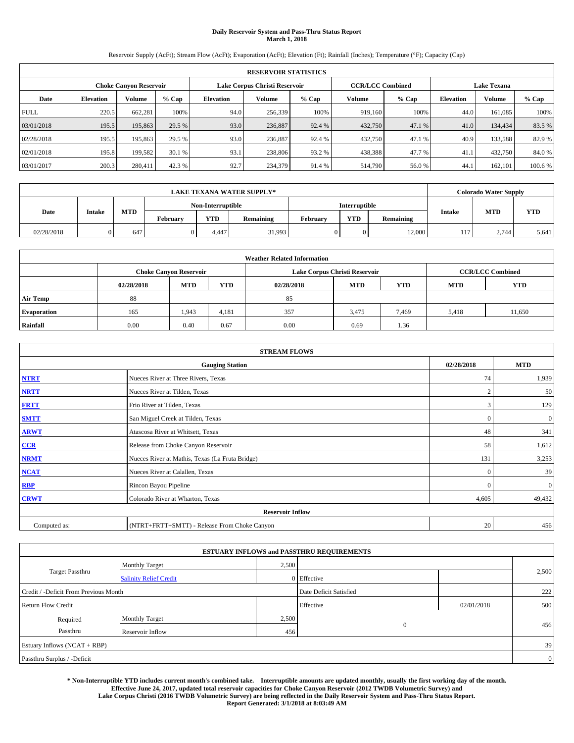# Daily Reservoir System and Pass-Thru Status Report
## March 1, 2018

Reservoir Supply (AcFt); Stream Flow (AcFt); Evaporation (AcFt); Elevation (Ft); Rainfall (Inches); Temperature (°F); Capacity (Cap)

| RESERVOIR STATISTICS | | | | | | | | | | | |
|---|---|---|---|---|---|---|---|---|---|---|---|
| | Choke Canyon Reservoir | | | Lake Corpus Christi Reservoir | | | CCR/LCC Combined | | Lake Texana | | |
| Date | Elevation | Volume | % Cap | Elevation | Volume | % Cap | Volume | % Cap | Elevation | Volume | % Cap |
| FULL | 220.5 | 662,281 | 100% | 94.0 | 256,339 | 100% | 919,160 | 100% | 44.0 | 161,085 | 100% |
| 03/01/2018 | 195.5 | 195,863 | 29.5 % | 93.0 | 236,887 | 92.4 % | 432,750 | 47.1 % | 41.0 | 134,434 | 83.5 % |
| 02/28/2018 | 195.5 | 195,863 | 29.5 % | 93.0 | 236,887 | 92.4 % | 432,750 | 47.1 % | 40.9 | 133,588 | 82.9 % |
| 02/01/2018 | 195.8 | 199,582 | 30.1 % | 93.1 | 238,806 | 93.2 % | 438,388 | 47.7 % | 41.1 | 432,750 | 84.0 % |
| 03/01/2017 | 200.3 | 280,411 | 42.3 % | 92.7 | 234,379 | 91.4 % | 514,790 | 56.0 % | 44.1 | 162,101 | 100.6 % |

| LAKE TEXANA WATER SUPPLY* | | | | | | | | | Colorado Water Supply | | |
|---|---|---|---|---|---|---|---|---|---|---|---|
| Date | Intake | MTD | Non-Interruptible | | | Interruptible | | | Intake | MTD | YTD |
| | | | February | YTD | Remaining | February | YTD | Remaining | | | |
| 02/28/2018 | 0 | 647 | 0 | 4,447 | 31,993 | 0 | 0 | 12,000 | 117 | 2,744 | 5,641 |

| Weather Related Information | | | | | | | | |
|---|---|---|---|---|---|---|---|---|
| | Choke Canyon Reservoir | | | Lake Corpus Christi Reservoir | | | CCR/LCC Combined | |
| | 02/28/2018 | MTD | YTD | 02/28/2018 | MTD | YTD | MTD | YTD |
| Air Temp | 88 | | | 85 | | | | |
| Evaporation | 165 | 1,943 | 4,181 | 357 | 3,475 | 7,469 | 5,418 | 11,650 |
| Rainfall | 0.00 | 0.40 | 0.67 | 0.00 | 0.69 | 1.36 | | |

| STREAM FLOWS | | | |
|---|---|---|---|
| | Gauging Station | 02/28/2018 | MTD |
| NTRT | Nueces River at Three Rivers, Texas | 74 | 1,939 |
| NRTT | Nueces River at Tilden, Texas | 2 | 50 |
| FRTT | Frio River at Tilden, Texas | 3 | 129 |
| SMTT | San Miguel Creek at Tilden, Texas | 0 | 0 |
| ARWT | Atascosa River at Whitsett, Texas | 48 | 341 |
| CCR | Release from Choke Canyon Reservoir | 58 | 1,612 |
| NRMT | Nueces River at Mathis, Texas (La Fruta Bridge) | 131 | 3,253 |
| NCAT | Nueces River at Calallen, Texas | 0 | 39 |
| RBP | Rincon Bayou Pipeline | 0 | 0 |
| CRWT | Colorado River at Wharton, Texas | 4,605 | 49,432 |
| Reservoir Inflow | | | |
| Computed as: | (NTRT+FRTT+SMTT) - Release From Choke Canyon | 20 | 456 |

| ESTUARY INFLOWS and PASSTHRU REQUIREMENTS | | | | | |
|---|---|---|---|---|---|
| Target Passthru | Monthly Target | 2,500 | | | 2,500 |
| | Salinity Relief Credit | 0 | Effective | | |
| Credit / -Deficit From Previous Month | | | Date Deficit Satisfied | | 222 |
| Return Flow Credit | | | Effective | 02/01/2018 | 500 |
| Required Passthru | Monthly Target | 2,500 | 0 | | 456 |
| | Reservoir Inflow | 456 | | | |
| Estuary Inflows (NCAT + RBP) | | | | | 39 |
| Passthru Surplus / -Deficit | | | | | 0 |

**\* Non-Interruptible YTD includes current month's combined take. Interruptible amounts are updated monthly, usually the first working day of the month. Effective June 24, 2017, updated total reservoir capacities for Choke Canyon Reservoir (2012 TWDB Volumetric Survey) and Lake Corpus Christi (2016 TWDB Volumetric Survey) are being reflected in the Daily Reservoir System and Pass-Thru Status Report. Report Generated: 3/1/2018 at 8:03:49 AM**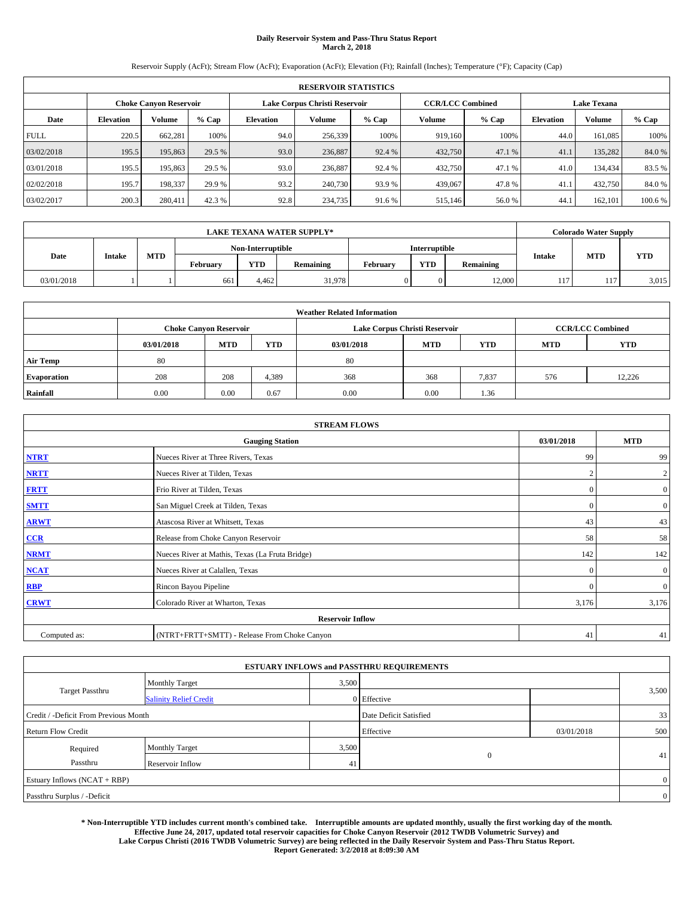# Daily Reservoir System and Pass-Thru Status Report
## March 2, 2018

Reservoir Supply (AcFt); Stream Flow (AcFt); Evaporation (AcFt); Elevation (Ft); Rainfall (Inches); Temperature (°F); Capacity (Cap)

| RESERVOIR STATISTICS | | | | | | | | | | | |
|---|---|---|---|---|---|---|---|---|---|---|---|
| | Choke Canyon Reservoir | | | Lake Corpus Christi Reservoir | | | CCR/LCC Combined | | Lake Texana | | |
| Date | Elevation | Volume | % Cap | Elevation | Volume | % Cap | Volume | % Cap | Elevation | Volume | % Cap |
| FULL | 220.5 | 662,281 | 100% | 94.0 | 256,339 | 100% | 919,160 | 100% | 44.0 | 161,085 | 100% |
| 03/02/2018 | 195.5 | 195,863 | 29.5 % | 93.0 | 236,887 | 92.4 % | 432,750 | 47.1 % | 41.1 | 135,282 | 84.0 % |
| 03/01/2018 | 195.5 | 195,863 | 29.5 % | 93.0 | 236,887 | 92.4 % | 432,750 | 47.1 % | 41.0 | 134,434 | 83.5 % |
| 02/02/2018 | 195.7 | 198,337 | 29.9 % | 93.2 | 240,730 | 93.9 % | 439,067 | 47.8 % | 41.1 | 432,750 | 84.0 % |
| 03/02/2017 | 200.3 | 280,411 | 42.3 % | 92.8 | 234,735 | 91.6 % | 515,146 | 56.0 % | 44.1 | 162,101 | 100.6 % |

| LAKE TEXANA WATER SUPPLY* | | | | | | | | | Colorado Water Supply | | |
|---|---|---|---|---|---|---|---|---|---|---|---|
| Date | Intake | MTD | Non-Interruptible | | | Interruptible | | | Intake | MTD | YTD |
| | | | February | YTD | Remaining | February | YTD | Remaining | | | |
| 03/01/2018 | 1 | 1 | 661 | 4,462 | 31,978 | 0 | 0 | 12,000 | 117 | 117 | 3,015 |

| Weather Related Information | | | | | | | | |
|---|---|---|---|---|---|---|---|---|
| | Choke Canyon Reservoir | | | Lake Corpus Christi Reservoir | | | CCR/LCC Combined | |
| | 03/01/2018 | MTD | YTD | 03/01/2018 | MTD | YTD | MTD | YTD |
| Air Temp | 80 | | | 80 | | | | |
| Evaporation | 208 | 208 | 4,389 | 368 | 368 | 7,837 | 576 | 12,226 |
| Rainfall | 0.00 | 0.00 | 0.67 | 0.00 | 0.00 | 1.36 | | |

| STREAM FLOWS | | | |
|---|---|---|---|
| Gauging Station | | 03/01/2018 | MTD |
| NTRT | Nueces River at Three Rivers, Texas | 99 | 99 |
| NRTT | Nueces River at Tilden, Texas | 2 | 2 |
| FRTT | Frio River at Tilden, Texas | 0 | 0 |
| SMTT | San Miguel Creek at Tilden, Texas | 0 | 0 |
| ARWT | Atascosa River at Whitsett, Texas | 43 | 43 |
| CCR | Release from Choke Canyon Reservoir | 58 | 58 |
| NRMT | Nueces River at Mathis, Texas (La Fruta Bridge) | 142 | 142 |
| NCAT | Nueces River at Calallen, Texas | 0 | 0 |
| RBP | Rincon Bayou Pipeline | 0 | 0 |
| CRWT | Colorado River at Wharton, Texas | 3,176 | 3,176 |
| Reservoir Inflow | | | |
| Computed as: | (NTRT+FRTT+SMTT) - Release From Choke Canyon | 41 | 41 |

| ESTUARY INFLOWS and PASSTHRU REQUIREMENTS | | | | | |
|---|---|---|---|---|---|
| Target Passthru | Monthly Target | 3,500 | | | 3,500 |
| | Salinity Relief Credit | 0 | Effective | | |
| Credit / -Deficit From Previous Month | | | Date Deficit Satisfied | | 33 |
| Return Flow Credit | | | Effective | 03/01/2018 | 500 |
| Required Passthru | Monthly Target | 3,500 | 0 | | 41 |
| | Reservoir Inflow | 41 | | | |
| Estuary Inflows (NCAT + RBP) | | | | | 0 |
| Passthru Surplus / -Deficit | | | | | 0 |

**\* Non-Interruptible YTD includes current month's combined take. Interruptible amounts are updated monthly, usually the first working day of the month. Effective June 24, 2017, updated total reservoir capacities for Choke Canyon Reservoir (2012 TWDB Volumetric Survey) and Lake Corpus Christi (2016 TWDB Volumetric Survey) are being reflected in the Daily Reservoir System and Pass-Thru Status Report. Report Generated: 3/2/2018 at 8:09:30 AM**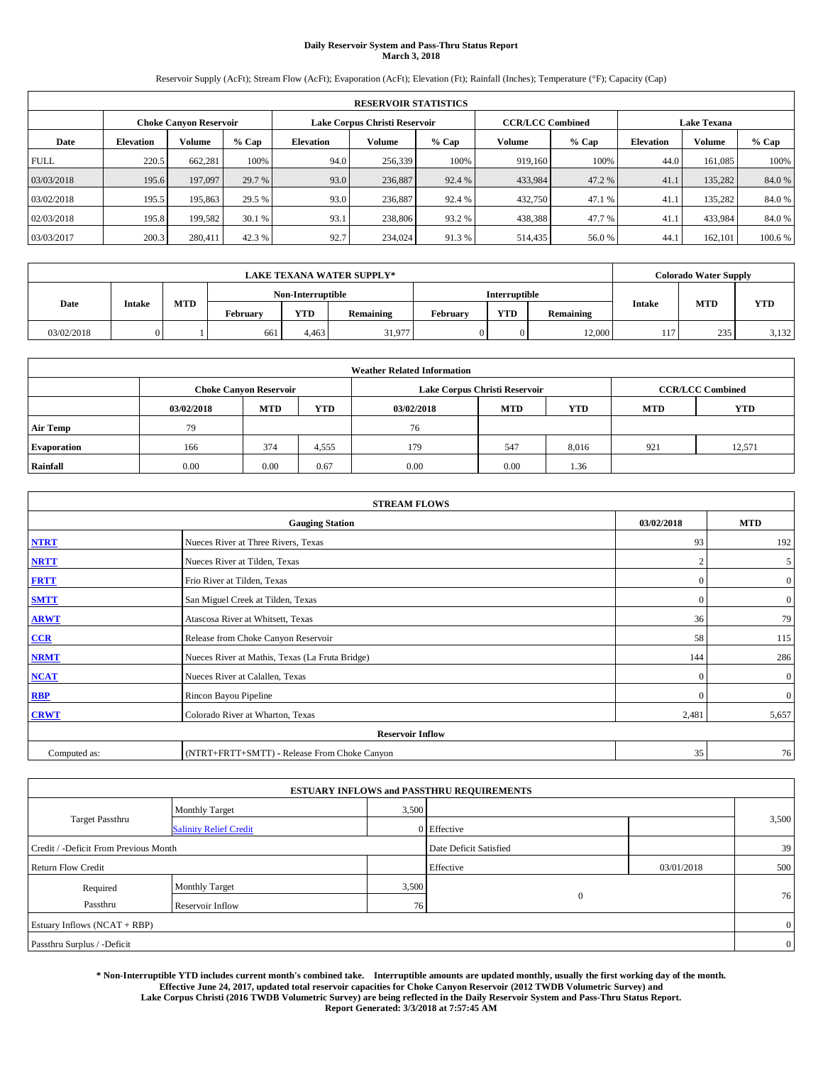**Daily Reservoir System and Pass-Thru Status Report**
**March 3, 2018**

Reservoir Supply (AcFt); Stream Flow (AcFt); Evaporation (AcFt); Elevation (Ft); Rainfall (Inches); Temperature (°F); Capacity (Cap)

| RESERVOIR STATISTICS | | | | | | | | | | | |
|---|---|---|---|---|---|---|---|---|---|---|---|
| | Choke Canyon Reservoir | | | Lake Corpus Christi Reservoir | | | CCR/LCC Combined | | Lake Texana | | |
| Date | Elevation | Volume | % Cap | Elevation | Volume | % Cap | Volume | % Cap | Elevation | Volume | % Cap |
| FULL | 220.5 | 662,281 | 100% | 94.0 | 256,339 | 100% | 919,160 | 100% | 44.0 | 161,085 | 100% |
| 03/03/2018 | 195.6 | 197,097 | 29.7 % | 93.0 | 236,887 | 92.4 % | 433,984 | 47.2 % | 41.1 | 135,282 | 84.0 % |
| 03/02/2018 | 195.5 | 195,863 | 29.5 % | 93.0 | 236,887 | 92.4 % | 432,750 | 47.1 % | 41.1 | 135,282 | 84.0 % |
| 02/03/2018 | 195.8 | 199,582 | 30.1 % | 93.1 | 238,806 | 93.2 % | 438,388 | 47.7 % | 41.1 | 433,984 | 84.0 % |
| 03/03/2017 | 200.3 | 280,411 | 42.3 % | 92.7 | 234,024 | 91.3 % | 514,435 | 56.0 % | 44.1 | 162,101 | 100.6 % |

| LAKE TEXANA WATER SUPPLY* | | | | | | | | | Colorado Water Supply | | |
|---|---|---|---|---|---|---|---|---|---|---|---|
| Date | Intake | MTD | Non-Interruptible | | | Interruptible | | | Intake | MTD | YTD |
| | | | February | YTD | Remaining | February | YTD | Remaining | | | |
| 03/02/2018 | 0 | 1 | 661 | 4,463 | 31,977 | 0 | 0 | 12,000 | 117 | 235 | 3,132 |

| Weather Related Information | | | | | | | | |
|---|---|---|---|---|---|---|---|---|
| | Choke Canyon Reservoir | | | Lake Corpus Christi Reservoir | | | CCR/LCC Combined | |
| | 03/02/2018 | MTD | YTD | 03/02/2018 | MTD | YTD | MTD | YTD |
| Air Temp | 79 | | | 76 | | | | |
| Evaporation | 166 | 374 | 4,555 | 179 | 547 | 8,016 | 921 | 12,571 |
| Rainfall | 0.00 | 0.00 | 0.67 | 0.00 | 0.00 | 1.36 | | |

| STREAM FLOWS | | | |
|---|---|---|---|
| | Gauging Station | 03/02/2018 | MTD |
| NTRT | Nueces River at Three Rivers, Texas | 93 | 192 |
| NRTT | Nueces River at Tilden, Texas | 2 | 5 |
| FRTT | Frio River at Tilden, Texas | 0 | 0 |
| SMTT | San Miguel Creek at Tilden, Texas | 0 | 0 |
| ARWT | Atascosa River at Whitsett, Texas | 36 | 79 |
| CCR | Release from Choke Canyon Reservoir | 58 | 115 |
| NRMT | Nueces River at Mathis, Texas (La Fruta Bridge) | 144 | 286 |
| NCAT | Nueces River at Calallen, Texas | 0 | 0 |
| RBP | Rincon Bayou Pipeline | 0 | 0 |
| CRWT | Colorado River at Wharton, Texas | 2,481 | 5,657 |
| | Reservoir Inflow | | |
| Computed as: | (NTRT+FRTT+SMTT) - Release From Choke Canyon | 35 | 76 |

| ESTUARY INFLOWS and PASSTHRU REQUIREMENTS | | | | | |
|---|---|---|---|---|---|
| Target Passthru | Monthly Target | 3,500 | | | 3,500 |
| | Salinity Relief Credit | 0 | Effective | | |
| Credit / -Deficit From Previous Month | | | Date Deficit Satisfied | | 39 |
| Return Flow Credit | | | Effective | 03/01/2018 | 500 |
| Required Passthru | Monthly Target | 3,500 | 0 | | 76 |
| | Reservoir Inflow | 76 | | | |
| Estuary Inflows (NCAT + RBP) | | | | | 0 |
| Passthru Surplus / -Deficit | | | | | 0 |

**\* Non-Interruptible YTD includes current month's combined take. Interruptible amounts are updated monthly, usually the first working day of the month. Effective June 24, 2017, updated total reservoir capacities for Choke Canyon Reservoir (2012 TWDB Volumetric Survey) and Lake Corpus Christi (2016 TWDB Volumetric Survey) are being reflected in the Daily Reservoir System and Pass-Thru Status Report. Report Generated: 3/3/2018 at 7:57:45 AM**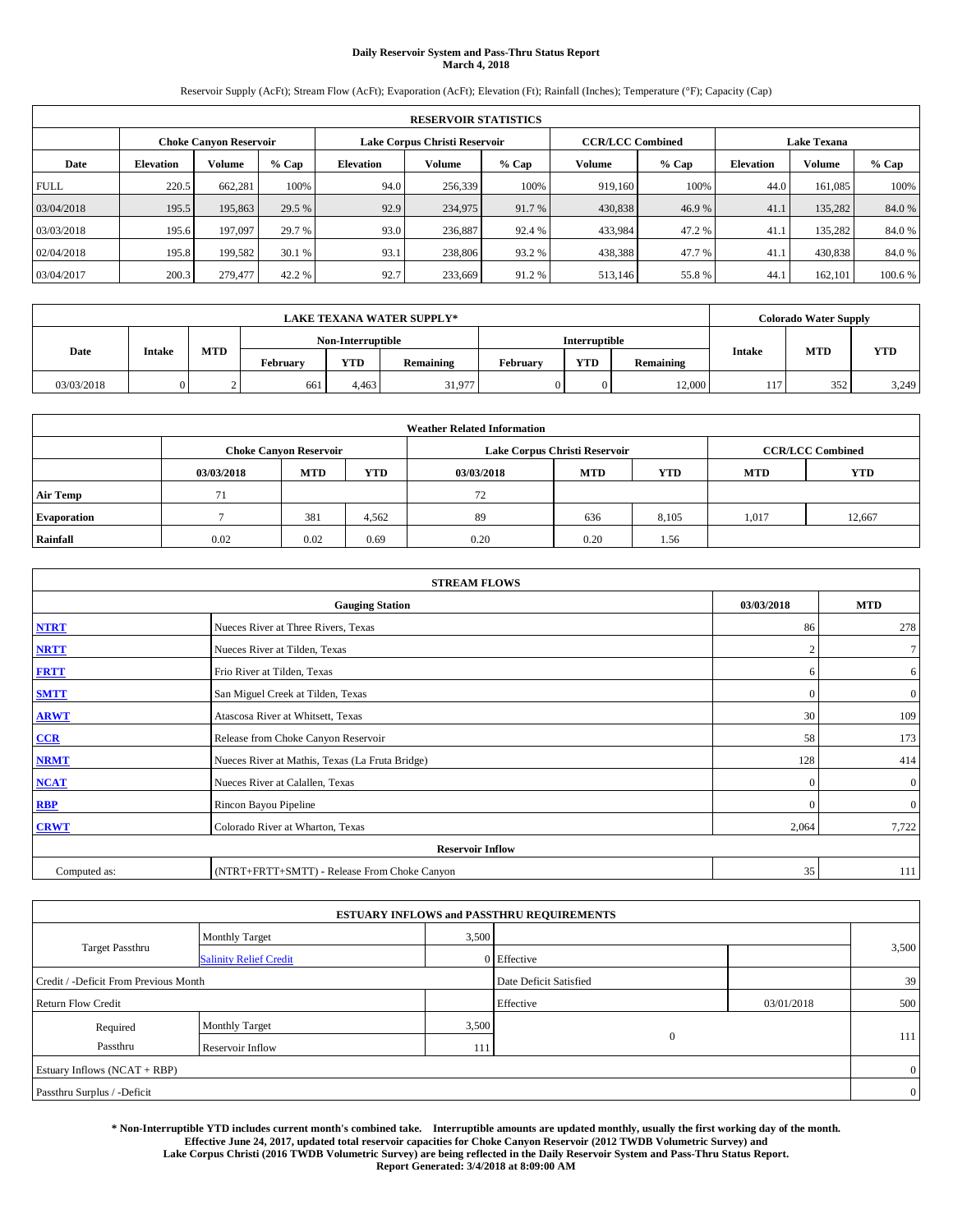**Daily Reservoir System and Pass-Thru Status Report**
**March 4, 2018**

Reservoir Supply (AcFt); Stream Flow (AcFt); Evaporation (AcFt); Elevation (Ft); Rainfall (Inches); Temperature (°F); Capacity (Cap)

| RESERVOIR STATISTICS | | | | | | | | | | | |
|---|---|---|---|---|---|---|---|---|---|---|---|
| | Choke Canyon Reservoir | | | Lake Corpus Christi Reservoir | | | CCR/LCC Combined | | Lake Texana | | |
| Date | Elevation | Volume | % Cap | Elevation | Volume | % Cap | Volume | % Cap | Elevation | Volume | % Cap |
| FULL | 220.5 | 662,281 | 100% | 94.0 | 256,339 | 100% | 919,160 | 100% | 44.0 | 161,085 | 100% |
| 03/04/2018 | 195.5 | 195,863 | 29.5 % | 92.9 | 234,975 | 91.7 % | 430,838 | 46.9 % | 41.1 | 135,282 | 84.0 % |
| 03/03/2018 | 195.6 | 197,097 | 29.7 % | 93.0 | 236,887 | 92.4 % | 433,984 | 47.2 % | 41.1 | 135,282 | 84.0 % |
| 02/04/2018 | 195.8 | 199,582 | 30.1 % | 93.1 | 238,806 | 93.2 % | 438,388 | 47.7 % | 41.1 | 430,838 | 84.0 % |
| 03/04/2017 | 200.3 | 279,477 | 42.2 % | 92.7 | 233,669 | 91.2 % | 513,146 | 55.8 % | 44.1 | 162,101 | 100.6 % |

| LAKE TEXANA WATER SUPPLY* | | | | | | | | | Colorado Water Supply | | |
|---|---|---|---|---|---|---|---|---|---|---|---|
| Date | Intake | MTD | Non-Interruptible | | | Interruptible | | | Intake | MTD | YTD |
| | | | February | YTD | Remaining | February | YTD | Remaining | | | |
| 03/03/2018 | 0 | 2 | 661 | 4,463 | 31,977 | 0 | 0 | 12,000 | 117 | 352 | 3,249 |

| Weather Related Information | | | | | | | | |
|---|---|---|---|---|---|---|---|---|
| | Choke Canyon Reservoir | | | Lake Corpus Christi Reservoir | | | CCR/LCC Combined | |
| | 03/03/2018 | MTD | YTD | 03/03/2018 | MTD | YTD | MTD | YTD |
| Air Temp | 71 | | | 72 | | | | |
| Evaporation | 7 | 381 | 4,562 | 89 | 636 | 8,105 | 1,017 | 12,667 |
| Rainfall | 0.02 | 0.02 | 0.69 | 0.20 | 0.20 | 1.56 | | |

| STREAM FLOWS | | | |
|---|---|---|---|
| | Gauging Station | 03/03/2018 | MTD |
| NTRT | Nueces River at Three Rivers, Texas | 86 | 278 |
| NRTT | Nueces River at Tilden, Texas | 2 | 7 |
| FRTT | Frio River at Tilden, Texas | 6 | 6 |
| SMTT | San Miguel Creek at Tilden, Texas | 0 | 0 |
| ARWT | Atascosa River at Whitsett, Texas | 30 | 109 |
| CCR | Release from Choke Canyon Reservoir | 58 | 173 |
| NRMT | Nueces River at Mathis, Texas (La Fruta Bridge) | 128 | 414 |
| NCAT | Nueces River at Calallen, Texas | 0 | 0 |
| RBP | Rincon Bayou Pipeline | 0 | 0 |
| CRWT | Colorado River at Wharton, Texas | 2,064 | 7,722 |
| | Reservoir Inflow | | |
| Computed as: | (NTRT+FRTT+SMTT) - Release From Choke Canyon | 35 | 111 |

| ESTUARY INFLOWS and PASSTHRU REQUIREMENTS | | | | | |
|---|---|---|---|---|---|
| Target Passthru | Monthly Target | 3,500 | | | 3,500 |
| | Salinity Relief Credit | 0 | Effective | | |
| Credit / -Deficit From Previous Month | | | Date Deficit Satisfied | | 39 |
| Return Flow Credit | | | Effective | 03/01/2018 | 500 |
| Required Passthru | Monthly Target | 3,500 | 0 | | 111 |
| | Reservoir Inflow | 111 | | | |
| Estuary Inflows (NCAT + RBP) | | | | | 0 |
| Passthru Surplus / -Deficit | | | | | 0 |

**\* Non-Interruptible YTD includes current month's combined take. Interruptible amounts are updated monthly, usually the first working day of the month. Effective June 24, 2017, updated total reservoir capacities for Choke Canyon Reservoir (2012 TWDB Volumetric Survey) and Lake Corpus Christi (2016 TWDB Volumetric Survey) are being reflected in the Daily Reservoir System and Pass-Thru Status Report. Report Generated: 3/4/2018 at 8:09:00 AM**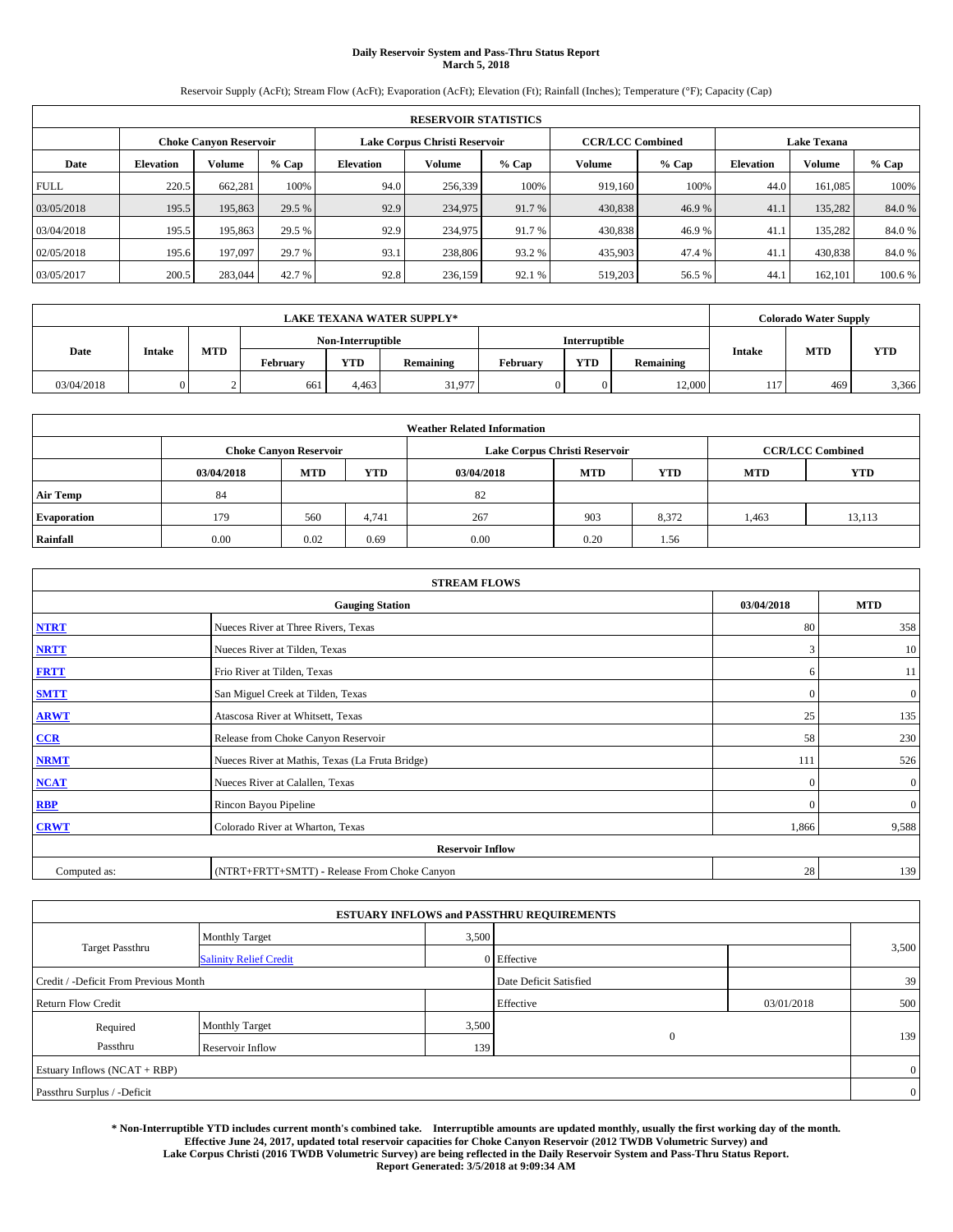# Daily Reservoir System and Pass-Thru Status Report
## March 5, 2018

Reservoir Supply (AcFt); Stream Flow (AcFt); Evaporation (AcFt); Elevation (Ft); Rainfall (Inches); Temperature (°F); Capacity (Cap)

| RESERVOIR STATISTICS | | | | | | | | | | | |
|---|---|---|---|---|---|---|---|---|---|---|---|
| | Choke Canyon Reservoir | | | Lake Corpus Christi Reservoir | | | CCR/LCC Combined | | Lake Texana | | |
| Date | Elevation | Volume | % Cap | Elevation | Volume | % Cap | Volume | % Cap | Elevation | Volume | % Cap |
| FULL | 220.5 | 662,281 | 100% | 94.0 | 256,339 | 100% | 919,160 | 100% | 44.0 | 161,085 | 100% |
| 03/05/2018 | 195.5 | 195,863 | 29.5 % | 92.9 | 234,975 | 91.7 % | 430,838 | 46.9 % | 41.1 | 135,282 | 84.0 % |
| 03/04/2018 | 195.5 | 195,863 | 29.5 % | 92.9 | 234,975 | 91.7 % | 430,838 | 46.9 % | 41.1 | 135,282 | 84.0 % |
| 02/05/2018 | 195.6 | 197,097 | 29.7 % | 93.1 | 238,806 | 93.2 % | 435,903 | 47.4 % | 41.1 | 430,838 | 84.0 % |
| 03/05/2017 | 200.5 | 283,044 | 42.7 % | 92.8 | 236,159 | 92.1 % | 519,203 | 56.5 % | 44.1 | 162,101 | 100.6 % |

| LAKE TEXANA WATER SUPPLY* | | | | | | | | | Colorado Water Supply | | |
|---|---|---|---|---|---|---|---|---|---|---|---|
| Date | Intake | MTD | Non-Interruptible | | | Interruptible | | | Intake | MTD | YTD |
| | | | February | YTD | Remaining | February | YTD | Remaining | | | |
| 03/04/2018 | 0 | 2 | 661 | 4,463 | 31,977 | 0 | 0 | 12,000 | 117 | 469 | 3,366 |

| Weather Related Information | | | | | | | | |
|---|---|---|---|---|---|---|---|---|
| | Choke Canyon Reservoir | | | Lake Corpus Christi Reservoir | | | CCR/LCC Combined | |
| | 03/04/2018 | MTD | YTD | 03/04/2018 | MTD | YTD | MTD | YTD |
| Air Temp | 84 | | | 82 | | | | |
| Evaporation | 179 | 560 | 4,741 | 267 | 903 | 8,372 | 1,463 | 13,113 |
| Rainfall | 0.00 | 0.02 | 0.69 | 0.00 | 0.20 | 1.56 | | |

| STREAM FLOWS | | | |
|---|---|---|---|
| Gauging Station | | 03/04/2018 | MTD |
| NTRT | Nueces River at Three Rivers, Texas | 80 | 358 |
| NRTT | Nueces River at Tilden, Texas | 3 | 10 |
| FRTT | Frio River at Tilden, Texas | 6 | 11 |
| SMTT | San Miguel Creek at Tilden, Texas | 0 | 0 |
| ARWT | Atascosa River at Whitsett, Texas | 25 | 135 |
| CCR | Release from Choke Canyon Reservoir | 58 | 230 |
| NRMT | Nueces River at Mathis, Texas (La Fruta Bridge) | 111 | 526 |
| NCAT | Nueces River at Calallen, Texas | 0 | 0 |
| RBP | Rincon Bayou Pipeline | 0 | 0 |
| CRWT | Colorado River at Wharton, Texas | 1,866 | 9,588 |
| Reservoir Inflow | | | |
| Computed as: | (NTRT+FRTT+SMTT) - Release From Choke Canyon | 28 | 139 |

| ESTUARY INFLOWS and PASSTHRU REQUIREMENTS | | | | | |
|---|---|---|---|---|---|
| Target Passthru | Monthly Target | 3,500 | | | 3,500 |
| | Salinity Relief Credit | 0 | Effective | | |
| Credit / -Deficit From Previous Month | | | Date Deficit Satisfied | | 39 |
| Return Flow Credit | | | Effective | 03/01/2018 | 500 |
| Required Passthru | Monthly Target | 3,500 | 0 | | 139 |
| | Reservoir Inflow | 139 | | | |
| Estuary Inflows (NCAT + RBP) | | | | | 0 |
| Passthru Surplus / -Deficit | | | | | 0 |

**\* Non-Interruptible YTD includes current month's combined take. Interruptible amounts are updated monthly, usually the first working day of the month. Effective June 24, 2017, updated total reservoir capacities for Choke Canyon Reservoir (2012 TWDB Volumetric Survey) and Lake Corpus Christi (2016 TWDB Volumetric Survey) are being reflected in the Daily Reservoir System and Pass-Thru Status Report. Report Generated: 3/5/2018 at 9:09:34 AM**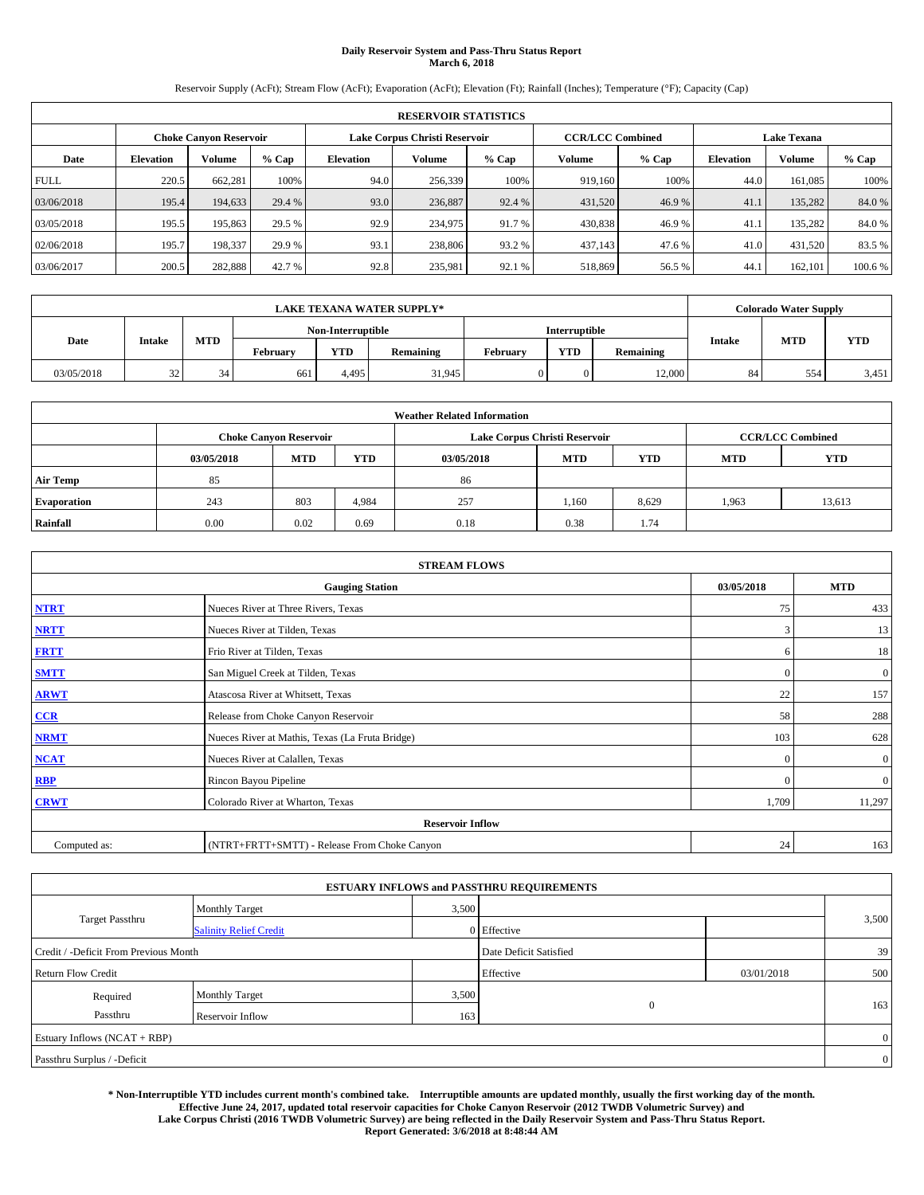# Daily Reservoir System and Pass-Thru Status Report
## March 6, 2018

Reservoir Supply (AcFt); Stream Flow (AcFt); Evaporation (AcFt); Elevation (Ft); Rainfall (Inches); Temperature (°F); Capacity (Cap)

**RESERVOIR STATISTICS**

| | Choke Canyon Reservoir | | | Lake Corpus Christi Reservoir | | | CCR/LCC Combined | | Lake Texana | | |
|---|---|---|---|---|---|---|---|---|---|---|---|
| Date | Elevation | Volume | % Cap | Elevation | Volume | % Cap | Volume | % Cap | Elevation | Volume | % Cap |
| FULL | 220.5 | 662,281 | 100% | 94.0 | 256,339 | 100% | 919,160 | 100% | 44.0 | 161,085 | 100% |
| 03/06/2018 | 195.4 | 194,633 | 29.4 % | 93.0 | 236,887 | 92.4 % | 431,520 | 46.9 % | 41.1 | 135,282 | 84.0 % |
| 03/05/2018 | 195.5 | 195,863 | 29.5 % | 92.9 | 234,975 | 91.7 % | 430,838 | 46.9 % | 41.1 | 135,282 | 84.0 % |
| 02/06/2018 | 195.7 | 198,337 | 29.9 % | 93.1 | 238,806 | 93.2 % | 437,143 | 47.6 % | 41.0 | 431,520 | 83.5 % |
| 03/06/2017 | 200.5 | 282,888 | 42.7 % | 92.8 | 235,981 | 92.1 % | 518,869 | 56.5 % | 44.1 | 162,101 | 100.6 % |

| LAKE TEXANA WATER SUPPLY* | | | | | | | | | Colorado Water Supply | | |
|---|---|---|---|---|---|---|---|---|---|---|---|
| Date | Intake | MTD | Non-Interruptible | | | Interruptible | | | Intake | MTD | YTD |
| | | | February | YTD | Remaining | February | YTD | Remaining | | | |
| 03/05/2018 | 32 | 34 | 661 | 4,495 | 31,945 | 0 | 0 | 12,000 | 84 | 554 | 3,451 |

**Weather Related Information**

| | Choke Canyon Reservoir | | | Lake Corpus Christi Reservoir | | | CCR/LCC Combined | |
|---|---|---|---|---|---|---|---|---|
| | 03/05/2018 | MTD | YTD | 03/05/2018 | MTD | YTD | MTD | YTD |
| Air Temp | 85 | | | 86 | | | | |
| Evaporation | 243 | 803 | 4,984 | 257 | 1,160 | 8,629 | 1,963 | 13,613 |
| Rainfall | 0.00 | 0.02 | 0.69 | 0.18 | 0.38 | 1.74 | | |

**STREAM FLOWS**

| | Gauging Station | 03/05/2018 | MTD |
|---|---|---|---|
| NTRT | Nueces River at Three Rivers, Texas | 75 | 433 |
| NRTT | Nueces River at Tilden, Texas | 3 | 13 |
| FRTT | Frio River at Tilden, Texas | 6 | 18 |
| SMTT | San Miguel Creek at Tilden, Texas | 0 | 0 |
| ARWT | Atascosa River at Whitsett, Texas | 22 | 157 |
| CCR | Release from Choke Canyon Reservoir | 58 | 288 |
| NRMT | Nueces River at Mathis, Texas (La Fruta Bridge) | 103 | 628 |
| NCAT | Nueces River at Calallen, Texas | 0 | 0 |
| RBP | Rincon Bayou Pipeline | 0 | 0 |
| CRWT | Colorado River at Wharton, Texas | 1,709 | 11,297 |
| | **Reservoir Inflow** | | |
| Computed as: | (NTRT+FRTT+SMTT) - Release From Choke Canyon | 24 | 163 |

**ESTUARY INFLOWS and PASSTHRU REQUIREMENTS**

| | | | | | |
|---|---|---|---|---|---|
| Target Passthru | Monthly Target | 3,500 | | | 3,500 |
| | Salinity Relief Credit | 0 | Effective | | |
| Credit / -Deficit From Previous Month | | | Date Deficit Satisfied | | 39 |
| Return Flow Credit | | | Effective | 03/01/2018 | 500 |
| Required Passthru | Monthly Target | 3,500 | 0 | | 163 |
| | Reservoir Inflow | 163 | | | |
| Estuary Inflows (NCAT + RBP) | | | | | 0 |
| Passthru Surplus / -Deficit | | | | | 0 |

**\* Non-Interruptible YTD includes current month's combined take. Interruptible amounts are updated monthly, usually the first working day of the month. Effective June 24, 2017, updated total reservoir capacities for Choke Canyon Reservoir (2012 TWDB Volumetric Survey) and Lake Corpus Christi (2016 TWDB Volumetric Survey) are being reflected in the Daily Reservoir System and Pass-Thru Status Report. Report Generated: 3/6/2018 at 8:48:44 AM**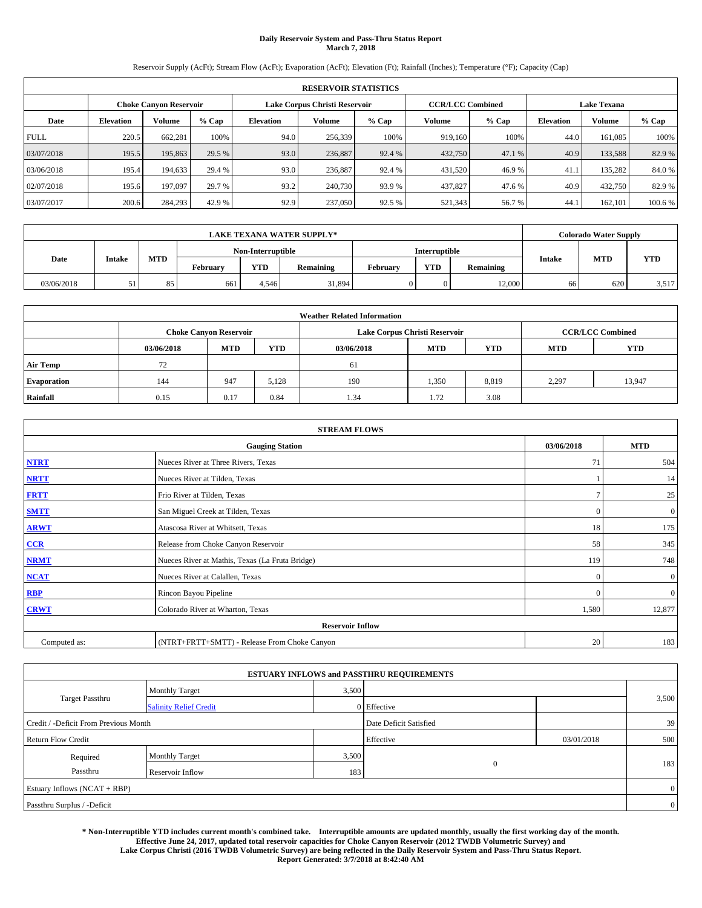# Daily Reservoir System and Pass-Thru Status Report
## March 7, 2018

Reservoir Supply (AcFt); Stream Flow (AcFt); Evaporation (AcFt); Elevation (Ft); Rainfall (Inches); Temperature (°F); Capacity (Cap)

| RESERVOIR STATISTICS | | | | | | | | | | | |
|---|---|---|---|---|---|---|---|---|---|---|---|
| | Choke Canyon Reservoir | | | Lake Corpus Christi Reservoir | | | CCR/LCC Combined | | Lake Texana | | |
| Date | Elevation | Volume | % Cap | Elevation | Volume | % Cap | Volume | % Cap | Elevation | Volume | % Cap |
| FULL | 220.5 | 662,281 | 100% | 94.0 | 256,339 | 100% | 919,160 | 100% | 44.0 | 161,085 | 100% |
| 03/07/2018 | 195.5 | 195,863 | 29.5 % | 93.0 | 236,887 | 92.4 % | 432,750 | 47.1 % | 40.9 | 133,588 | 82.9 % |
| 03/06/2018 | 195.4 | 194,633 | 29.4 % | 93.0 | 236,887 | 92.4 % | 431,520 | 46.9 % | 41.1 | 135,282 | 84.0 % |
| 02/07/2018 | 195.6 | 197,097 | 29.7 % | 93.2 | 240,730 | 93.9 % | 437,827 | 47.6 % | 40.9 | 432,750 | 82.9 % |
| 03/07/2017 | 200.6 | 284,293 | 42.9 % | 92.9 | 237,050 | 92.5 % | 521,343 | 56.7 % | 44.1 | 162,101 | 100.6 % |

| LAKE TEXANA WATER SUPPLY* | | | | | | | | | Colorado Water Supply | | |
|---|---|---|---|---|---|---|---|---|---|---|---|
| Date | Intake | MTD | Non-Interruptible | | | Interruptible | | | Intake | MTD | YTD |
| | | | February | YTD | Remaining | February | YTD | Remaining | | | |
| 03/06/2018 | 51 | 85 | 661 | 4,546 | 31,894 | 0 | 0 | 12,000 | 66 | 620 | 3,517 |

| Weather Related Information | | | | | | | | |
|---|---|---|---|---|---|---|---|---|
| | Choke Canyon Reservoir | | | Lake Corpus Christi Reservoir | | | CCR/LCC Combined | |
| | 03/06/2018 | MTD | YTD | 03/06/2018 | MTD | YTD | MTD | YTD |
| Air Temp | 72 | | | 61 | | | | |
| Evaporation | 144 | 947 | 5,128 | 190 | 1,350 | 8,819 | 2,297 | 13,947 |
| Rainfall | 0.15 | 0.17 | 0.84 | 1.34 | 1.72 | 3.08 | | |

| STREAM FLOWS | | | |
|---|---|---|---|
| | Gauging Station | 03/06/2018 | MTD |
| NTRT | Nueces River at Three Rivers, Texas | 71 | 504 |
| NRTT | Nueces River at Tilden, Texas | 1 | 14 |
| FRTT | Frio River at Tilden, Texas | 7 | 25 |
| SMTT | San Miguel Creek at Tilden, Texas | 0 | 0 |
| ARWT | Atascosa River at Whitsett, Texas | 18 | 175 |
| CCR | Release from Choke Canyon Reservoir | 58 | 345 |
| NRMT | Nueces River at Mathis, Texas (La Fruta Bridge) | 119 | 748 |
| NCAT | Nueces River at Calallen, Texas | 0 | 0 |
| RBP | Rincon Bayou Pipeline | 0 | 0 |
| CRWT | Colorado River at Wharton, Texas | 1,580 | 12,877 |
| | Reservoir Inflow | | |
| Computed as: | (NTRT+FRTT+SMTT) - Release From Choke Canyon | 20 | 183 |

| ESTUARY INFLOWS and PASSTHRU REQUIREMENTS | | | | | |
|---|---|---|---|---|---|
| Target Passthru | Monthly Target | 3,500 | | | 3,500 |
| | Salinity Relief Credit | 0 | Effective | | |
| Credit / -Deficit From Previous Month | | | Date Deficit Satisfied | | 39 |
| Return Flow Credit | | | Effective | 03/01/2018 | 500 |
| Required Passthru | Monthly Target | 3,500 | 0 | | 183 |
| | Reservoir Inflow | 183 | | | |
| Estuary Inflows (NCAT + RBP) | | | | | 0 |
| Passthru Surplus / -Deficit | | | | | 0 |

**\* Non-Interruptible YTD includes current month's combined take. Interruptible amounts are updated monthly, usually the first working day of the month. Effective June 24, 2017, updated total reservoir capacities for Choke Canyon Reservoir (2012 TWDB Volumetric Survey) and Lake Corpus Christi (2016 TWDB Volumetric Survey) are being reflected in the Daily Reservoir System and Pass-Thru Status Report. Report Generated: 3/7/2018 at 8:42:40 AM**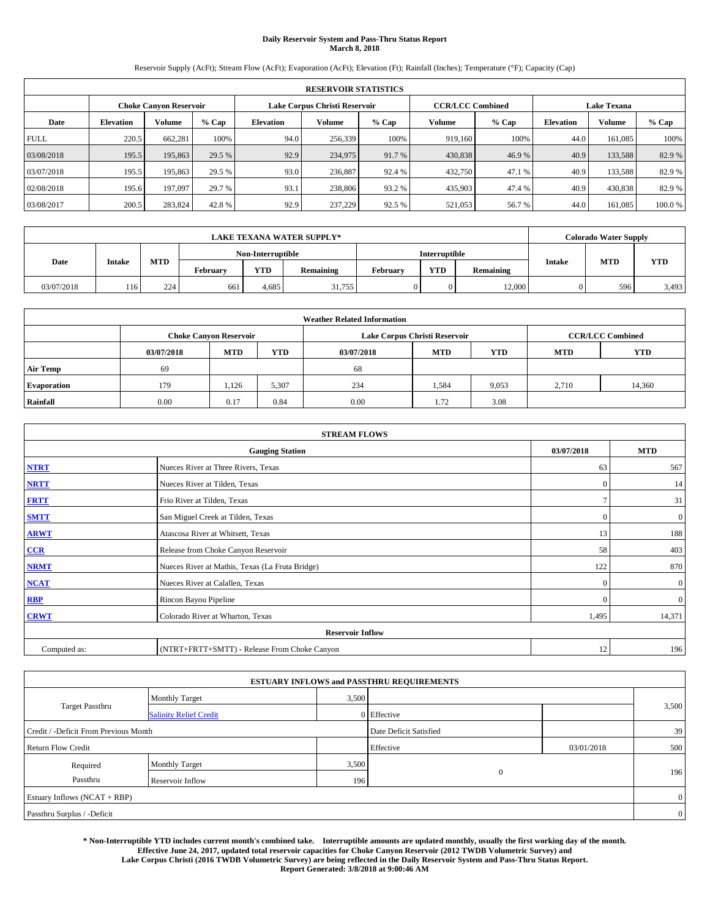# Daily Reservoir System and Pass-Thru Status Report
## March 8, 2018

Reservoir Supply (AcFt); Stream Flow (AcFt); Evaporation (AcFt); Elevation (Ft); Rainfall (Inches); Temperature (°F); Capacity (Cap)

| RESERVOIR STATISTICS | | | | | | | | | | | |
|---|---|---|---|---|---|---|---|---|---|---|---|
| | Choke Canyon Reservoir | | | Lake Corpus Christi Reservoir | | | CCR/LCC Combined | | Lake Texana | | |
| Date | Elevation | Volume | % Cap | Elevation | Volume | % Cap | Volume | % Cap | Elevation | Volume | % Cap |
| FULL | 220.5 | 662,281 | 100% | 94.0 | 256,339 | 100% | 919,160 | 100% | 44.0 | 161,085 | 100% |
| 03/08/2018 | 195.5 | 195,863 | 29.5 % | 92.9 | 234,975 | 91.7 % | 430,838 | 46.9 % | 40.9 | 133,588 | 82.9 % |
| 03/07/2018 | 195.5 | 195,863 | 29.5 % | 93.0 | 236,887 | 92.4 % | 432,750 | 47.1 % | 40.9 | 133,588 | 82.9 % |
| 02/08/2018 | 195.6 | 197,097 | 29.7 % | 93.1 | 238,806 | 93.2 % | 435,903 | 47.4 % | 40.9 | 430,838 | 82.9 % |
| 03/08/2017 | 200.5 | 283,824 | 42.8 % | 92.9 | 237,229 | 92.5 % | 521,053 | 56.7 % | 44.0 | 161,085 | 100.0 % |

| LAKE TEXANA WATER SUPPLY* | | | | | | | | | Colorado Water Supply | | |
|---|---|---|---|---|---|---|---|---|---|---|---|
| Date | Intake | MTD | Non-Interruptible | | | Interruptible | | | Intake | MTD | YTD |
| | | | February | YTD | Remaining | February | YTD | Remaining | | | |
| 03/07/2018 | 116 | 224 | 661 | 4,685 | 31,755 | 0 | 0 | 12,000 | 0 | 596 | 3,493 |

| Weather Related Information | | | | | | | | |
|---|---|---|---|---|---|---|---|---|
| | Choke Canyon Reservoir | | | Lake Corpus Christi Reservoir | | | CCR/LCC Combined | |
| | 03/07/2018 | MTD | YTD | 03/07/2018 | MTD | YTD | MTD | YTD |
| Air Temp | 69 | | | 68 | | | | |
| Evaporation | 179 | 1,126 | 5,307 | 234 | 1,584 | 9,053 | 2,710 | 14,360 |
| Rainfall | 0.00 | 0.17 | 0.84 | 0.00 | 1.72 | 3.08 | | |

| STREAM FLOWS | | | |
|---|---|---|---|
| Gauging Station | | 03/07/2018 | MTD |
| NTRT | Nueces River at Three Rivers, Texas | 63 | 567 |
| NRTT | Nueces River at Tilden, Texas | 0 | 14 |
| FRTT | Frio River at Tilden, Texas | 7 | 31 |
| SMTT | San Miguel Creek at Tilden, Texas | 0 | 0 |
| ARWT | Atascosa River at Whitsett, Texas | 13 | 188 |
| CCR | Release from Choke Canyon Reservoir | 58 | 403 |
| NRMT | Nueces River at Mathis, Texas (La Fruta Bridge) | 122 | 870 |
| NCAT | Nueces River at Calallen, Texas | 0 | 0 |
| RBP | Rincon Bayou Pipeline | 0 | 0 |
| CRWT | Colorado River at Wharton, Texas | 1,495 | 14,371 |
| Reservoir Inflow | | | |
| Computed as: | (NTRT+FRTT+SMTT) - Release From Choke Canyon | 12 | 196 |

| ESTUARY INFLOWS and PASSTHRU REQUIREMENTS | | | | | |
|---|---|---|---|---|---|
| Target Passthru | Monthly Target | 3,500 | | | 3,500 |
| | Salinity Relief Credit | 0 | Effective | | |
| Credit / -Deficit From Previous Month | | | Date Deficit Satisfied | | 39 |
| Return Flow Credit | | | Effective | 03/01/2018 | 500 |
| Required Passthru | Monthly Target | 3,500 | 0 | | 196 |
| | Reservoir Inflow | 196 | | | |
| Estuary Inflows (NCAT + RBP) | | | | | 0 |
| Passthru Surplus / -Deficit | | | | | 0 |

**\* Non-Interruptible YTD includes current month's combined take. Interruptible amounts are updated monthly, usually the first working day of the month. Effective June 24, 2017, updated total reservoir capacities for Choke Canyon Reservoir (2012 TWDB Volumetric Survey) and Lake Corpus Christi (2016 TWDB Volumetric Survey) are being reflected in the Daily Reservoir System and Pass-Thru Status Report. Report Generated: 3/8/2018 at 9:00:46 AM**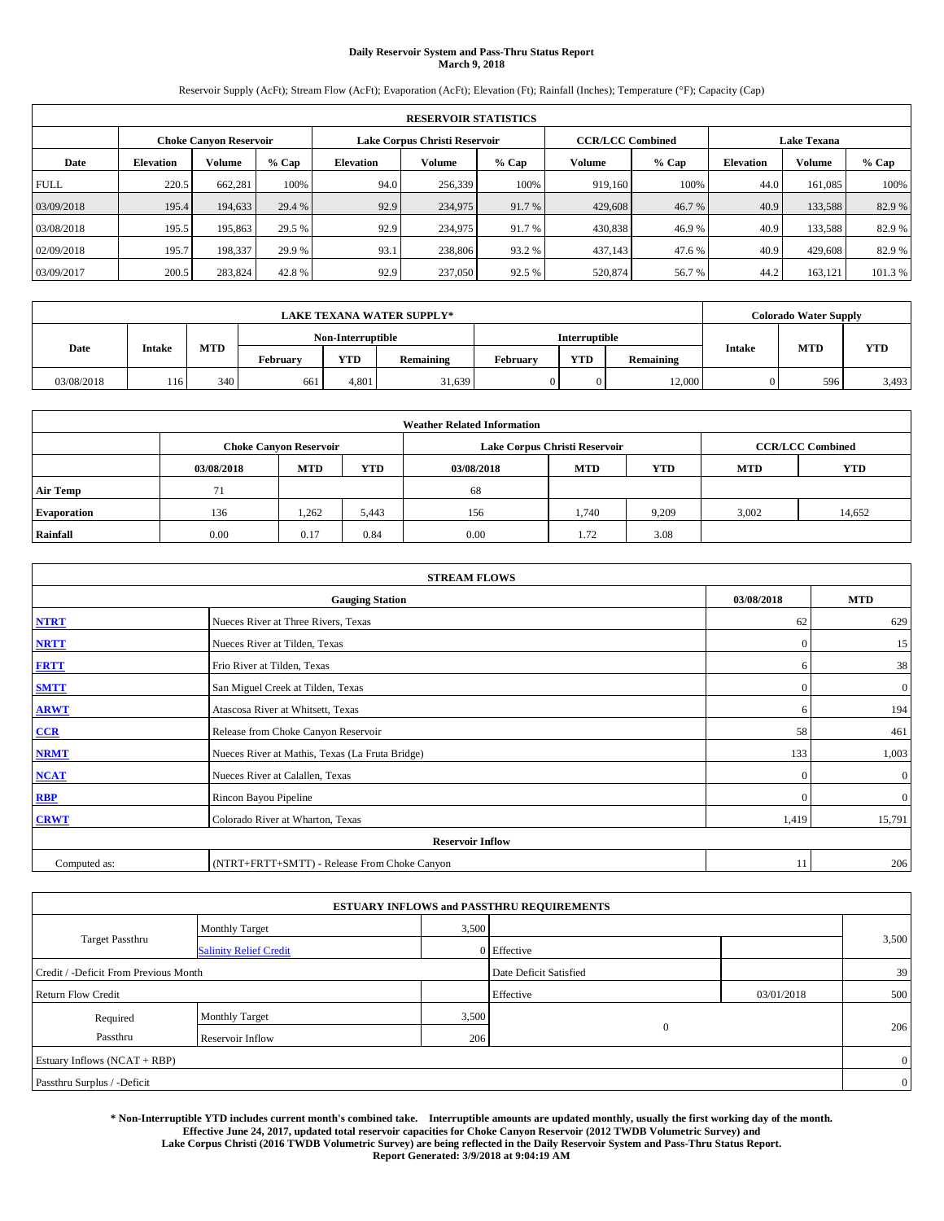# Daily Reservoir System and Pass-Thru Status Report
## March 9, 2018

Reservoir Supply (AcFt); Stream Flow (AcFt); Evaporation (AcFt); Elevation (Ft); Rainfall (Inches); Temperature (°F); Capacity (Cap)

| RESERVOIR STATISTICS | | | | | | | | | | | |
|---|---|---|---|---|---|---|---|---|---|---|---|
| | Choke Canyon Reservoir | | | Lake Corpus Christi Reservoir | | | CCR/LCC Combined | | Lake Texana | | |
| Date | Elevation | Volume | % Cap | Elevation | Volume | % Cap | Volume | % Cap | Elevation | Volume | % Cap |
| FULL | 220.5 | 662,281 | 100% | 94.0 | 256,339 | 100% | 919,160 | 100% | 44.0 | 161,085 | 100% |
| 03/09/2018 | 195.4 | 194,633 | 29.4 % | 92.9 | 234,975 | 91.7 % | 429,608 | 46.7 % | 40.9 | 133,588 | 82.9 % |
| 03/08/2018 | 195.5 | 195,863 | 29.5 % | 92.9 | 234,975 | 91.7 % | 430,838 | 46.9 % | 40.9 | 133,588 | 82.9 % |
| 02/09/2018 | 195.7 | 198,337 | 29.9 % | 93.1 | 238,806 | 93.2 % | 437,143 | 47.6 % | 40.9 | 429,608 | 82.9 % |
| 03/09/2017 | 200.5 | 283,824 | 42.8 % | 92.9 | 237,050 | 92.5 % | 520,874 | 56.7 % | 44.2 | 163,121 | 101.3 % |

| LAKE TEXANA WATER SUPPLY* | | | | | | | | | Colorado Water Supply | | |
|---|---|---|---|---|---|---|---|---|---|---|---|
| Date | Intake | MTD | Non-Interruptible | | | Interruptible | | | Intake | MTD | YTD |
| | | | February | YTD | Remaining | February | YTD | Remaining | | | |
| 03/08/2018 | 116 | 340 | 661 | 4,801 | 31,639 | 0 | 0 | 12,000 | 0 | 596 | 3,493 |

| Weather Related Information | | | | | | | | |
|---|---|---|---|---|---|---|---|---|
| | Choke Canyon Reservoir | | | Lake Corpus Christi Reservoir | | | CCR/LCC Combined | |
| | 03/08/2018 | MTD | YTD | 03/08/2018 | MTD | YTD | MTD | YTD |
| Air Temp | 71 | | | 68 | | | | |
| Evaporation | 136 | 1,262 | 5,443 | 156 | 1,740 | 9,209 | 3,002 | 14,652 |
| Rainfall | 0.00 | 0.17 | 0.84 | 0.00 | 1.72 | 3.08 | | |

| STREAM FLOWS | | | |
|---|---|---|---|
| | Gauging Station | 03/08/2018 | MTD |
| NTRT | Nueces River at Three Rivers, Texas | 62 | 629 |
| NRTT | Nueces River at Tilden, Texas | 0 | 15 |
| FRTT | Frio River at Tilden, Texas | 6 | 38 |
| SMTT | San Miguel Creek at Tilden, Texas | 0 | 0 |
| ARWT | Atascosa River at Whitsett, Texas | 6 | 194 |
| CCR | Release from Choke Canyon Reservoir | 58 | 461 |
| NRMT | Nueces River at Mathis, Texas (La Fruta Bridge) | 133 | 1,003 |
| NCAT | Nueces River at Calallen, Texas | 0 | 0 |
| RBP | Rincon Bayou Pipeline | 0 | 0 |
| CRWT | Colorado River at Wharton, Texas | 1,419 | 15,791 |
| Reservoir Inflow | | | |
| Computed as: | (NTRT+FRTT+SMTT) - Release From Choke Canyon | 11 | 206 |

| ESTUARY INFLOWS and PASSTHRU REQUIREMENTS | | | | | |
|---|---|---|---|---|---|
| Target Passthru | Monthly Target | 3,500 | | | 3,500 |
| | Salinity Relief Credit | 0 | Effective | | |
| Credit / -Deficit From Previous Month | | | Date Deficit Satisfied | | 39 |
| Return Flow Credit | | | Effective | 03/01/2018 | 500 |
| Required Passthru | Monthly Target | 3,500 | 0 | | 206 |
| | Reservoir Inflow | 206 | | | |
| Estuary Inflows (NCAT + RBP) | | | | | 0 |
| Passthru Surplus / -Deficit | | | | | 0 |

**\* Non-Interruptible YTD includes current month's combined take. Interruptible amounts are updated monthly, usually the first working day of the month. Effective June 24, 2017, updated total reservoir capacities for Choke Canyon Reservoir (2012 TWDB Volumetric Survey) and Lake Corpus Christi (2016 TWDB Volumetric Survey) are being reflected in the Daily Reservoir System and Pass-Thru Status Report. Report Generated: 3/9/2018 at 9:04:19 AM**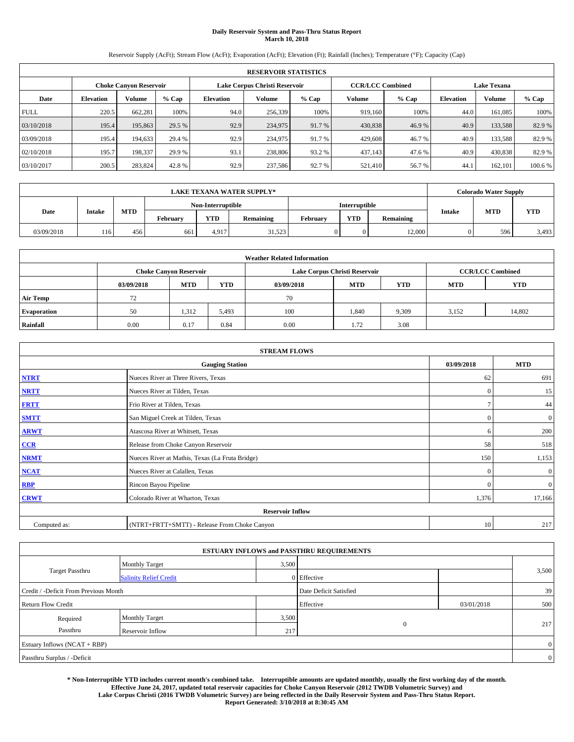# Daily Reservoir System and Pass-Thru Status Report
## March 10, 2018

Reservoir Supply (AcFt); Stream Flow (AcFt); Evaporation (AcFt); Elevation (Ft); Rainfall (Inches); Temperature (°F); Capacity (Cap)

| RESERVOIR STATISTICS | | | | | | | | | | | |
|---|---|---|---|---|---|---|---|---|---|---|---|
| | Choke Canyon Reservoir | | | Lake Corpus Christi Reservoir | | | CCR/LCC Combined | | Lake Texana | | |
| Date | Elevation | Volume | % Cap | Elevation | Volume | % Cap | Volume | % Cap | Elevation | Volume | % Cap |
| FULL | 220.5 | 662,281 | 100% | 94.0 | 256,339 | 100% | 919,160 | 100% | 44.0 | 161,085 | 100% |
| 03/10/2018 | 195.4 | 195,863 | 29.5 % | 92.9 | 234,975 | 91.7 % | 430,838 | 46.9 % | 40.9 | 133,588 | 82.9 % |
| 03/09/2018 | 195.4 | 194,633 | 29.4 % | 92.9 | 234,975 | 91.7 % | 429,608 | 46.7 % | 40.9 | 133,588 | 82.9 % |
| 02/10/2018 | 195.7 | 198,337 | 29.9 % | 93.1 | 238,806 | 93.2 % | 437,143 | 47.6 % | 40.9 | 430,838 | 82.9 % |
| 03/10/2017 | 200.5 | 283,824 | 42.8 % | 92.9 | 237,586 | 92.7 % | 521,410 | 56.7 % | 44.1 | 162,101 | 100.6 % |

| LAKE TEXANA WATER SUPPLY* | | | | | | | | | Colorado Water Supply | | |
|---|---|---|---|---|---|---|---|---|---|---|---|
| Date | Intake | MTD | Non-Interruptible | | | Interruptible | | | Intake | MTD | YTD |
| | | | February | YTD | Remaining | February | YTD | Remaining | | | |
| 03/09/2018 | 116 | 456 | 661 | 4,917 | 31,523 | 0 | 0 | 12,000 | 0 | 596 | 3,493 |

| Weather Related Information | | | | | | | | |
|---|---|---|---|---|---|---|---|---|
| | Choke Canyon Reservoir | | | Lake Corpus Christi Reservoir | | | CCR/LCC Combined | |
| | 03/09/2018 | MTD | YTD | 03/09/2018 | MTD | YTD | MTD | YTD |
| Air Temp | 72 | | | 70 | | | | |
| Evaporation | 50 | 1,312 | 5,493 | 100 | 1,840 | 9,309 | 3,152 | 14,802 |
| Rainfall | 0.00 | 0.17 | 0.84 | 0.00 | 1.72 | 3.08 | | |

| STREAM FLOWS | | | |
|---|---|---|---|
| Gauging Station | | 03/09/2018 | MTD |
| NTRT | Nueces River at Three Rivers, Texas | 62 | 691 |
| NRTT | Nueces River at Tilden, Texas | 0 | 15 |
| FRTT | Frio River at Tilden, Texas | 7 | 44 |
| SMTT | San Miguel Creek at Tilden, Texas | 0 | 0 |
| ARWT | Atascosa River at Whitsett, Texas | 6 | 200 |
| CCR | Release from Choke Canyon Reservoir | 58 | 518 |
| NRMT | Nueces River at Mathis, Texas (La Fruta Bridge) | 150 | 1,153 |
| NCAT | Nueces River at Calallen, Texas | 0 | 0 |
| RBP | Rincon Bayou Pipeline | 0 | 0 |
| CRWT | Colorado River at Wharton, Texas | 1,376 | 17,166 |
| Reservoir Inflow | | | |
| Computed as: | (NTRT+FRTT+SMTT) - Release From Choke Canyon | 10 | 217 |

| ESTUARY INFLOWS and PASSTHRU REQUIREMENTS | | | | | |
|---|---|---|---|---|---|
| Target Passthru | Monthly Target | 3,500 | | | 3,500 |
| | Salinity Relief Credit | 0 | Effective | | |
| Credit / -Deficit From Previous Month | | | Date Deficit Satisfied | | 39 |
| Return Flow Credit | | | Effective | 03/01/2018 | 500 |
| Required Passthru | Monthly Target | 3,500 | 0 | | 217 |
| | Reservoir Inflow | 217 | | | |
| Estuary Inflows (NCAT + RBP) | | | | | 0 |
| Passthru Surplus / -Deficit | | | | | 0 |

**\* Non-Interruptible YTD includes current month's combined take. Interruptible amounts are updated monthly, usually the first working day of the month. Effective June 24, 2017, updated total reservoir capacities for Choke Canyon Reservoir (2012 TWDB Volumetric Survey) and Lake Corpus Christi (2016 TWDB Volumetric Survey) are being reflected in the Daily Reservoir System and Pass-Thru Status Report. Report Generated: 3/10/2018 at 8:30:45 AM**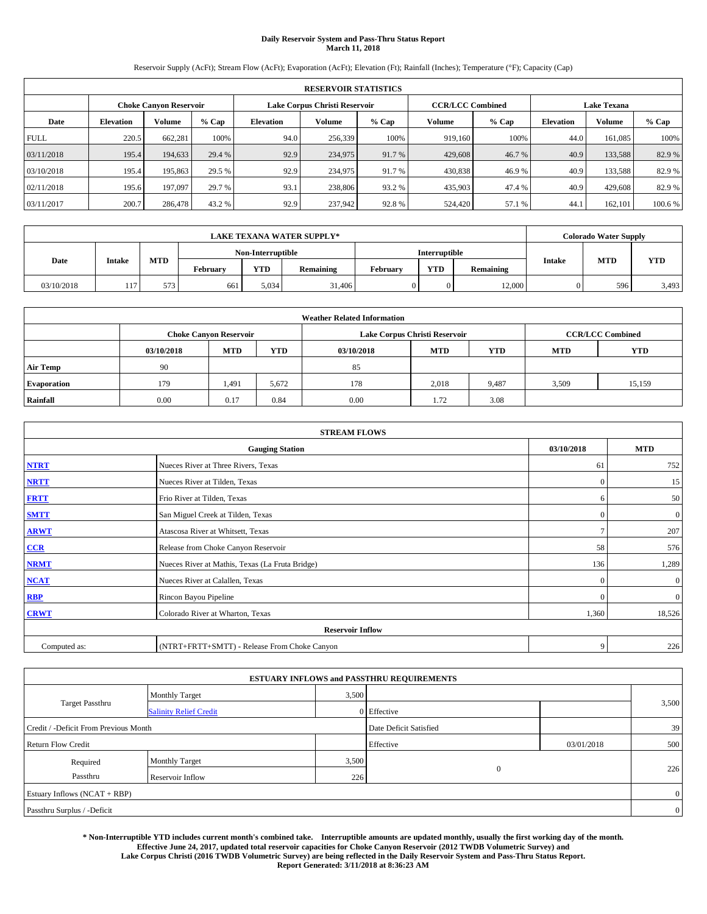# Daily Reservoir System and Pass-Thru Status Report
## March 11, 2018

Reservoir Supply (AcFt); Stream Flow (AcFt); Evaporation (AcFt); Elevation (Ft); Rainfall (Inches); Temperature (°F); Capacity (Cap)

| RESERVOIR STATISTICS | | | | | | | | | | | |
|---|---|---|---|---|---|---|---|---|---|---|---|
| | Choke Canyon Reservoir | | | Lake Corpus Christi Reservoir | | | CCR/LCC Combined | | Lake Texana | | |
| Date | Elevation | Volume | % Cap | Elevation | Volume | % Cap | Volume | % Cap | Elevation | Volume | % Cap |
| FULL | 220.5 | 662,281 | 100% | 94.0 | 256,339 | 100% | 919,160 | 100% | 44.0 | 161,085 | 100% |
| 03/11/2018 | 195.4 | 194,633 | 29.4 % | 92.9 | 234,975 | 91.7 % | 429,608 | 46.7 % | 40.9 | 133,588 | 82.9 % |
| 03/10/2018 | 195.4 | 195,863 | 29.5 % | 92.9 | 234,975 | 91.7 % | 430,838 | 46.9 % | 40.9 | 133,588 | 82.9 % |
| 02/11/2018 | 195.6 | 197,097 | 29.7 % | 93.1 | 238,806 | 93.2 % | 435,903 | 47.4 % | 40.9 | 429,608 | 82.9 % |
| 03/11/2017 | 200.7 | 286,478 | 43.2 % | 92.9 | 237,942 | 92.8 % | 524,420 | 57.1 % | 44.1 | 162,101 | 100.6 % |

| LAKE TEXANA WATER SUPPLY* | | | | | | | | | Colorado Water Supply | | |
|---|---|---|---|---|---|---|---|---|---|---|---|
| Date | Intake | MTD | Non-Interruptible | | | Interruptible | | | Intake | MTD | YTD |
| | | | February | YTD | Remaining | February | YTD | Remaining | | | |
| 03/10/2018 | 117 | 573 | 661 | 5,034 | 31,406 | 0 | 0 | 12,000 | 0 | 596 | 3,493 |

| Weather Related Information | | | | | | | | |
|---|---|---|---|---|---|---|---|---|
| | Choke Canyon Reservoir | | | Lake Corpus Christi Reservoir | | | CCR/LCC Combined | |
| | 03/10/2018 | MTD | YTD | 03/10/2018 | MTD | YTD | MTD | YTD |
| Air Temp | 90 | | | 85 | | | | |
| Evaporation | 179 | 1,491 | 5,672 | 178 | 2,018 | 9,487 | 3,509 | 15,159 |
| Rainfall | 0.00 | 0.17 | 0.84 | 0.00 | 1.72 | 3.08 | | |

| STREAM FLOWS | | | |
|---|---|---|---|
| Gauging Station | | 03/10/2018 | MTD |
| NTRT | Nueces River at Three Rivers, Texas | 61 | 752 |
| NRTT | Nueces River at Tilden, Texas | 0 | 15 |
| FRTT | Frio River at Tilden, Texas | 6 | 50 |
| SMTT | San Miguel Creek at Tilden, Texas | 0 | 0 |
| ARWT | Atascosa River at Whitsett, Texas | 7 | 207 |
| CCR | Release from Choke Canyon Reservoir | 58 | 576 |
| NRMT | Nueces River at Mathis, Texas (La Fruta Bridge) | 136 | 1,289 |
| NCAT | Nueces River at Calallen, Texas | 0 | 0 |
| RBP | Rincon Bayou Pipeline | 0 | 0 |
| CRWT | Colorado River at Wharton, Texas | 1,360 | 18,526 |
| Reservoir Inflow | | | |
| Computed as: | (NTRT+FRTT+SMTT) - Release From Choke Canyon | 9 | 226 |

| ESTUARY INFLOWS and PASSTHRU REQUIREMENTS | | | | | |
|---|---|---|---|---|---|
| Target Passthru | Monthly Target | 3,500 | | | 3,500 |
| | Salinity Relief Credit | 0 | Effective | | |
| Credit / -Deficit From Previous Month | | | Date Deficit Satisfied | | 39 |
| Return Flow Credit | | | Effective | 03/01/2018 | 500 |
| Required Passthru | Monthly Target | 3,500 | 0 | | 226 |
| | Reservoir Inflow | 226 | | | |
| Estuary Inflows (NCAT + RBP) | | | | | 0 |
| Passthru Surplus / -Deficit | | | | | 0 |

**\* Non-Interruptible YTD includes current month's combined take. Interruptible amounts are updated monthly, usually the first working day of the month. Effective June 24, 2017, updated total reservoir capacities for Choke Canyon Reservoir (2012 TWDB Volumetric Survey) and Lake Corpus Christi (2016 TWDB Volumetric Survey) are being reflected in the Daily Reservoir System and Pass-Thru Status Report. Report Generated: 3/11/2018 at 8:36:23 AM**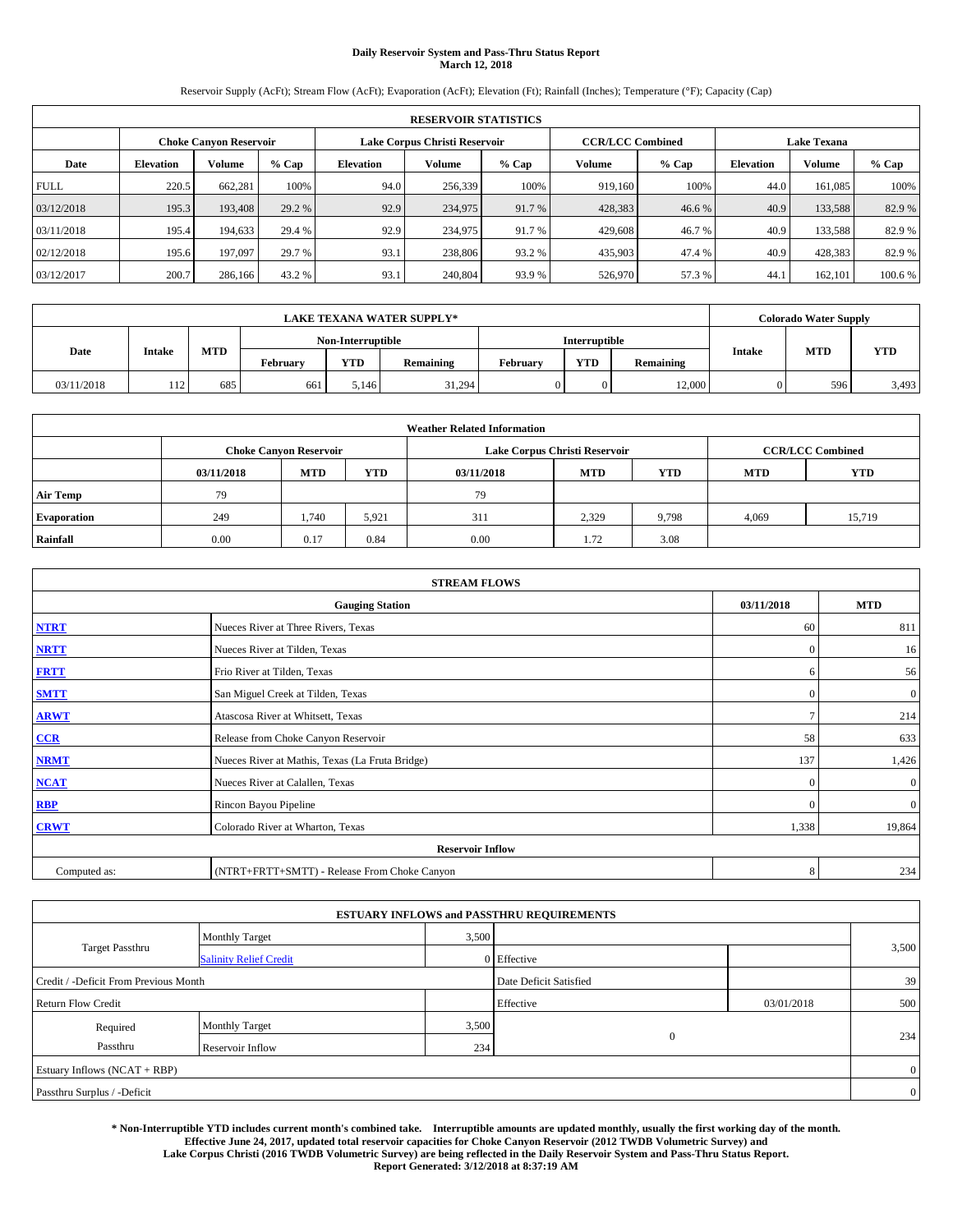**Daily Reservoir System and Pass-Thru Status Report**
**March 12, 2018**

Reservoir Supply (AcFt); Stream Flow (AcFt); Evaporation (AcFt); Elevation (Ft); Rainfall (Inches); Temperature (°F); Capacity (Cap)

| RESERVOIR STATISTICS | | | | | | | | | | | |
|---|---|---|---|---|---|---|---|---|---|---|---|
| | Choke Canyon Reservoir | | | Lake Corpus Christi Reservoir | | | CCR/LCC Combined | | Lake Texana | | |
| Date | Elevation | Volume | % Cap | Elevation | Volume | % Cap | Volume | % Cap | Elevation | Volume | % Cap |
| FULL | 220.5 | 662,281 | 100% | 94.0 | 256,339 | 100% | 919,160 | 100% | 44.0 | 161,085 | 100% |
| 03/12/2018 | 195.3 | 193,408 | 29.2 % | 92.9 | 234,975 | 91.7 % | 428,383 | 46.6 % | 40.9 | 133,588 | 82.9 % |
| 03/11/2018 | 195.4 | 194,633 | 29.4 % | 92.9 | 234,975 | 91.7 % | 429,608 | 46.7 % | 40.9 | 133,588 | 82.9 % |
| 02/12/2018 | 195.6 | 197,097 | 29.7 % | 93.1 | 238,806 | 93.2 % | 435,903 | 47.4 % | 40.9 | 428,383 | 82.9 % |
| 03/12/2017 | 200.7 | 286,166 | 43.2 % | 93.1 | 240,804 | 93.9 % | 526,970 | 57.3 % | 44.1 | 162,101 | 100.6 % |

| LAKE TEXANA WATER SUPPLY* | | | | | | | | | Colorado Water Supply | | |
|---|---|---|---|---|---|---|---|---|---|---|---|
| Date | Intake | MTD | Non-Interruptible | | | Interruptible | | | Intake | MTD | YTD |
| | | | February | YTD | Remaining | February | YTD | Remaining | | | |
| 03/11/2018 | 112 | 685 | 661 | 5,146 | 31,294 | 0 | 0 | 12,000 | 0 | 596 | 3,493 |

| Weather Related Information | | | | | | | | |
|---|---|---|---|---|---|---|---|---|
| | Choke Canyon Reservoir | | | Lake Corpus Christi Reservoir | | | CCR/LCC Combined | |
| | 03/11/2018 | MTD | YTD | 03/11/2018 | MTD | YTD | MTD | YTD |
| Air Temp | 79 | | | 79 | | | | |
| Evaporation | 249 | 1,740 | 5,921 | 311 | 2,329 | 9,798 | 4,069 | 15,719 |
| Rainfall | 0.00 | 0.17 | 0.84 | 0.00 | 1.72 | 3.08 | | |

| STREAM FLOWS | | | |
|---|---|---|---|
| Gauging Station | | 03/11/2018 | MTD |
| NTRT | Nueces River at Three Rivers, Texas | 60 | 811 |
| NRTT | Nueces River at Tilden, Texas | 0 | 16 |
| FRTT | Frio River at Tilden, Texas | 6 | 56 |
| SMTT | San Miguel Creek at Tilden, Texas | 0 | 0 |
| ARWT | Atascosa River at Whitsett, Texas | 7 | 214 |
| CCR | Release from Choke Canyon Reservoir | 58 | 633 |
| NRMT | Nueces River at Mathis, Texas (La Fruta Bridge) | 137 | 1,426 |
| NCAT | Nueces River at Calallen, Texas | 0 | 0 |
| RBP | Rincon Bayou Pipeline | 0 | 0 |
| CRWT | Colorado River at Wharton, Texas | 1,338 | 19,864 |
| Reservoir Inflow | | | |
| Computed as: | (NTRT+FRTT+SMTT) - Release From Choke Canyon | 8 | 234 |

| ESTUARY INFLOWS and PASSTHRU REQUIREMENTS | | | | | |
|---|---|---|---|---|---|
| Target Passthru | Monthly Target | 3,500 | | | 3,500 |
| | Salinity Relief Credit | 0 | Effective | | |
| Credit / -Deficit From Previous Month | | | Date Deficit Satisfied | | 39 |
| Return Flow Credit | | | Effective | 03/01/2018 | 500 |
| Required Passthru | Monthly Target | 3,500 | 0 | | 234 |
| | Reservoir Inflow | 234 | | | |
| Estuary Inflows (NCAT + RBP) | | | | | 0 |
| Passthru Surplus / -Deficit | | | | | 0 |

**\* Non-Interruptible YTD includes current month's combined take. Interruptible amounts are updated monthly, usually the first working day of the month. Effective June 24, 2017, updated total reservoir capacities for Choke Canyon Reservoir (2012 TWDB Volumetric Survey) and Lake Corpus Christi (2016 TWDB Volumetric Survey) are being reflected in the Daily Reservoir System and Pass-Thru Status Report. Report Generated: 3/12/2018 at 8:37:19 AM**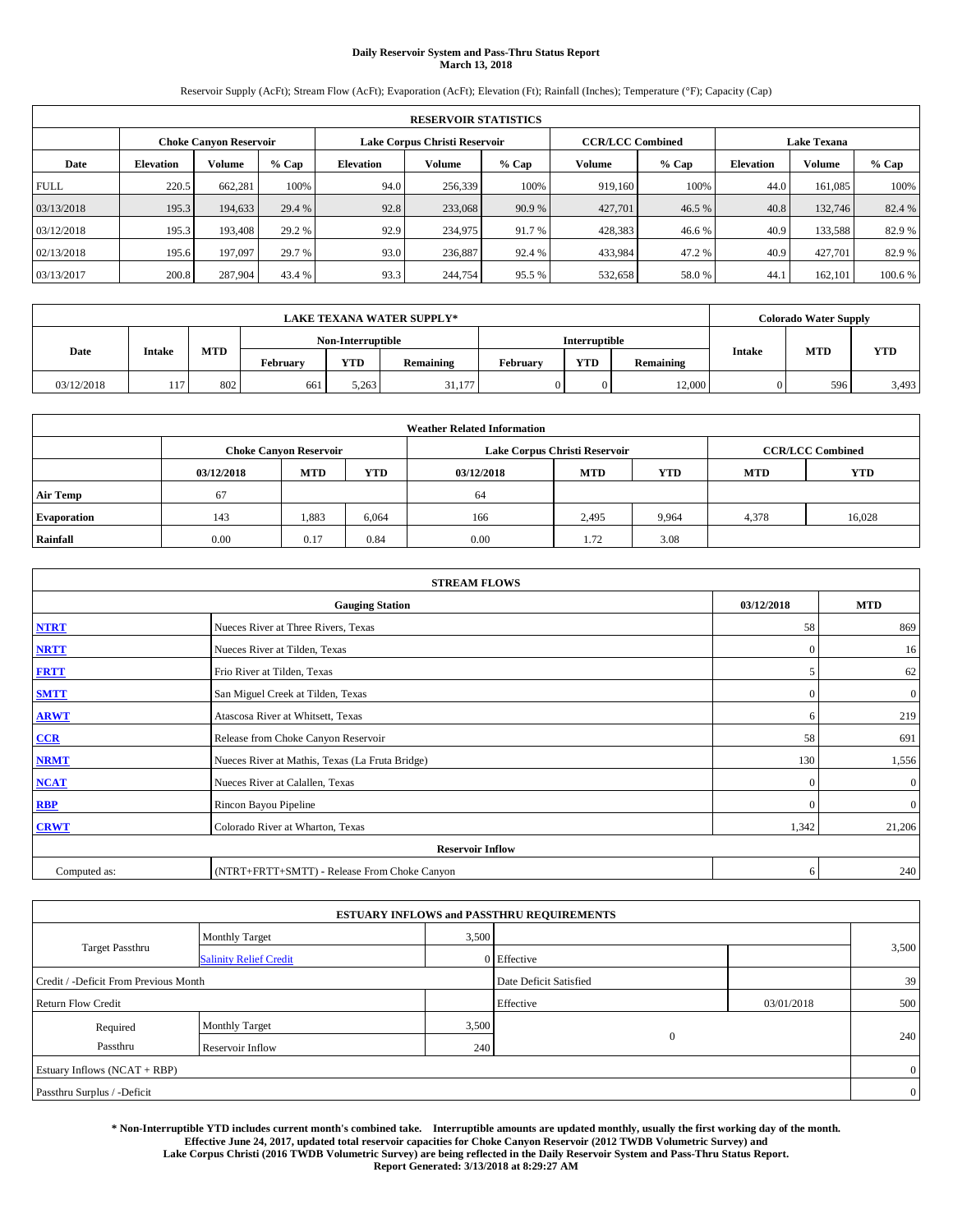# Daily Reservoir System and Pass-Thru Status Report
## March 13, 2018

Reservoir Supply (AcFt); Stream Flow (AcFt); Evaporation (AcFt); Elevation (Ft); Rainfall (Inches); Temperature (°F); Capacity (Cap)

| RESERVOIR STATISTICS | | | | | | | | | | | |
|---|---|---|---|---|---|---|---|---|---|---|---|
| | Choke Canyon Reservoir | | | Lake Corpus Christi Reservoir | | | CCR/LCC Combined | | Lake Texana | | |
| Date | Elevation | Volume | % Cap | Elevation | Volume | % Cap | Volume | % Cap | Elevation | Volume | % Cap |
| FULL | 220.5 | 662,281 | 100% | 94.0 | 256,339 | 100% | 919,160 | 100% | 44.0 | 161,085 | 100% |
| 03/13/2018 | 195.3 | 194,633 | 29.4 % | 92.8 | 233,068 | 90.9 % | 427,701 | 46.5 % | 40.8 | 132,746 | 82.4 % |
| 03/12/2018 | 195.3 | 193,408 | 29.2 % | 92.9 | 234,975 | 91.7 % | 428,383 | 46.6 % | 40.9 | 133,588 | 82.9 % |
| 02/13/2018 | 195.6 | 197,097 | 29.7 % | 93.0 | 236,887 | 92.4 % | 433,984 | 47.2 % | 40.9 | 427,701 | 82.9 % |
| 03/13/2017 | 200.8 | 287,904 | 43.4 % | 93.3 | 244,754 | 95.5 % | 532,658 | 58.0 % | 44.1 | 162,101 | 100.6 % |

| LAKE TEXANA WATER SUPPLY* | | | | | | | | | Colorado Water Supply | | |
|---|---|---|---|---|---|---|---|---|---|---|---|
| Date | Intake | MTD | Non-Interruptible | | | Interruptible | | | Intake | MTD | YTD |
| | | | February | YTD | Remaining | February | YTD | Remaining | | | |
| 03/12/2018 | 117 | 802 | 661 | 5,263 | 31,177 | 0 | 0 | 12,000 | 0 | 596 | 3,493 |

| Weather Related Information | | | | | | | | |
|---|---|---|---|---|---|---|---|---|
| | Choke Canyon Reservoir | | | Lake Corpus Christi Reservoir | | | CCR/LCC Combined | |
| | 03/12/2018 | MTD | YTD | 03/12/2018 | MTD | YTD | MTD | YTD |
| Air Temp | 67 | | | 64 | | | | |
| Evaporation | 143 | 1,883 | 6,064 | 166 | 2,495 | 9,964 | 4,378 | 16,028 |
| Rainfall | 0.00 | 0.17 | 0.84 | 0.00 | 1.72 | 3.08 | | |

| STREAM FLOWS | | | |
|---|---|---|---|
| | Gauging Station | 03/12/2018 | MTD |
| NTRT | Nueces River at Three Rivers, Texas | 58 | 869 |
| NRTT | Nueces River at Tilden, Texas | 0 | 16 |
| FRTT | Frio River at Tilden, Texas | 5 | 62 |
| SMTT | San Miguel Creek at Tilden, Texas | 0 | 0 |
| ARWT | Atascosa River at Whitsett, Texas | 6 | 219 |
| CCR | Release from Choke Canyon Reservoir | 58 | 691 |
| NRMT | Nueces River at Mathis, Texas (La Fruta Bridge) | 130 | 1,556 |
| NCAT | Nueces River at Calallen, Texas | 0 | 0 |
| RBP | Rincon Bayou Pipeline | 0 | 0 |
| CRWT | Colorado River at Wharton, Texas | 1,342 | 21,206 |
| Reservoir Inflow | | | |
| Computed as: | (NTRT+FRTT+SMTT) - Release From Choke Canyon | 6 | 240 |

| ESTUARY INFLOWS and PASSTHRU REQUIREMENTS | | | | | |
|---|---|---|---|---|---|
| Target Passthru | Monthly Target | 3,500 | | | 3,500 |
| | Salinity Relief Credit | 0 | Effective | | |
| Credit / -Deficit From Previous Month | | | Date Deficit Satisfied | | 39 |
| Return Flow Credit | | | Effective | 03/01/2018 | 500 |
| Required Passthru | Monthly Target | 3,500 | 0 | | 240 |
| | Reservoir Inflow | 240 | | | |
| Estuary Inflows (NCAT + RBP) | | | | | 0 |
| Passthru Surplus / -Deficit | | | | | 0 |

**\* Non-Interruptible YTD includes current month's combined take. Interruptible amounts are updated monthly, usually the first working day of the month. Effective June 24, 2017, updated total reservoir capacities for Choke Canyon Reservoir (2012 TWDB Volumetric Survey) and Lake Corpus Christi (2016 TWDB Volumetric Survey) are being reflected in the Daily Reservoir System and Pass-Thru Status Report. Report Generated: 3/13/2018 at 8:29:27 AM**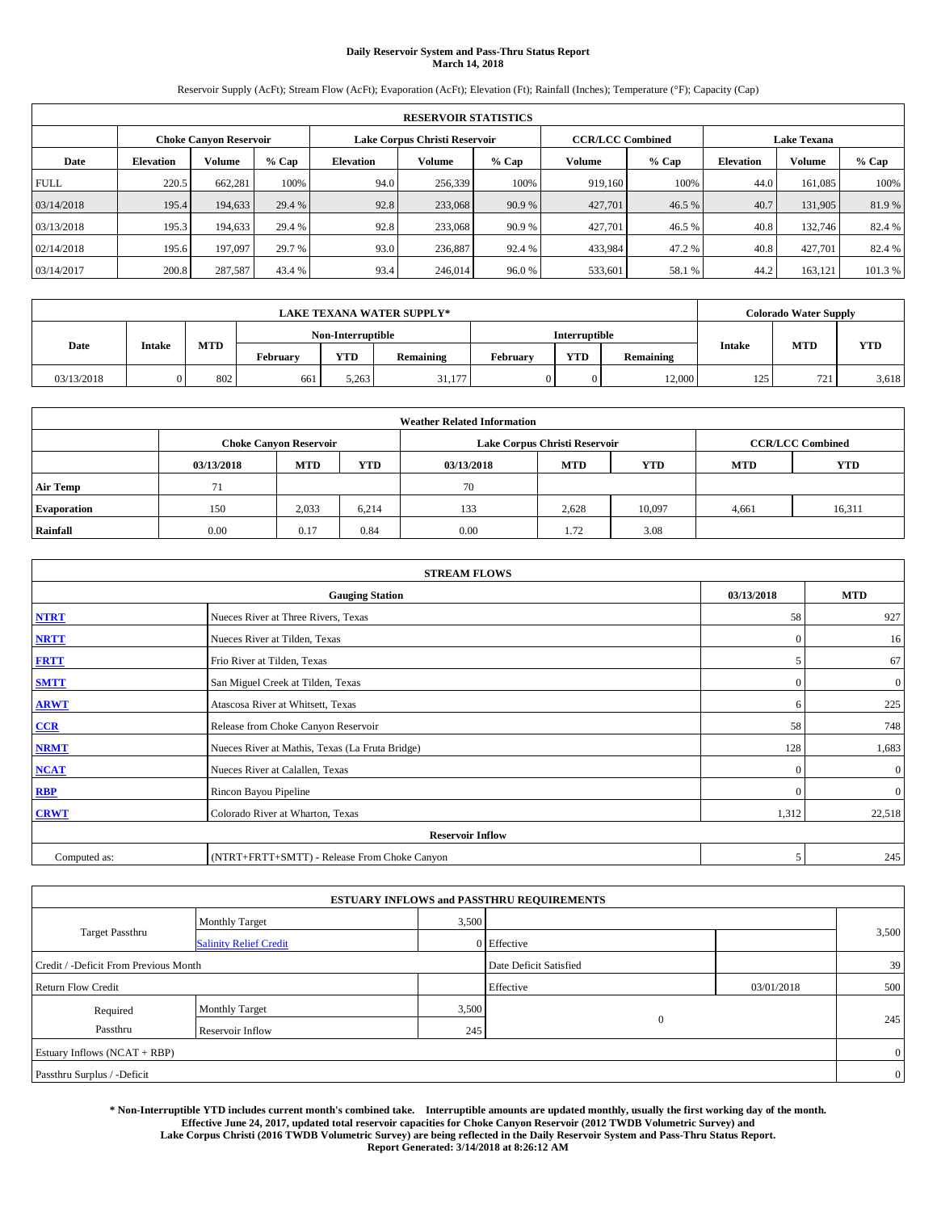**Daily Reservoir System and Pass-Thru Status Report**
**March 14, 2018**

Reservoir Supply (AcFt); Stream Flow (AcFt); Evaporation (AcFt); Elevation (Ft); Rainfall (Inches); Temperature (°F); Capacity (Cap)

| RESERVOIR STATISTICS | | | | | | | | | | | |
|---|---|---|---|---|---|---|---|---|---|---|---|
| | Choke Canyon Reservoir | | | Lake Corpus Christi Reservoir | | | CCR/LCC Combined | | Lake Texana | | |
| Date | Elevation | Volume | % Cap | Elevation | Volume | % Cap | Volume | % Cap | Elevation | Volume | % Cap |
| FULL | 220.5 | 662,281 | 100% | 94.0 | 256,339 | 100% | 919,160 | 100% | 44.0 | 161,085 | 100% |
| 03/14/2018 | 195.4 | 194,633 | 29.4 % | 92.8 | 233,068 | 90.9 % | 427,701 | 46.5 % | 40.7 | 131,905 | 81.9 % |
| 03/13/2018 | 195.3 | 194,633 | 29.4 % | 92.8 | 233,068 | 90.9 % | 427,701 | 46.5 % | 40.8 | 132,746 | 82.4 % |
| 02/14/2018 | 195.6 | 197,097 | 29.7 % | 93.0 | 236,887 | 92.4 % | 433,984 | 47.2 % | 40.8 | 427,701 | 82.4 % |
| 03/14/2017 | 200.8 | 287,587 | 43.4 % | 93.4 | 246,014 | 96.0 % | 533,601 | 58.1 % | 44.2 | 163,121 | 101.3 % |

| LAKE TEXANA WATER SUPPLY* | | | | | | | | | Colorado Water Supply | | |
|---|---|---|---|---|---|---|---|---|---|---|---|
| Date | Intake | MTD | Non-Interruptible | | | Interruptible | | | Intake | MTD | YTD |
| | | | February | YTD | Remaining | February | YTD | Remaining | | | |
| 03/13/2018 | 0 | 802 | 661 | 5,263 | 31,177 | 0 | 0 | 12,000 | 125 | 721 | 3,618 |

| Weather Related Information | | | | | | | | |
|---|---|---|---|---|---|---|---|---|
| | Choke Canyon Reservoir | | | Lake Corpus Christi Reservoir | | | CCR/LCC Combined | |
| | 03/13/2018 | MTD | YTD | 03/13/2018 | MTD | YTD | MTD | YTD |
| Air Temp | 71 | | | 70 | | | | |
| Evaporation | 150 | 2,033 | 6,214 | 133 | 2,628 | 10,097 | 4,661 | 16,311 |
| Rainfall | 0.00 | 0.17 | 0.84 | 0.00 | 1.72 | 3.08 | | |

| STREAM FLOWS | | | |
|---|---|---|---|
| Gauging Station | | 03/13/2018 | MTD |
| NTRT | Nueces River at Three Rivers, Texas | 58 | 927 |
| NRTT | Nueces River at Tilden, Texas | 0 | 16 |
| FRTT | Frio River at Tilden, Texas | 5 | 67 |
| SMTT | San Miguel Creek at Tilden, Texas | 0 | 0 |
| ARWT | Atascosa River at Whitsett, Texas | 6 | 225 |
| CCR | Release from Choke Canyon Reservoir | 58 | 748 |
| NRMT | Nueces River at Mathis, Texas (La Fruta Bridge) | 128 | 1,683 |
| NCAT | Nueces River at Calallen, Texas | 0 | 0 |
| RBP | Rincon Bayou Pipeline | 0 | 0 |
| CRWT | Colorado River at Wharton, Texas | 1,312 | 22,518 |
| Reservoir Inflow | | | |
| Computed as: | (NTRT+FRTT+SMTT) - Release From Choke Canyon | 5 | 245 |

| ESTUARY INFLOWS and PASSTHRU REQUIREMENTS | | | | | |
|---|---|---|---|---|---|
| Target Passthru | Monthly Target | 3,500 | | | 3,500 |
| | Salinity Relief Credit | 0 | Effective | | |
| Credit / -Deficit From Previous Month | | | Date Deficit Satisfied | | 39 |
| Return Flow Credit | | | Effective | 03/01/2018 | 500 |
| Required Passthru | Monthly Target | 3,500 | 0 | | 245 |
| | Reservoir Inflow | 245 | | | |
| Estuary Inflows (NCAT + RBP) | | | | | 0 |
| Passthru Surplus / -Deficit | | | | | 0 |

**\* Non-Interruptible YTD includes current month's combined take. Interruptible amounts are updated monthly, usually the first working day of the month. Effective June 24, 2017, updated total reservoir capacities for Choke Canyon Reservoir (2012 TWDB Volumetric Survey) and Lake Corpus Christi (2016 TWDB Volumetric Survey) are being reflected in the Daily Reservoir System and Pass-Thru Status Report. Report Generated: 3/14/2018 at 8:26:12 AM**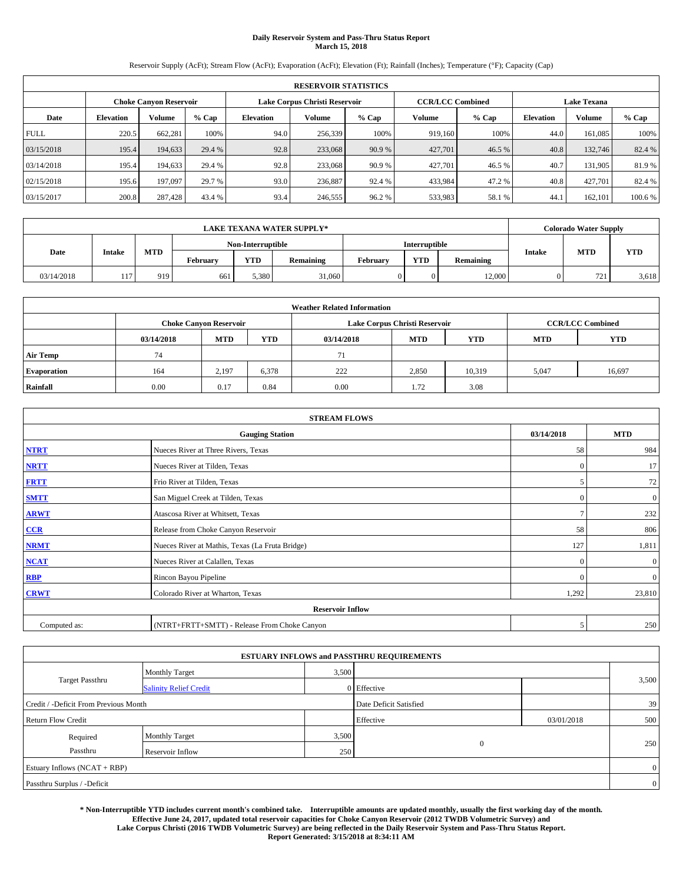# Daily Reservoir System and Pass-Thru Status Report
## March 15, 2018

Reservoir Supply (AcFt); Stream Flow (AcFt); Evaporation (AcFt); Elevation (Ft); Rainfall (Inches); Temperature (°F); Capacity (Cap)

| RESERVOIR STATISTICS | | | | | | | | | | | |
|---|---|---|---|---|---|---|---|---|---|---|---|
| | Choke Canyon Reservoir | | | Lake Corpus Christi Reservoir | | | CCR/LCC Combined | | Lake Texana | | |
| Date | Elevation | Volume | % Cap | Elevation | Volume | % Cap | Volume | % Cap | Elevation | Volume | % Cap |
| FULL | 220.5 | 662,281 | 100% | 94.0 | 256,339 | 100% | 919,160 | 100% | 44.0 | 161,085 | 100% |
| 03/15/2018 | 195.4 | 194,633 | 29.4 % | 92.8 | 233,068 | 90.9 % | 427,701 | 46.5 % | 40.8 | 132,746 | 82.4 % |
| 03/14/2018 | 195.4 | 194,633 | 29.4 % | 92.8 | 233,068 | 90.9 % | 427,701 | 46.5 % | 40.7 | 131,905 | 81.9 % |
| 02/15/2018 | 195.6 | 197,097 | 29.7 % | 93.0 | 236,887 | 92.4 % | 433,984 | 47.2 % | 40.8 | 427,701 | 82.4 % |
| 03/15/2017 | 200.8 | 287,428 | 43.4 % | 93.4 | 246,555 | 96.2 % | 533,983 | 58.1 % | 44.1 | 162,101 | 100.6 % |

| LAKE TEXANA WATER SUPPLY* | | | | | | | | | Colorado Water Supply | | |
|---|---|---|---|---|---|---|---|---|---|---|---|
| Date | Intake | MTD | Non-Interruptible | | | Interruptible | | | Intake | MTD | YTD |
| | | | February | YTD | Remaining | February | YTD | Remaining | | | |
| 03/14/2018 | 117 | 919 | 661 | 5,380 | 31,060 | 0 | 0 | 12,000 | 0 | 721 | 3,618 |

| Weather Related Information | | | | | | | | |
|---|---|---|---|---|---|---|---|---|
| | Choke Canyon Reservoir | | | Lake Corpus Christi Reservoir | | | CCR/LCC Combined | |
| | 03/14/2018 | MTD | YTD | 03/14/2018 | MTD | YTD | MTD | YTD |
| Air Temp | 74 | | | 71 | | | | |
| Evaporation | 164 | 2,197 | 6,378 | 222 | 2,850 | 10,319 | 5,047 | 16,697 |
| Rainfall | 0.00 | 0.17 | 0.84 | 0.00 | 1.72 | 3.08 | | |

| STREAM FLOWS | | | |
|---|---|---|---|
| | Gauging Station | 03/14/2018 | MTD |
| NTRT | Nueces River at Three Rivers, Texas | 58 | 984 |
| NRTT | Nueces River at Tilden, Texas | 0 | 17 |
| FRTT | Frio River at Tilden, Texas | 5 | 72 |
| SMTT | San Miguel Creek at Tilden, Texas | 0 | 0 |
| ARWT | Atascosa River at Whitsett, Texas | 7 | 232 |
| CCR | Release from Choke Canyon Reservoir | 58 | 806 |
| NRMT | Nueces River at Mathis, Texas (La Fruta Bridge) | 127 | 1,811 |
| NCAT | Nueces River at Calallen, Texas | 0 | 0 |
| RBP | Rincon Bayou Pipeline | 0 | 0 |
| CRWT | Colorado River at Wharton, Texas | 1,292 | 23,810 |
| Reservoir Inflow | | | |
| Computed as: | (NTRT+FRTT+SMTT) - Release From Choke Canyon | 5 | 250 |

| ESTUARY INFLOWS and PASSTHRU REQUIREMENTS | | | | | |
|---|---|---|---|---|---|
| Target Passthru | Monthly Target | 3,500 | | | 3,500 |
| | Salinity Relief Credit | 0 | Effective | | |
| Credit / -Deficit From Previous Month | | | Date Deficit Satisfied | | 39 |
| Return Flow Credit | | | Effective | 03/01/2018 | 500 |
| Required Passthru | Monthly Target | 3,500 | 0 | | 250 |
| | Reservoir Inflow | 250 | | | |
| Estuary Inflows (NCAT + RBP) | | | | | 0 |
| Passthru Surplus / -Deficit | | | | | 0 |

**\* Non-Interruptible YTD includes current month's combined take. Interruptible amounts are updated monthly, usually the first working day of the month. Effective June 24, 2017, updated total reservoir capacities for Choke Canyon Reservoir (2012 TWDB Volumetric Survey) and Lake Corpus Christi (2016 TWDB Volumetric Survey) are being reflected in the Daily Reservoir System and Pass-Thru Status Report. Report Generated: 3/15/2018 at 8:34:11 AM**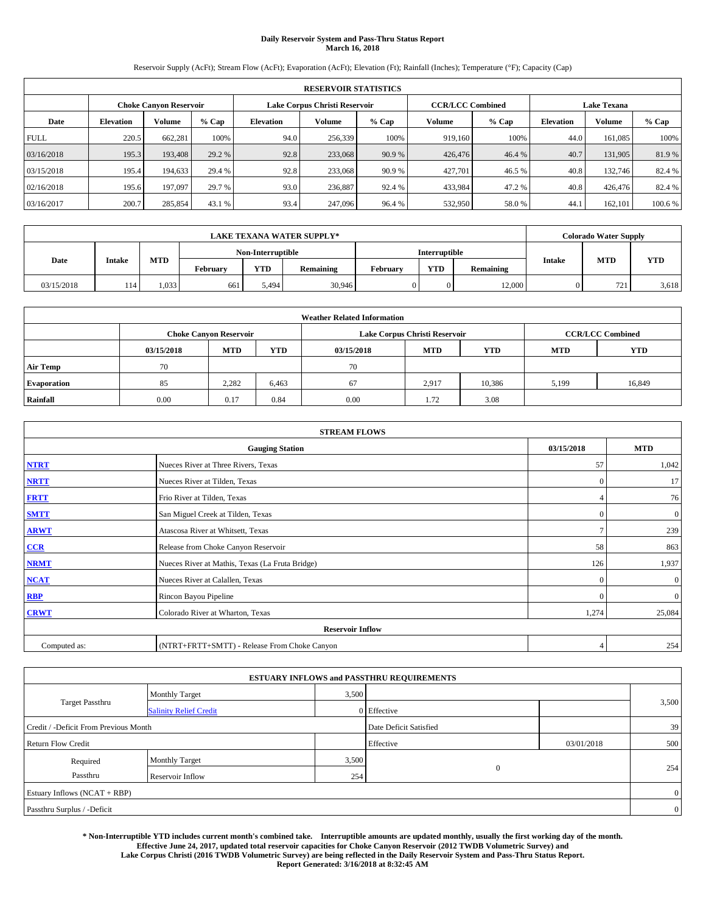# Daily Reservoir System and Pass-Thru Status Report
## March 16, 2018

Reservoir Supply (AcFt); Stream Flow (AcFt); Evaporation (AcFt); Elevation (Ft); Rainfall (Inches); Temperature (°F); Capacity (Cap)

| RESERVOIR STATISTICS | | | | | | | | | | | |
|---|---|---|---|---|---|---|---|---|---|---|---|
| | Choke Canyon Reservoir | | | Lake Corpus Christi Reservoir | | | CCR/LCC Combined | | Lake Texana | | |
| Date | Elevation | Volume | % Cap | Elevation | Volume | % Cap | Volume | % Cap | Elevation | Volume | % Cap |
| FULL | 220.5 | 662,281 | 100% | 94.0 | 256,339 | 100% | 919,160 | 100% | 44.0 | 161,085 | 100% |
| 03/16/2018 | 195.3 | 193,408 | 29.2 % | 92.8 | 233,068 | 90.9 % | 426,476 | 46.4 % | 40.7 | 131,905 | 81.9 % |
| 03/15/2018 | 195.4 | 194,633 | 29.4 % | 92.8 | 233,068 | 90.9 % | 427,701 | 46.5 % | 40.8 | 132,746 | 82.4 % |
| 02/16/2018 | 195.6 | 197,097 | 29.7 % | 93.0 | 236,887 | 92.4 % | 433,984 | 47.2 % | 40.8 | 426,476 | 82.4 % |
| 03/16/2017 | 200.7 | 285,854 | 43.1 % | 93.4 | 247,096 | 96.4 % | 532,950 | 58.0 % | 44.1 | 162,101 | 100.6 % |

| LAKE TEXANA WATER SUPPLY* | | | | | | | | | Colorado Water Supply | | |
|---|---|---|---|---|---|---|---|---|---|---|---|
| Date | Intake | MTD | Non-Interruptible | | | Interruptible | | | Intake | MTD | YTD |
| | | | February | YTD | Remaining | February | YTD | Remaining | | | |
| 03/15/2018 | 114 | 1,033 | 661 | 5,494 | 30,946 | 0 | 0 | 12,000 | 0 | 721 | 3,618 |

| Weather Related Information | | | | | | | | |
|---|---|---|---|---|---|---|---|---|
| | Choke Canyon Reservoir | | | Lake Corpus Christi Reservoir | | | CCR/LCC Combined | |
| | 03/15/2018 | MTD | YTD | 03/15/2018 | MTD | YTD | MTD | YTD |
| Air Temp | 70 | | | 70 | | | | |
| Evaporation | 85 | 2,282 | 6,463 | 67 | 2,917 | 10,386 | 5,199 | 16,849 |
| Rainfall | 0.00 | 0.17 | 0.84 | 0.00 | 1.72 | 3.08 | | |

| STREAM FLOWS | | | |
|---|---|---|---|
| Gauging Station | | 03/15/2018 | MTD |
| NTRT | Nueces River at Three Rivers, Texas | 57 | 1,042 |
| NRTT | Nueces River at Tilden, Texas | 0 | 17 |
| FRTT | Frio River at Tilden, Texas | 4 | 76 |
| SMTT | San Miguel Creek at Tilden, Texas | 0 | 0 |
| ARWT | Atascosa River at Whitsett, Texas | 7 | 239 |
| CCR | Release from Choke Canyon Reservoir | 58 | 863 |
| NRMT | Nueces River at Mathis, Texas (La Fruta Bridge) | 126 | 1,937 |
| NCAT | Nueces River at Calallen, Texas | 0 | 0 |
| RBP | Rincon Bayou Pipeline | 0 | 0 |
| CRWT | Colorado River at Wharton, Texas | 1,274 | 25,084 |
| Reservoir Inflow | | | |
| Computed as: | (NTRT+FRTT+SMTT) - Release From Choke Canyon | 4 | 254 |

| ESTUARY INFLOWS and PASSTHRU REQUIREMENTS | | | | | |
|---|---|---|---|---|---|
| Target Passthru | Monthly Target | 3,500 | | | 3,500 |
| | Salinity Relief Credit | 0 | Effective | | |
| Credit / -Deficit From Previous Month | | | Date Deficit Satisfied | | 39 |
| Return Flow Credit | | | Effective | 03/01/2018 | 500 |
| Required Passthru | Monthly Target | 3,500 | 0 | | 254 |
| | Reservoir Inflow | 254 | | | |
| Estuary Inflows (NCAT + RBP) | | | | | 0 |
| Passthru Surplus / -Deficit | | | | | 0 |

**\* Non-Interruptible YTD includes current month's combined take. Interruptible amounts are updated monthly, usually the first working day of the month. Effective June 24, 2017, updated total reservoir capacities for Choke Canyon Reservoir (2012 TWDB Volumetric Survey) and Lake Corpus Christi (2016 TWDB Volumetric Survey) are being reflected in the Daily Reservoir System and Pass-Thru Status Report. Report Generated: 3/16/2018 at 8:32:45 AM**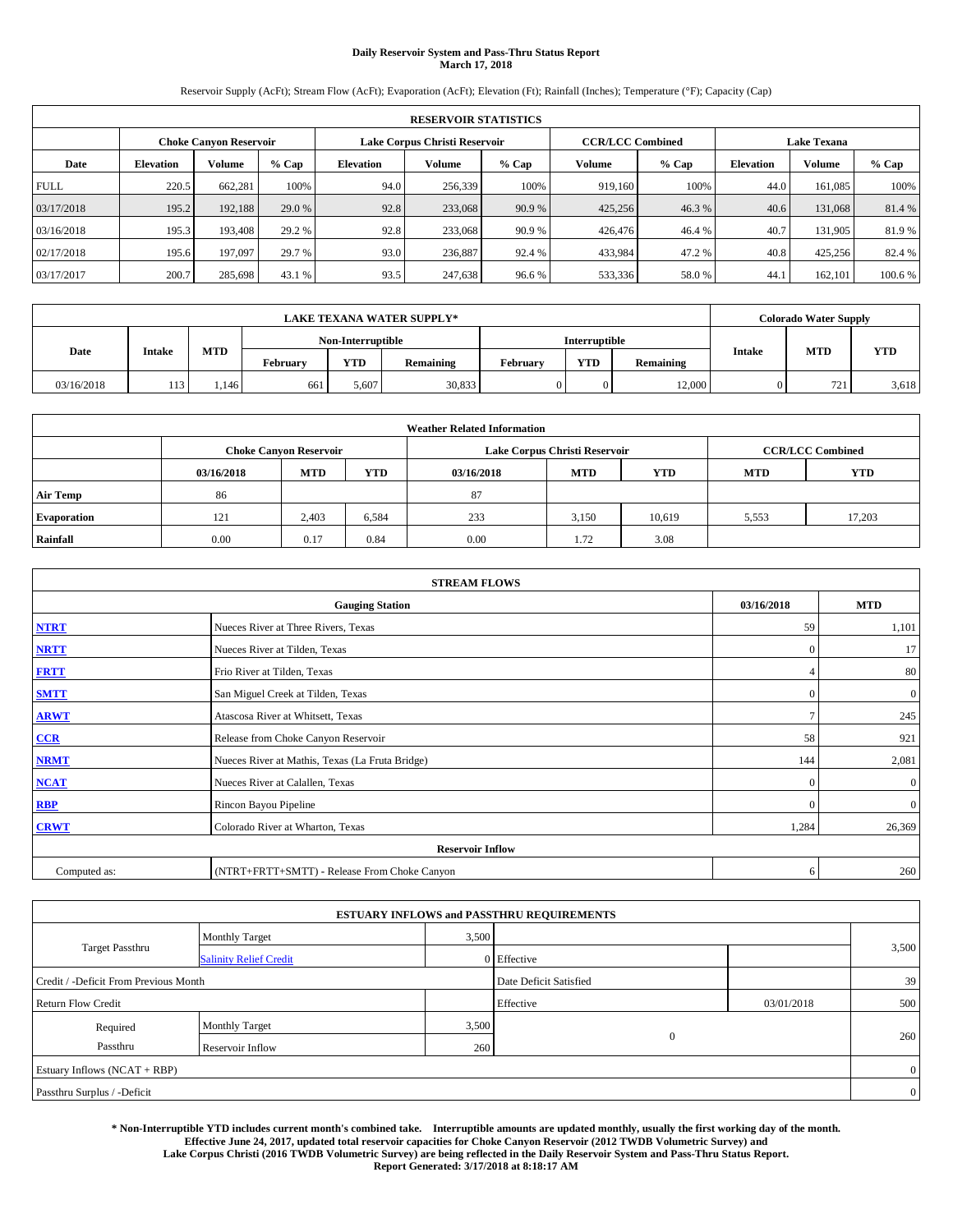# Daily Reservoir System and Pass-Thru Status Report
## March 17, 2018

Reservoir Supply (AcFt); Stream Flow (AcFt); Evaporation (AcFt); Elevation (Ft); Rainfall (Inches); Temperature (°F); Capacity (Cap)

| RESERVOIR STATISTICS | | | | | | | | | | | |
|---|---|---|---|---|---|---|---|---|---|---|---|
| | Choke Canyon Reservoir | | | Lake Corpus Christi Reservoir | | | CCR/LCC Combined | | Lake Texana | | |
| Date | Elevation | Volume | % Cap | Elevation | Volume | % Cap | Volume | % Cap | Elevation | Volume | % Cap |
| FULL | 220.5 | 662,281 | 100% | 94.0 | 256,339 | 100% | 919,160 | 100% | 44.0 | 161,085 | 100% |
| 03/17/2018 | 195.2 | 192,188 | 29.0 % | 92.8 | 233,068 | 90.9 % | 425,256 | 46.3 % | 40.6 | 131,068 | 81.4 % |
| 03/16/2018 | 195.3 | 193,408 | 29.2 % | 92.8 | 233,068 | 90.9 % | 426,476 | 46.4 % | 40.7 | 131,905 | 81.9 % |
| 02/17/2018 | 195.6 | 197,097 | 29.7 % | 93.0 | 236,887 | 92.4 % | 433,984 | 47.2 % | 40.8 | 425,256 | 82.4 % |
| 03/17/2017 | 200.7 | 285,698 | 43.1 % | 93.5 | 247,638 | 96.6 % | 533,336 | 58.0 % | 44.1 | 162,101 | 100.6 % |

| LAKE TEXANA WATER SUPPLY* | | | | | | | | | Colorado Water Supply | | |
|---|---|---|---|---|---|---|---|---|---|---|---|
| Date | Intake | MTD | Non-Interruptible | | | Interruptible | | | Intake | MTD | YTD |
| | | | February | YTD | Remaining | February | YTD | Remaining | | | |
| 03/16/2018 | 113 | 1,146 | 661 | 5,607 | 30,833 | 0 | 0 | 12,000 | 0 | 721 | 3,618 |

| Weather Related Information | | | | | | | | |
|---|---|---|---|---|---|---|---|---|
| | Choke Canyon Reservoir | | | Lake Corpus Christi Reservoir | | | CCR/LCC Combined | |
| | 03/16/2018 | MTD | YTD | 03/16/2018 | MTD | YTD | MTD | YTD |
| Air Temp | 86 | | | 87 | | | | |
| Evaporation | 121 | 2,403 | 6,584 | 233 | 3,150 | 10,619 | 5,553 | 17,203 |
| Rainfall | 0.00 | 0.17 | 0.84 | 0.00 | 1.72 | 3.08 | | |

| STREAM FLOWS | | | |
|---|---|---|---|
| | Gauging Station | 03/16/2018 | MTD |
| NTRT | Nueces River at Three Rivers, Texas | 59 | 1,101 |
| NRTT | Nueces River at Tilden, Texas | 0 | 17 |
| FRTT | Frio River at Tilden, Texas | 4 | 80 |
| SMTT | San Miguel Creek at Tilden, Texas | 0 | 0 |
| ARWT | Atascosa River at Whitsett, Texas | 7 | 245 |
| CCR | Release from Choke Canyon Reservoir | 58 | 921 |
| NRMT | Nueces River at Mathis, Texas (La Fruta Bridge) | 144 | 2,081 |
| NCAT | Nueces River at Calallen, Texas | 0 | 0 |
| RBP | Rincon Bayou Pipeline | 0 | 0 |
| CRWT | Colorado River at Wharton, Texas | 1,284 | 26,369 |
| Reservoir Inflow | | | |
| Computed as: | (NTRT+FRTT+SMTT) - Release From Choke Canyon | 6 | 260 |

| ESTUARY INFLOWS and PASSTHRU REQUIREMENTS | | | | | |
|---|---|---|---|---|---|
| Target Passthru | Monthly Target | 3,500 | | | 3,500 |
| | Salinity Relief Credit | 0 | Effective | | |
| Credit / -Deficit From Previous Month | | | Date Deficit Satisfied | | 39 |
| Return Flow Credit | | | Effective | 03/01/2018 | 500 |
| Required Passthru | Monthly Target | 3,500 | 0 | | 260 |
| | Reservoir Inflow | 260 | | | |
| Estuary Inflows (NCAT + RBP) | | | | | 0 |
| Passthru Surplus / -Deficit | | | | | 0 |

**\* Non-Interruptible YTD includes current month's combined take. Interruptible amounts are updated monthly, usually the first working day of the month. Effective June 24, 2017, updated total reservoir capacities for Choke Canyon Reservoir (2012 TWDB Volumetric Survey) and Lake Corpus Christi (2016 TWDB Volumetric Survey) are being reflected in the Daily Reservoir System and Pass-Thru Status Report. Report Generated: 3/17/2018 at 8:18:17 AM**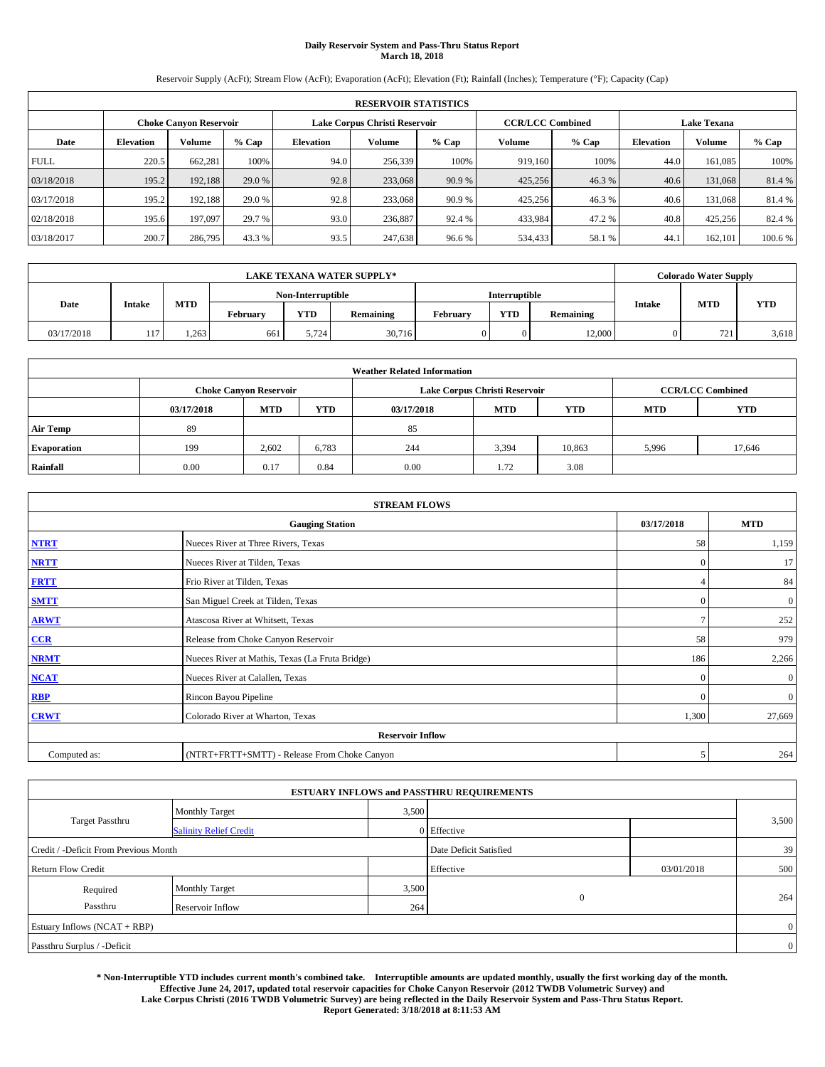# Daily Reservoir System and Pass-Thru Status Report
## March 18, 2018

Reservoir Supply (AcFt); Stream Flow (AcFt); Evaporation (AcFt); Elevation (Ft); Rainfall (Inches); Temperature (°F); Capacity (Cap)

| RESERVOIR STATISTICS | | | | | | | | | | | |
|---|---|---|---|---|---|---|---|---|---|---|---|
| | Choke Canyon Reservoir | | | Lake Corpus Christi Reservoir | | | CCR/LCC Combined | | Lake Texana | | |
| Date | Elevation | Volume | % Cap | Elevation | Volume | % Cap | Volume | % Cap | Elevation | Volume | % Cap |
| FULL | 220.5 | 662,281 | 100% | 94.0 | 256,339 | 100% | 919,160 | 100% | 44.0 | 161,085 | 100% |
| 03/18/2018 | 195.2 | 192,188 | 29.0 % | 92.8 | 233,068 | 90.9 % | 425,256 | 46.3 % | 40.6 | 131,068 | 81.4 % |
| 03/17/2018 | 195.2 | 192,188 | 29.0 % | 92.8 | 233,068 | 90.9 % | 425,256 | 46.3 % | 40.6 | 131,068 | 81.4 % |
| 02/18/2018 | 195.6 | 197,097 | 29.7 % | 93.0 | 236,887 | 92.4 % | 433,984 | 47.2 % | 40.8 | 425,256 | 82.4 % |
| 03/18/2017 | 200.7 | 286,795 | 43.3 % | 93.5 | 247,638 | 96.6 % | 534,433 | 58.1 % | 44.1 | 162,101 | 100.6 % |

| LAKE TEXANA WATER SUPPLY* | | | | | | | | | Colorado Water Supply | | |
|---|---|---|---|---|---|---|---|---|---|---|---|
| Date | Intake | MTD | Non-Interruptible | | | Interruptible | | | Intake | MTD | YTD |
| | | | February | YTD | Remaining | February | YTD | Remaining | | | |
| 03/17/2018 | 117 | 1,263 | 661 | 5,724 | 30,716 | 0 | 0 | 12,000 | 0 | 721 | 3,618 |

| Weather Related Information | | | | | | | | |
|---|---|---|---|---|---|---|---|---|
| | Choke Canyon Reservoir | | | Lake Corpus Christi Reservoir | | | CCR/LCC Combined | |
| | 03/17/2018 | MTD | YTD | 03/17/2018 | MTD | YTD | MTD | YTD |
| Air Temp | 89 | | | 85 | | | | |
| Evaporation | 199 | 2,602 | 6,783 | 244 | 3,394 | 10,863 | 5,996 | 17,646 |
| Rainfall | 0.00 | 0.17 | 0.84 | 0.00 | 1.72 | 3.08 | | |

| STREAM FLOWS | | | |
|---|---|---|---|
| | Gauging Station | 03/17/2018 | MTD |
| NTRT | Nueces River at Three Rivers, Texas | 58 | 1,159 |
| NRTT | Nueces River at Tilden, Texas | 0 | 17 |
| FRTT | Frio River at Tilden, Texas | 4 | 84 |
| SMTT | San Miguel Creek at Tilden, Texas | 0 | 0 |
| ARWT | Atascosa River at Whitsett, Texas | 7 | 252 |
| CCR | Release from Choke Canyon Reservoir | 58 | 979 |
| NRMT | Nueces River at Mathis, Texas (La Fruta Bridge) | 186 | 2,266 |
| NCAT | Nueces River at Calallen, Texas | 0 | 0 |
| RBP | Rincon Bayou Pipeline | 0 | 0 |
| CRWT | Colorado River at Wharton, Texas | 1,300 | 27,669 |
| | Reservoir Inflow | | |
| Computed as: | (NTRT+FRTT+SMTT) - Release From Choke Canyon | 5 | 264 |

| ESTUARY INFLOWS and PASSTHRU REQUIREMENTS | | | | | |
|---|---|---|---|---|---|
| Target Passthru | Monthly Target | 3,500 | | | 3,500 |
| | Salinity Relief Credit | 0 | Effective | | |
| Credit / -Deficit From Previous Month | | | Date Deficit Satisfied | | 39 |
| Return Flow Credit | | | Effective | 03/01/2018 | 500 |
| Required Passthru | Monthly Target | 3,500 | 0 | | 264 |
| | Reservoir Inflow | 264 | | | |
| Estuary Inflows (NCAT + RBP) | | | | | 0 |
| Passthru Surplus / -Deficit | | | | | 0 |

**\* Non-Interruptible YTD includes current month's combined take. Interruptible amounts are updated monthly, usually the first working day of the month. Effective June 24, 2017, updated total reservoir capacities for Choke Canyon Reservoir (2012 TWDB Volumetric Survey) and Lake Corpus Christi (2016 TWDB Volumetric Survey) are being reflected in the Daily Reservoir System and Pass-Thru Status Report. Report Generated: 3/18/2018 at 8:11:53 AM**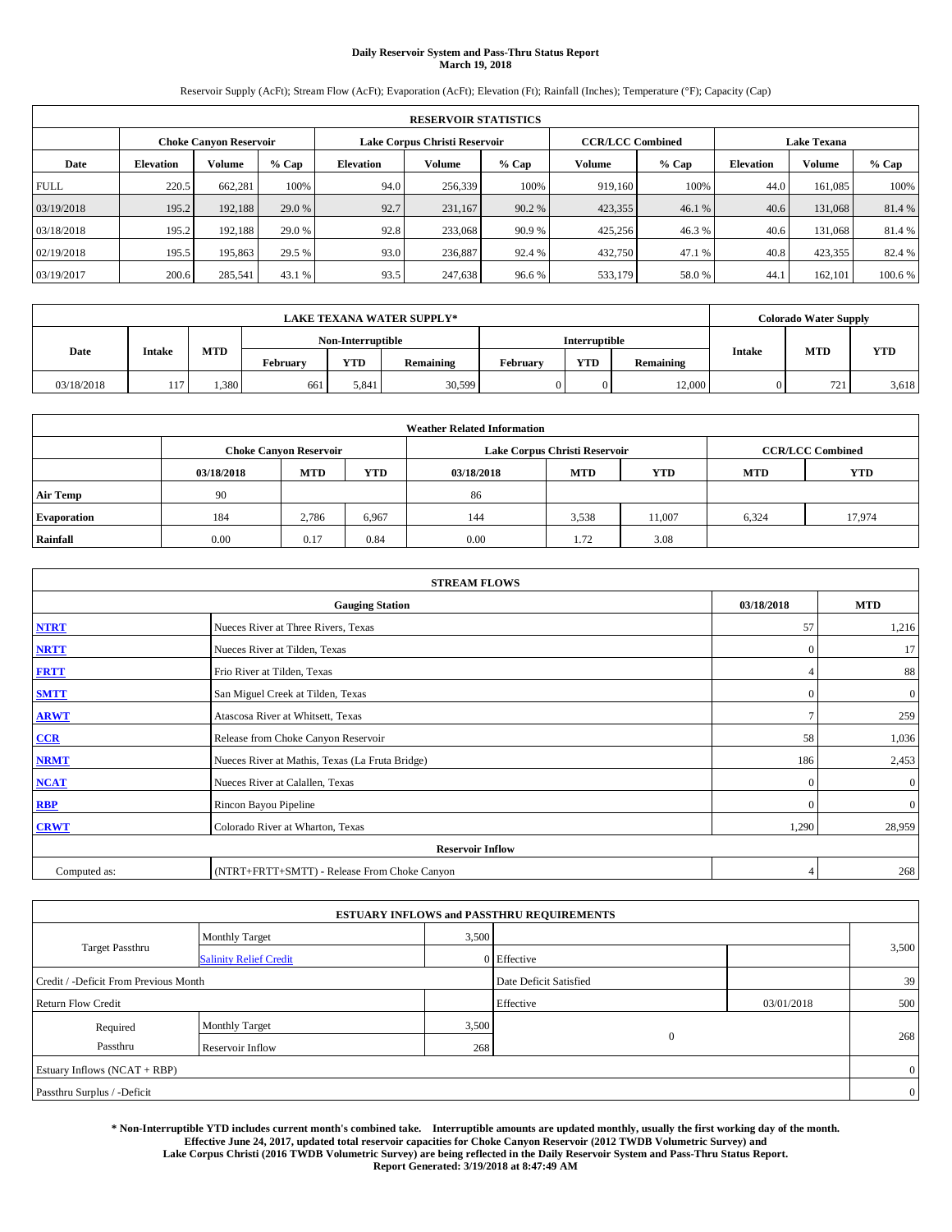**Daily Reservoir System and Pass-Thru Status Report**
**March 19, 2018**

Reservoir Supply (AcFt); Stream Flow (AcFt); Evaporation (AcFt); Elevation (Ft); Rainfall (Inches); Temperature (°F); Capacity (Cap)

| RESERVOIR STATISTICS | | | | | | | | | | | |
|---|---|---|---|---|---|---|---|---|---|---|---|
| | Choke Canyon Reservoir | | | Lake Corpus Christi Reservoir | | | CCR/LCC Combined | | Lake Texana | | |
| Date | Elevation | Volume | % Cap | Elevation | Volume | % Cap | Volume | % Cap | Elevation | Volume | % Cap |
| FULL | 220.5 | 662,281 | 100% | 94.0 | 256,339 | 100% | 919,160 | 100% | 44.0 | 161,085 | 100% |
| 03/19/2018 | 195.2 | 192,188 | 29.0 % | 92.7 | 231,167 | 90.2 % | 423,355 | 46.1 % | 40.6 | 131,068 | 81.4 % |
| 03/18/2018 | 195.2 | 192,188 | 29.0 % | 92.8 | 233,068 | 90.9 % | 425,256 | 46.3 % | 40.6 | 131,068 | 81.4 % |
| 02/19/2018 | 195.5 | 195,863 | 29.5 % | 93.0 | 236,887 | 92.4 % | 432,750 | 47.1 % | 40.8 | 423,355 | 82.4 % |
| 03/19/2017 | 200.6 | 285,541 | 43.1 % | 93.5 | 247,638 | 96.6 % | 533,179 | 58.0 % | 44.1 | 162,101 | 100.6 % |

| LAKE TEXANA WATER SUPPLY* | | | | | | | | | Colorado Water Supply | | |
|---|---|---|---|---|---|---|---|---|---|---|---|
| Date | Intake | MTD | Non-Interruptible | | | Interruptible | | | Intake | MTD | YTD |
| | | | February | YTD | Remaining | February | YTD | Remaining | | | |
| 03/18/2018 | 117 | 1,380 | 661 | 5,841 | 30,599 | 0 | 0 | 12,000 | 0 | 721 | 3,618 |

| Weather Related Information | | | | | | | | |
|---|---|---|---|---|---|---|---|---|
| | Choke Canyon Reservoir | | | Lake Corpus Christi Reservoir | | | CCR/LCC Combined | |
| | 03/18/2018 | MTD | YTD | 03/18/2018 | MTD | YTD | MTD | YTD |
| Air Temp | 90 | | | 86 | | | | |
| Evaporation | 184 | 2,786 | 6,967 | 144 | 3,538 | 11,007 | 6,324 | 17,974 |
| Rainfall | 0.00 | 0.17 | 0.84 | 0.00 | 1.72 | 3.08 | | |

| STREAM FLOWS | | | |
|---|---|---|---|
| Gauging Station | | 03/18/2018 | MTD |
| NTRT | Nueces River at Three Rivers, Texas | 57 | 1,216 |
| NRTT | Nueces River at Tilden, Texas | 0 | 17 |
| FRTT | Frio River at Tilden, Texas | 4 | 88 |
| SMTT | San Miguel Creek at Tilden, Texas | 0 | 0 |
| ARWT | Atascosa River at Whitsett, Texas | 7 | 259 |
| CCR | Release from Choke Canyon Reservoir | 58 | 1,036 |
| NRMT | Nueces River at Mathis, Texas (La Fruta Bridge) | 186 | 2,453 |
| NCAT | Nueces River at Calallen, Texas | 0 | 0 |
| RBP | Rincon Bayou Pipeline | 0 | 0 |
| CRWT | Colorado River at Wharton, Texas | 1,290 | 28,959 |
| Reservoir Inflow | | | |
| Computed as: | (NTRT+FRTT+SMTT) - Release From Choke Canyon | 4 | 268 |

| ESTUARY INFLOWS and PASSTHRU REQUIREMENTS | | | | | |
|---|---|---|---|---|---|
| Target Passthru | Monthly Target | 3,500 | | | 3,500 |
| | Salinity Relief Credit | 0 | Effective | | |
| Credit / -Deficit From Previous Month | | | Date Deficit Satisfied | | 39 |
| Return Flow Credit | | | Effective | 03/01/2018 | 500 |
| Required Passthru | Monthly Target | 3,500 | 0 | | 268 |
| | Reservoir Inflow | 268 | | | |
| Estuary Inflows (NCAT + RBP) | | | | | 0 |
| Passthru Surplus / -Deficit | | | | | 0 |

**\* Non-Interruptible YTD includes current month's combined take. Interruptible amounts are updated monthly, usually the first working day of the month. Effective June 24, 2017, updated total reservoir capacities for Choke Canyon Reservoir (2012 TWDB Volumetric Survey) and Lake Corpus Christi (2016 TWDB Volumetric Survey) are being reflected in the Daily Reservoir System and Pass-Thru Status Report.**
**Report Generated: 3/19/2018 at 8:47:49 AM**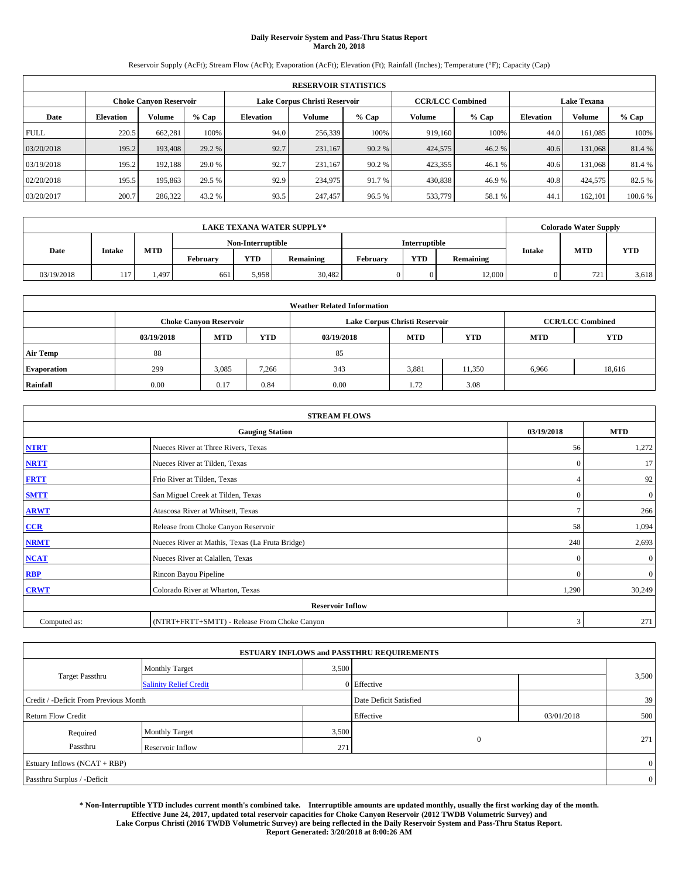**Daily Reservoir System and Pass-Thru Status Report**
**March 20, 2018**

Reservoir Supply (AcFt); Stream Flow (AcFt); Evaporation (AcFt); Elevation (Ft); Rainfall (Inches); Temperature (°F); Capacity (Cap)

| RESERVOIR STATISTICS | | | | | | | | | | | |
|---|---|---|---|---|---|---|---|---|---|---|---|
| | Choke Canyon Reservoir | | | Lake Corpus Christi Reservoir | | | CCR/LCC Combined | | Lake Texana | | |
| Date | Elevation | Volume | % Cap | Elevation | Volume | % Cap | Volume | % Cap | Elevation | Volume | % Cap |
| FULL | 220.5 | 662,281 | 100% | 94.0 | 256,339 | 100% | 919,160 | 100% | 44.0 | 161,085 | 100% |
| 03/20/2018 | 195.2 | 193,408 | 29.2 % | 92.7 | 231,167 | 90.2 % | 424,575 | 46.2 % | 40.6 | 131,068 | 81.4 % |
| 03/19/2018 | 195.2 | 192,188 | 29.0 % | 92.7 | 231,167 | 90.2 % | 423,355 | 46.1 % | 40.6 | 131,068 | 81.4 % |
| 02/20/2018 | 195.5 | 195,863 | 29.5 % | 92.9 | 234,975 | 91.7 % | 430,838 | 46.9 % | 40.8 | 424,575 | 82.5 % |
| 03/20/2017 | 200.7 | 286,322 | 43.2 % | 93.5 | 247,457 | 96.5 % | 533,779 | 58.1 % | 44.1 | 162,101 | 100.6 % |

| LAKE TEXANA WATER SUPPLY* | | | | | | | | | Colorado Water Supply | | |
|---|---|---|---|---|---|---|---|---|---|---|---|
| Date | Intake | MTD | Non-Interruptible | | | Interruptible | | | Intake | MTD | YTD |
| | | | February | YTD | Remaining | February | YTD | Remaining | | | |
| 03/19/2018 | 117 | 1,497 | 661 | 5,958 | 30,482 | 0 | 0 | 12,000 | 0 | 721 | 3,618 |

| Weather Related Information | | | | | | | | |
|---|---|---|---|---|---|---|---|---|
| | Choke Canyon Reservoir | | | Lake Corpus Christi Reservoir | | | CCR/LCC Combined | |
| | 03/19/2018 | MTD | YTD | 03/19/2018 | MTD | YTD | MTD | YTD |
| Air Temp | 88 | | | 85 | | | | |
| Evaporation | 299 | 3,085 | 7,266 | 343 | 3,881 | 11,350 | 6,966 | 18,616 |
| Rainfall | 0.00 | 0.17 | 0.84 | 0.00 | 1.72 | 3.08 | | |

| STREAM FLOWS | | | |
|---|---|---|---|
| Gauging Station | | 03/19/2018 | MTD |
| NTRT | Nueces River at Three Rivers, Texas | 56 | 1,272 |
| NRTT | Nueces River at Tilden, Texas | 0 | 17 |
| FRTT | Frio River at Tilden, Texas | 4 | 92 |
| SMTT | San Miguel Creek at Tilden, Texas | 0 | 0 |
| ARWT | Atascosa River at Whitsett, Texas | 7 | 266 |
| CCR | Release from Choke Canyon Reservoir | 58 | 1,094 |
| NRMT | Nueces River at Mathis, Texas (La Fruta Bridge) | 240 | 2,693 |
| NCAT | Nueces River at Calallen, Texas | 0 | 0 |
| RBP | Rincon Bayou Pipeline | 0 | 0 |
| CRWT | Colorado River at Wharton, Texas | 1,290 | 30,249 |
| Reservoir Inflow | | | |
| Computed as: | (NTRT+FRTT+SMTT) - Release From Choke Canyon | 3 | 271 |

| ESTUARY INFLOWS and PASSTHRU REQUIREMENTS | | | | | |
|---|---|---|---|---|---|
| Target Passthru | Monthly Target | 3,500 | | | 3,500 |
| | Salinity Relief Credit | 0 | Effective | | |
| Credit / -Deficit From Previous Month | | | Date Deficit Satisfied | | 39 |
| Return Flow Credit | | | Effective | 03/01/2018 | 500 |
| Required Passthru | Monthly Target | 3,500 | 0 | | 271 |
| | Reservoir Inflow | 271 | | | |
| Estuary Inflows (NCAT + RBP) | | | | | 0 |
| Passthru Surplus / -Deficit | | | | | 0 |

**\* Non-Interruptible YTD includes current month's combined take. Interruptible amounts are updated monthly, usually the first working day of the month. Effective June 24, 2017, updated total reservoir capacities for Choke Canyon Reservoir (2012 TWDB Volumetric Survey) and Lake Corpus Christi (2016 TWDB Volumetric Survey) are being reflected in the Daily Reservoir System and Pass-Thru Status Report. Report Generated: 3/20/2018 at 8:00:26 AM**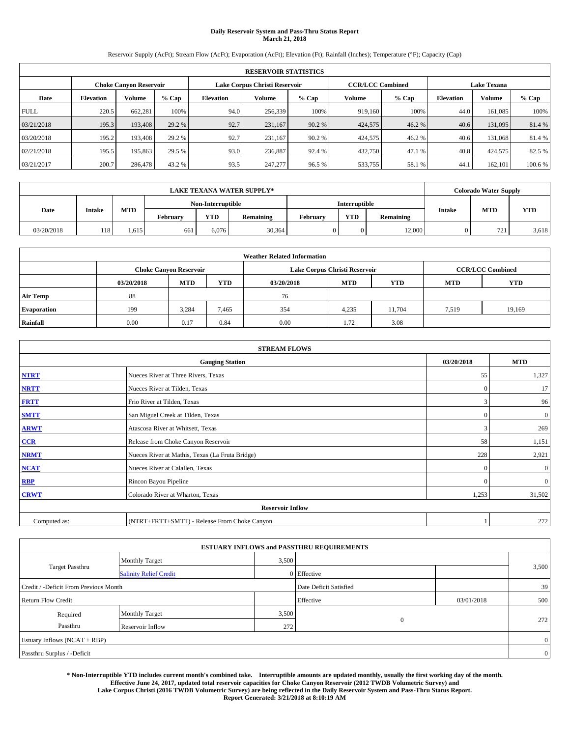# Daily Reservoir System and Pass-Thru Status Report
## March 21, 2018

Reservoir Supply (AcFt); Stream Flow (AcFt); Evaporation (AcFt); Elevation (Ft); Rainfall (Inches); Temperature (°F); Capacity (Cap)

| RESERVOIR STATISTICS | | | | | | | | | | | |
|---|---|---|---|---|---|---|---|---|---|---|---|
| | Choke Canyon Reservoir | | | Lake Corpus Christi Reservoir | | | CCR/LCC Combined | | Lake Texana | | |
| Date | Elevation | Volume | % Cap | Elevation | Volume | % Cap | Volume | % Cap | Elevation | Volume | % Cap |
| FULL | 220.5 | 662,281 | 100% | 94.0 | 256,339 | 100% | 919,160 | 100% | 44.0 | 161,085 | 100% |
| 03/21/2018 | 195.3 | 193,408 | 29.2 % | 92.7 | 231,167 | 90.2 % | 424,575 | 46.2 % | 40.6 | 131,095 | 81.4 % |
| 03/20/2018 | 195.2 | 193,408 | 29.2 % | 92.7 | 231,167 | 90.2 % | 424,575 | 46.2 % | 40.6 | 131,068 | 81.4 % |
| 02/21/2018 | 195.5 | 195,863 | 29.5 % | 93.0 | 236,887 | 92.4 % | 432,750 | 47.1 % | 40.8 | 424,575 | 82.5 % |
| 03/21/2017 | 200.7 | 286,478 | 43.2 % | 93.5 | 247,277 | 96.5 % | 533,755 | 58.1 % | 44.1 | 162,101 | 100.6 % |

| LAKE TEXANA WATER SUPPLY* | | | | | | | | | Colorado Water Supply | | |
|---|---|---|---|---|---|---|---|---|---|---|---|
| Date | Intake | MTD | Non-Interruptible | | | Interruptible | | | Intake | MTD | YTD |
| | | | February | YTD | Remaining | February | YTD | Remaining | | | |
| 03/20/2018 | 118 | 1,615 | 661 | 6,076 | 30,364 | 0 | 0 | 12,000 | 0 | 721 | 3,618 |

| Weather Related Information | | | | | | | | |
|---|---|---|---|---|---|---|---|---|
| | Choke Canyon Reservoir | | | Lake Corpus Christi Reservoir | | | CCR/LCC Combined | |
| | 03/20/2018 | MTD | YTD | 03/20/2018 | MTD | YTD | MTD | YTD |
| Air Temp | 88 | | | 76 | | | | |
| Evaporation | 199 | 3,284 | 7,465 | 354 | 4,235 | 11,704 | 7,519 | 19,169 |
| Rainfall | 0.00 | 0.17 | 0.84 | 0.00 | 1.72 | 3.08 | | |

| STREAM FLOWS | | | |
|---|---|---|---|
| Gauging Station | | 03/20/2018 | MTD |
| NTRT | Nueces River at Three Rivers, Texas | 55 | 1,327 |
| NRTT | Nueces River at Tilden, Texas | 0 | 17 |
| FRTT | Frio River at Tilden, Texas | 3 | 96 |
| SMTT | San Miguel Creek at Tilden, Texas | 0 | 0 |
| ARWT | Atascosa River at Whitsett, Texas | 3 | 269 |
| CCR | Release from Choke Canyon Reservoir | 58 | 1,151 |
| NRMT | Nueces River at Mathis, Texas (La Fruta Bridge) | 228 | 2,921 |
| NCAT | Nueces River at Calallen, Texas | 0 | 0 |
| RBP | Rincon Bayou Pipeline | 0 | 0 |
| CRWT | Colorado River at Wharton, Texas | 1,253 | 31,502 |
| Reservoir Inflow | | | |
| Computed as: | (NTRT+FRTT+SMTT) - Release From Choke Canyon | 1 | 272 |

| ESTUARY INFLOWS and PASSTHRU REQUIREMENTS | | | | | |
|---|---|---|---|---|---|
| Target Passthru | Monthly Target | 3,500 | | | 3,500 |
| | Salinity Relief Credit | 0 | Effective | | |
| Credit / -Deficit From Previous Month | | | Date Deficit Satisfied | | 39 |
| Return Flow Credit | | | Effective | 03/01/2018 | 500 |
| Required Passthru | Monthly Target | 3,500 | 0 | | 272 |
| | Reservoir Inflow | 272 | | | |
| Estuary Inflows (NCAT + RBP) | | | | | 0 |
| Passthru Surplus / -Deficit | | | | | 0 |

**\* Non-Interruptible YTD includes current month's combined take. Interruptible amounts are updated monthly, usually the first working day of the month. Effective June 24, 2017, updated total reservoir capacities for Choke Canyon Reservoir (2012 TWDB Volumetric Survey) and Lake Corpus Christi (2016 TWDB Volumetric Survey) are being reflected in the Daily Reservoir System and Pass-Thru Status Report. Report Generated: 3/21/2018 at 8:10:19 AM**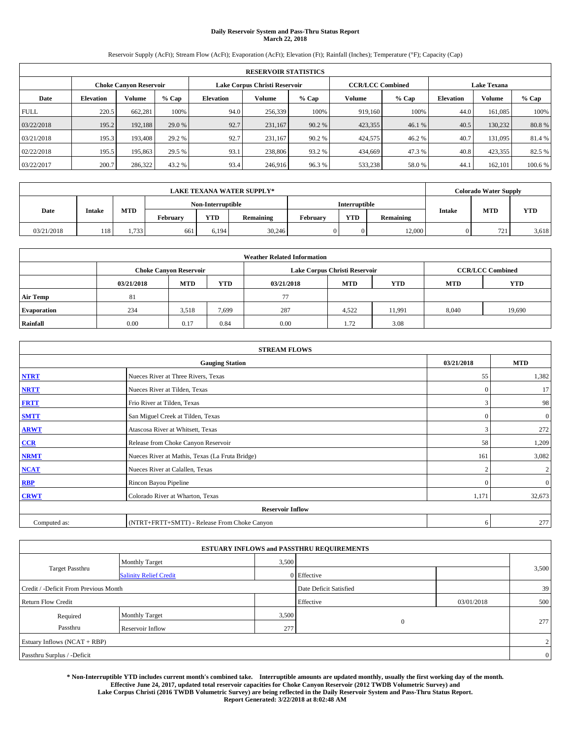**Daily Reservoir System and Pass-Thru Status Report**
**March 22, 2018**

Reservoir Supply (AcFt); Stream Flow (AcFt); Evaporation (AcFt); Elevation (Ft); Rainfall (Inches); Temperature (°F); Capacity (Cap)

| RESERVOIR STATISTICS | | | | | | | | | | | |
|---|---|---|---|---|---|---|---|---|---|---|---|
| | Choke Canyon Reservoir | | | Lake Corpus Christi Reservoir | | | CCR/LCC Combined | | Lake Texana | | |
| Date | Elevation | Volume | % Cap | Elevation | Volume | % Cap | Volume | % Cap | Elevation | Volume | % Cap |
| FULL | 220.5 | 662,281 | 100% | 94.0 | 256,339 | 100% | 919,160 | 100% | 44.0 | 161,085 | 100% |
| 03/22/2018 | 195.2 | 192,188 | 29.0 % | 92.7 | 231,167 | 90.2 % | 423,355 | 46.1 % | 40.5 | 130,232 | 80.8 % |
| 03/21/2018 | 195.3 | 193,408 | 29.2 % | 92.7 | 231,167 | 90.2 % | 424,575 | 46.2 % | 40.7 | 131,095 | 81.4 % |
| 02/22/2018 | 195.5 | 195,863 | 29.5 % | 93.1 | 238,806 | 93.2 % | 434,669 | 47.3 % | 40.8 | 423,355 | 82.5 % |
| 03/22/2017 | 200.7 | 286,322 | 43.2 % | 93.4 | 246,916 | 96.3 % | 533,238 | 58.0 % | 44.1 | 162,101 | 100.6 % |

| LAKE TEXANA WATER SUPPLY* | | | | | | | | | Colorado Water Supply | | |
|---|---|---|---|---|---|---|---|---|---|---|---|
| Date | Intake | MTD | Non-Interruptible | | | Interruptible | | | Intake | MTD | YTD |
| | | | February | YTD | Remaining | February | YTD | Remaining | | | |
| 03/21/2018 | 118 | 1,733 | 661 | 6,194 | 30,246 | 0 | 0 | 12,000 | 0 | 721 | 3,618 |

| Weather Related Information | | | | | | | | |
|---|---|---|---|---|---|---|---|---|
| | Choke Canyon Reservoir | | | Lake Corpus Christi Reservoir | | | CCR/LCC Combined | |
| | 03/21/2018 | MTD | YTD | 03/21/2018 | MTD | YTD | MTD | YTD |
| Air Temp | 81 | | | 77 | | | | |
| Evaporation | 234 | 3,518 | 7,699 | 287 | 4,522 | 11,991 | 8,040 | 19,690 |
| Rainfall | 0.00 | 0.17 | 0.84 | 0.00 | 1.72 | 3.08 | | |

| STREAM FLOWS | | | |
|---|---|---|---|
| Gauging Station | | 03/21/2018 | MTD |
| NTRT | Nueces River at Three Rivers, Texas | 55 | 1,382 |
| NRTT | Nueces River at Tilden, Texas | 0 | 17 |
| FRTT | Frio River at Tilden, Texas | 3 | 98 |
| SMTT | San Miguel Creek at Tilden, Texas | 0 | 0 |
| ARWT | Atascosa River at Whitsett, Texas | 3 | 272 |
| CCR | Release from Choke Canyon Reservoir | 58 | 1,209 |
| NRMT | Nueces River at Mathis, Texas (La Fruta Bridge) | 161 | 3,082 |
| NCAT | Nueces River at Calallen, Texas | 2 | 2 |
| RBP | Rincon Bayou Pipeline | 0 | 0 |
| CRWT | Colorado River at Wharton, Texas | 1,171 | 32,673 |
| Reservoir Inflow | | | |
| Computed as: | (NTRT+FRTT+SMTT) - Release From Choke Canyon | 6 | 277 |

| ESTUARY INFLOWS and PASSTHRU REQUIREMENTS | | | | | |
|---|---|---|---|---|---|
| Target Passthru | Monthly Target | 3,500 | | | 3,500 |
| | Salinity Relief Credit | 0 | Effective | | |
| Credit / -Deficit From Previous Month | | | Date Deficit Satisfied | | 39 |
| Return Flow Credit | | | Effective | 03/01/2018 | 500 |
| Required Passthru | Monthly Target | 3,500 | 0 | | 277 |
| | Reservoir Inflow | 277 | | | |
| Estuary Inflows (NCAT + RBP) | | | | | 2 |
| Passthru Surplus / -Deficit | | | | | 0 |

**\* Non-Interruptible YTD includes current month's combined take. Interruptible amounts are updated monthly, usually the first working day of the month. Effective June 24, 2017, updated total reservoir capacities for Choke Canyon Reservoir (2012 TWDB Volumetric Survey) and Lake Corpus Christi (2016 TWDB Volumetric Survey) are being reflected in the Daily Reservoir System and Pass-Thru Status Report. Report Generated: 3/22/2018 at 8:02:48 AM**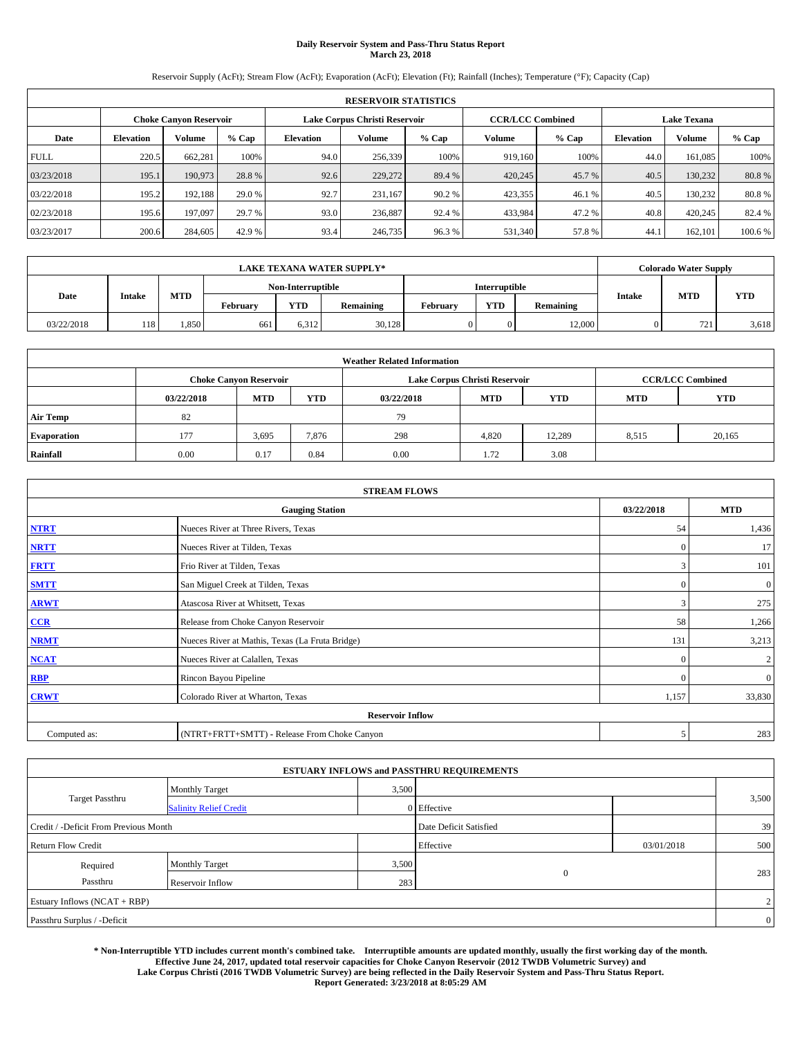**Daily Reservoir System and Pass-Thru Status Report**
**March 23, 2018**

Reservoir Supply (AcFt); Stream Flow (AcFt); Evaporation (AcFt); Elevation (Ft); Rainfall (Inches); Temperature (°F); Capacity (Cap)

| RESERVOIR STATISTICS | | | | | | | | | | | |
|---|---|---|---|---|---|---|---|---|---|---|---|
| | Choke Canyon Reservoir | | | Lake Corpus Christi Reservoir | | | CCR/LCC Combined | | Lake Texana | | |
| Date | Elevation | Volume | % Cap | Elevation | Volume | % Cap | Volume | % Cap | Elevation | Volume | % Cap |
| FULL | 220.5 | 662,281 | 100% | 94.0 | 256,339 | 100% | 919,160 | 100% | 44.0 | 161,085 | 100% |
| 03/23/2018 | 195.1 | 190,973 | 28.8 % | 92.6 | 229,272 | 89.4 % | 420,245 | 45.7 % | 40.5 | 130,232 | 80.8 % |
| 03/22/2018 | 195.2 | 192,188 | 29.0 % | 92.7 | 231,167 | 90.2 % | 423,355 | 46.1 % | 40.5 | 130,232 | 80.8 % |
| 02/23/2018 | 195.6 | 197,097 | 29.7 % | 93.0 | 236,887 | 92.4 % | 433,984 | 47.2 % | 40.8 | 420,245 | 82.4 % |
| 03/23/2017 | 200.6 | 284,605 | 42.9 % | 93.4 | 246,735 | 96.3 % | 531,340 | 57.8 % | 44.1 | 162,101 | 100.6 % |

| LAKE TEXANA WATER SUPPLY* | | | | | | | | | Colorado Water Supply | | |
|---|---|---|---|---|---|---|---|---|---|---|---|
| Date | Intake | MTD | Non-Interruptible | | | Interruptible | | | Intake | MTD | YTD |
| | | | February | YTD | Remaining | February | YTD | Remaining | | | |
| 03/22/2018 | 118 | 1,850 | 661 | 6,312 | 30,128 | 0 | 0 | 12,000 | 0 | 721 | 3,618 |

| Weather Related Information | | | | | | | | |
|---|---|---|---|---|---|---|---|---|
| | Choke Canyon Reservoir | | | Lake Corpus Christi Reservoir | | | CCR/LCC Combined | |
| | 03/22/2018 | MTD | YTD | 03/22/2018 | MTD | YTD | MTD | YTD |
| Air Temp | 82 | | | 79 | | | | |
| Evaporation | 177 | 3,695 | 7,876 | 298 | 4,820 | 12,289 | 8,515 | 20,165 |
| Rainfall | 0.00 | 0.17 | 0.84 | 0.00 | 1.72 | 3.08 | | |

| STREAM FLOWS | | | |
|---|---|---|---|
| Gauging Station | | 03/22/2018 | MTD |
| NTRT | Nueces River at Three Rivers, Texas | 54 | 1,436 |
| NRTT | Nueces River at Tilden, Texas | 0 | 17 |
| FRTT | Frio River at Tilden, Texas | 3 | 101 |
| SMTT | San Miguel Creek at Tilden, Texas | 0 | 0 |
| ARWT | Atascosa River at Whitsett, Texas | 3 | 275 |
| CCR | Release from Choke Canyon Reservoir | 58 | 1,266 |
| NRMT | Nueces River at Mathis, Texas (La Fruta Bridge) | 131 | 3,213 |
| NCAT | Nueces River at Calallen, Texas | 0 | 2 |
| RBP | Rincon Bayou Pipeline | 0 | 0 |
| CRWT | Colorado River at Wharton, Texas | 1,157 | 33,830 |
| Reservoir Inflow | | | |
| Computed as: | (NTRT+FRTT+SMTT) - Release From Choke Canyon | 5 | 283 |

| ESTUARY INFLOWS and PASSTHRU REQUIREMENTS | | | | | |
|---|---|---|---|---|---|
| Target Passthru | Monthly Target | 3,500 | | | 3,500 |
| | Salinity Relief Credit | 0 | Effective | | |
| Credit / -Deficit From Previous Month | | | Date Deficit Satisfied | | 39 |
| Return Flow Credit | | | Effective | 03/01/2018 | 500 |
| Required Passthru | Monthly Target | 3,500 | 0 | | 283 |
| | Reservoir Inflow | 283 | | | |
| Estuary Inflows (NCAT + RBP) | | | | | 2 |
| Passthru Surplus / -Deficit | | | | | 0 |

**\* Non-Interruptible YTD includes current month's combined take. Interruptible amounts are updated monthly, usually the first working day of the month. Effective June 24, 2017, updated total reservoir capacities for Choke Canyon Reservoir (2012 TWDB Volumetric Survey) and Lake Corpus Christi (2016 TWDB Volumetric Survey) are being reflected in the Daily Reservoir System and Pass-Thru Status Report. Report Generated: 3/23/2018 at 8:05:29 AM**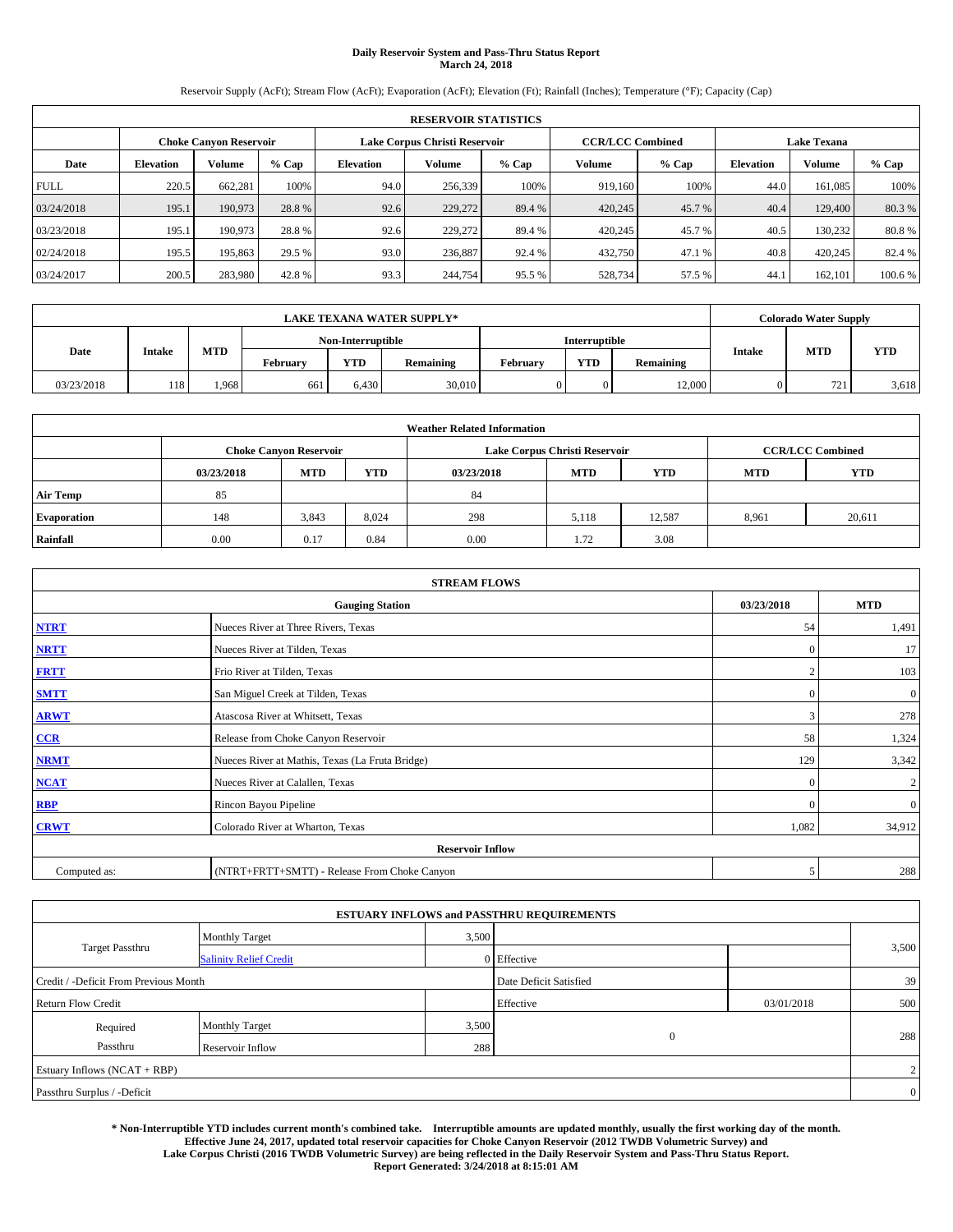# Daily Reservoir System and Pass-Thru Status Report
## March 24, 2018

Reservoir Supply (AcFt); Stream Flow (AcFt); Evaporation (AcFt); Elevation (Ft); Rainfall (Inches); Temperature (°F); Capacity (Cap)

| RESERVOIR STATISTICS | | | | | | | | | | | |
|---|---|---|---|---|---|---|---|---|---|---|---|
| | Choke Canyon Reservoir | | | Lake Corpus Christi Reservoir | | | CCR/LCC Combined | | Lake Texana | | |
| Date | Elevation | Volume | % Cap | Elevation | Volume | % Cap | Volume | % Cap | Elevation | Volume | % Cap |
| FULL | 220.5 | 662,281 | 100% | 94.0 | 256,339 | 100% | 919,160 | 100% | 44.0 | 161,085 | 100% |
| 03/24/2018 | 195.1 | 190,973 | 28.8 % | 92.6 | 229,272 | 89.4 % | 420,245 | 45.7 % | 40.4 | 129,400 | 80.3 % |
| 03/23/2018 | 195.1 | 190,973 | 28.8 % | 92.6 | 229,272 | 89.4 % | 420,245 | 45.7 % | 40.5 | 130,232 | 80.8 % |
| 02/24/2018 | 195.5 | 195,863 | 29.5 % | 93.0 | 236,887 | 92.4 % | 432,750 | 47.1 % | 40.8 | 420,245 | 82.4 % |
| 03/24/2017 | 200.5 | 283,980 | 42.8 % | 93.3 | 244,754 | 95.5 % | 528,734 | 57.5 % | 44.1 | 162,101 | 100.6 % |

| LAKE TEXANA WATER SUPPLY* | | | | | | | | | Colorado Water Supply | | |
|---|---|---|---|---|---|---|---|---|---|---|---|
| Date | Intake | MTD | Non-Interruptible | | | Interruptible | | | Intake | MTD | YTD |
| | | | February | YTD | Remaining | February | YTD | Remaining | | | |
| 03/23/2018 | 118 | 1,968 | 661 | 6,430 | 30,010 | 0 | 0 | 12,000 | 0 | 721 | 3,618 |

| Weather Related Information | | | | | | | | |
|---|---|---|---|---|---|---|---|---|
| | Choke Canyon Reservoir | | | Lake Corpus Christi Reservoir | | | CCR/LCC Combined | |
| | 03/23/2018 | MTD | YTD | 03/23/2018 | MTD | YTD | MTD | YTD |
| Air Temp | 85 | | | 84 | | | | |
| Evaporation | 148 | 3,843 | 8,024 | 298 | 5,118 | 12,587 | 8,961 | 20,611 |
| Rainfall | 0.00 | 0.17 | 0.84 | 0.00 | 1.72 | 3.08 | | |

| STREAM FLOWS | | | |
|---|---|---|---|
| | Gauging Station | 03/23/2018 | MTD |
| NTRT | Nueces River at Three Rivers, Texas | 54 | 1,491 |
| NRTT | Nueces River at Tilden, Texas | 0 | 17 |
| FRTT | Frio River at Tilden, Texas | 2 | 103 |
| SMTT | San Miguel Creek at Tilden, Texas | 0 | 0 |
| ARWT | Atascosa River at Whitsett, Texas | 3 | 278 |
| CCR | Release from Choke Canyon Reservoir | 58 | 1,324 |
| NRMT | Nueces River at Mathis, Texas (La Fruta Bridge) | 129 | 3,342 |
| NCAT | Nueces River at Calallen, Texas | 0 | 2 |
| RBP | Rincon Bayou Pipeline | 0 | 0 |
| CRWT | Colorado River at Wharton, Texas | 1,082 | 34,912 |
| | Reservoir Inflow | | |
| Computed as: | (NTRT+FRTT+SMTT) - Release From Choke Canyon | 5 | 288 |

| ESTUARY INFLOWS and PASSTHRU REQUIREMENTS | | | | | |
|---|---|---|---|---|---|
| Target Passthru | Monthly Target | 3,500 | | | 3,500 |
| | Salinity Relief Credit | 0 | Effective | | |
| Credit / -Deficit From Previous Month | | | Date Deficit Satisfied | | 39 |
| Return Flow Credit | | | Effective | 03/01/2018 | 500 |
| Required Passthru | Monthly Target | 3,500 | 0 | | 288 |
| | Reservoir Inflow | 288 | | | |
| Estuary Inflows (NCAT + RBP) | | | | | 2 |
| Passthru Surplus / -Deficit | | | | | 0 |

**\* Non-Interruptible YTD includes current month's combined take. Interruptible amounts are updated monthly, usually the first working day of the month. Effective June 24, 2017, updated total reservoir capacities for Choke Canyon Reservoir (2012 TWDB Volumetric Survey) and Lake Corpus Christi (2016 TWDB Volumetric Survey) are being reflected in the Daily Reservoir System and Pass-Thru Status Report. Report Generated: 3/24/2018 at 8:15:01 AM**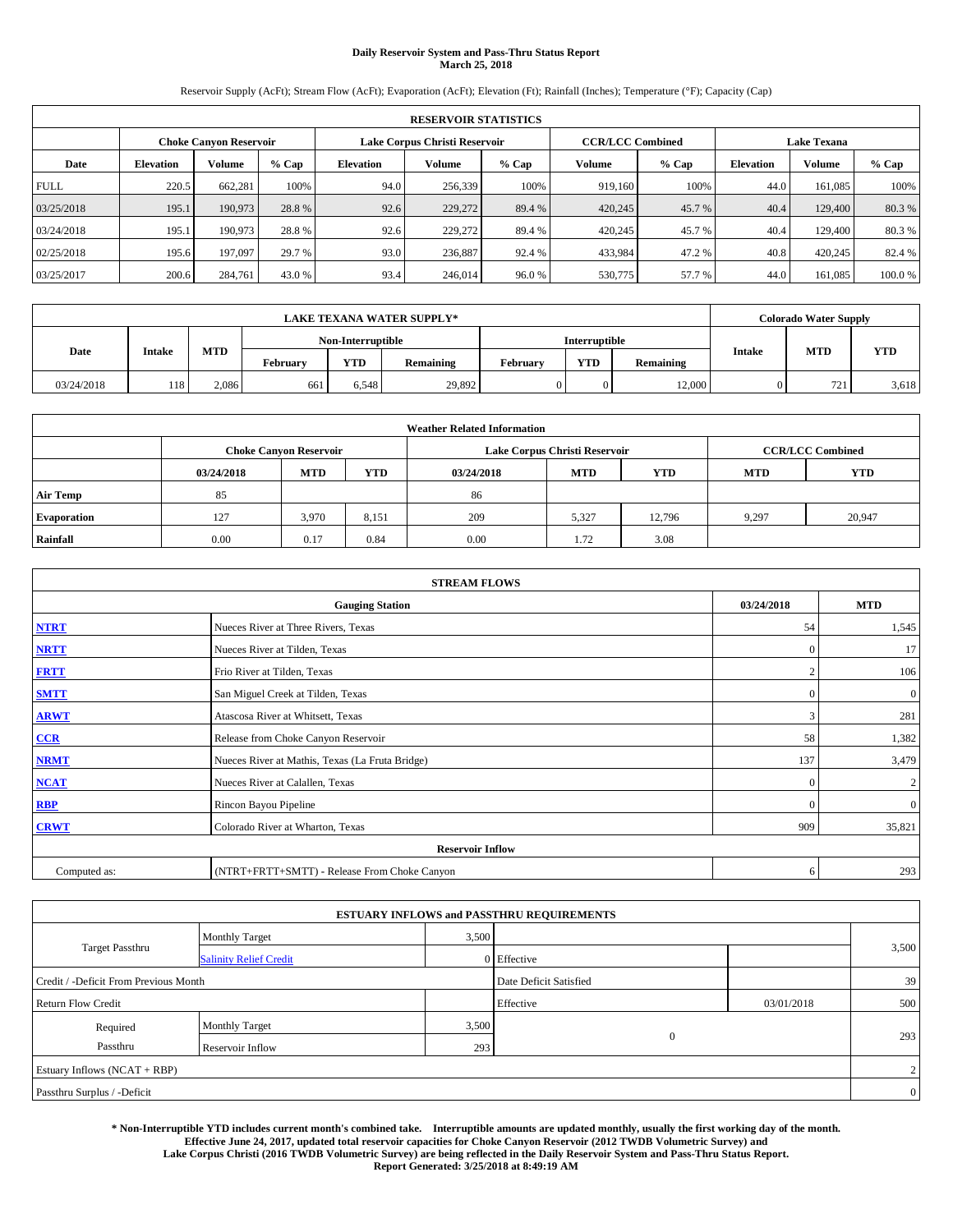**Daily Reservoir System and Pass-Thru Status Report**
**March 25, 2018**

Reservoir Supply (AcFt); Stream Flow (AcFt); Evaporation (AcFt); Elevation (Ft); Rainfall (Inches); Temperature (°F); Capacity (Cap)

| RESERVOIR STATISTICS | | | | | | | | | | | |
|---|---|---|---|---|---|---|---|---|---|---|---|
| | Choke Canyon Reservoir | | | Lake Corpus Christi Reservoir | | | CCR/LCC Combined | | Lake Texana | | |
| Date | Elevation | Volume | % Cap | Elevation | Volume | % Cap | Volume | % Cap | Elevation | Volume | % Cap |
| FULL | 220.5 | 662,281 | 100% | 94.0 | 256,339 | 100% | 919,160 | 100% | 44.0 | 161,085 | 100% |
| 03/25/2018 | 195.1 | 190,973 | 28.8 % | 92.6 | 229,272 | 89.4 % | 420,245 | 45.7 % | 40.4 | 129,400 | 80.3 % |
| 03/24/2018 | 195.1 | 190,973 | 28.8 % | 92.6 | 229,272 | 89.4 % | 420,245 | 45.7 % | 40.4 | 129,400 | 80.3 % |
| 02/25/2018 | 195.6 | 197,097 | 29.7 % | 93.0 | 236,887 | 92.4 % | 433,984 | 47.2 % | 40.8 | 420,245 | 82.4 % |
| 03/25/2017 | 200.6 | 284,761 | 43.0 % | 93.4 | 246,014 | 96.0 % | 530,775 | 57.7 % | 44.0 | 161,085 | 100.0 % |

| LAKE TEXANA WATER SUPPLY* | | | | | | | | | Colorado Water Supply | | |
|---|---|---|---|---|---|---|---|---|---|---|---|
| Date | Intake | MTD | Non-Interruptible | | | Interruptible | | | Intake | MTD | YTD |
| | | | February | YTD | Remaining | February | YTD | Remaining | | | |
| 03/24/2018 | 118 | 2,086 | 661 | 6,548 | 29,892 | 0 | 0 | 12,000 | 0 | 721 | 3,618 |

| Weather Related Information | | | | | | | | |
|---|---|---|---|---|---|---|---|---|
| | Choke Canyon Reservoir | | | Lake Corpus Christi Reservoir | | | CCR/LCC Combined | |
| | 03/24/2018 | MTD | YTD | 03/24/2018 | MTD | YTD | MTD | YTD |
| Air Temp | 85 | | | 86 | | | | |
| Evaporation | 127 | 3,970 | 8,151 | 209 | 5,327 | 12,796 | 9,297 | 20,947 |
| Rainfall | 0.00 | 0.17 | 0.84 | 0.00 | 1.72 | 3.08 | | |

| STREAM FLOWS | | | |
|---|---|---|---|
| | Gauging Station | 03/24/2018 | MTD |
| NTRT | Nueces River at Three Rivers, Texas | 54 | 1,545 |
| NRTT | Nueces River at Tilden, Texas | 0 | 17 |
| FRTT | Frio River at Tilden, Texas | 2 | 106 |
| SMTT | San Miguel Creek at Tilden, Texas | 0 | 0 |
| ARWT | Atascosa River at Whitsett, Texas | 3 | 281 |
| CCR | Release from Choke Canyon Reservoir | 58 | 1,382 |
| NRMT | Nueces River at Mathis, Texas (La Fruta Bridge) | 137 | 3,479 |
| NCAT | Nueces River at Calallen, Texas | 0 | 2 |
| RBP | Rincon Bayou Pipeline | 0 | 0 |
| CRWT | Colorado River at Wharton, Texas | 909 | 35,821 |
| | Reservoir Inflow | | |
| Computed as: | (NTRT+FRTT+SMTT) - Release From Choke Canyon | 6 | 293 |

| ESTUARY INFLOWS and PASSTHRU REQUIREMENTS | | | | | |
|---|---|---|---|---|---|
| Target Passthru | Monthly Target | 3,500 | | | 3,500 |
| | Salinity Relief Credit | 0 | Effective | | |
| Credit / -Deficit From Previous Month | | | Date Deficit Satisfied | | 39 |
| Return Flow Credit | | | Effective | 03/01/2018 | 500 |
| Required Passthru | Monthly Target | 3,500 | 0 | | 293 |
| | Reservoir Inflow | 293 | | | |
| Estuary Inflows (NCAT + RBP) | | | | | 2 |
| Passthru Surplus / -Deficit | | | | | 0 |

**\* Non-Interruptible YTD includes current month's combined take. Interruptible amounts are updated monthly, usually the first working day of the month. Effective June 24, 2017, updated total reservoir capacities for Choke Canyon Reservoir (2012 TWDB Volumetric Survey) and Lake Corpus Christi (2016 TWDB Volumetric Survey) are being reflected in the Daily Reservoir System and Pass-Thru Status Report. Report Generated: 3/25/2018 at 8:49:19 AM**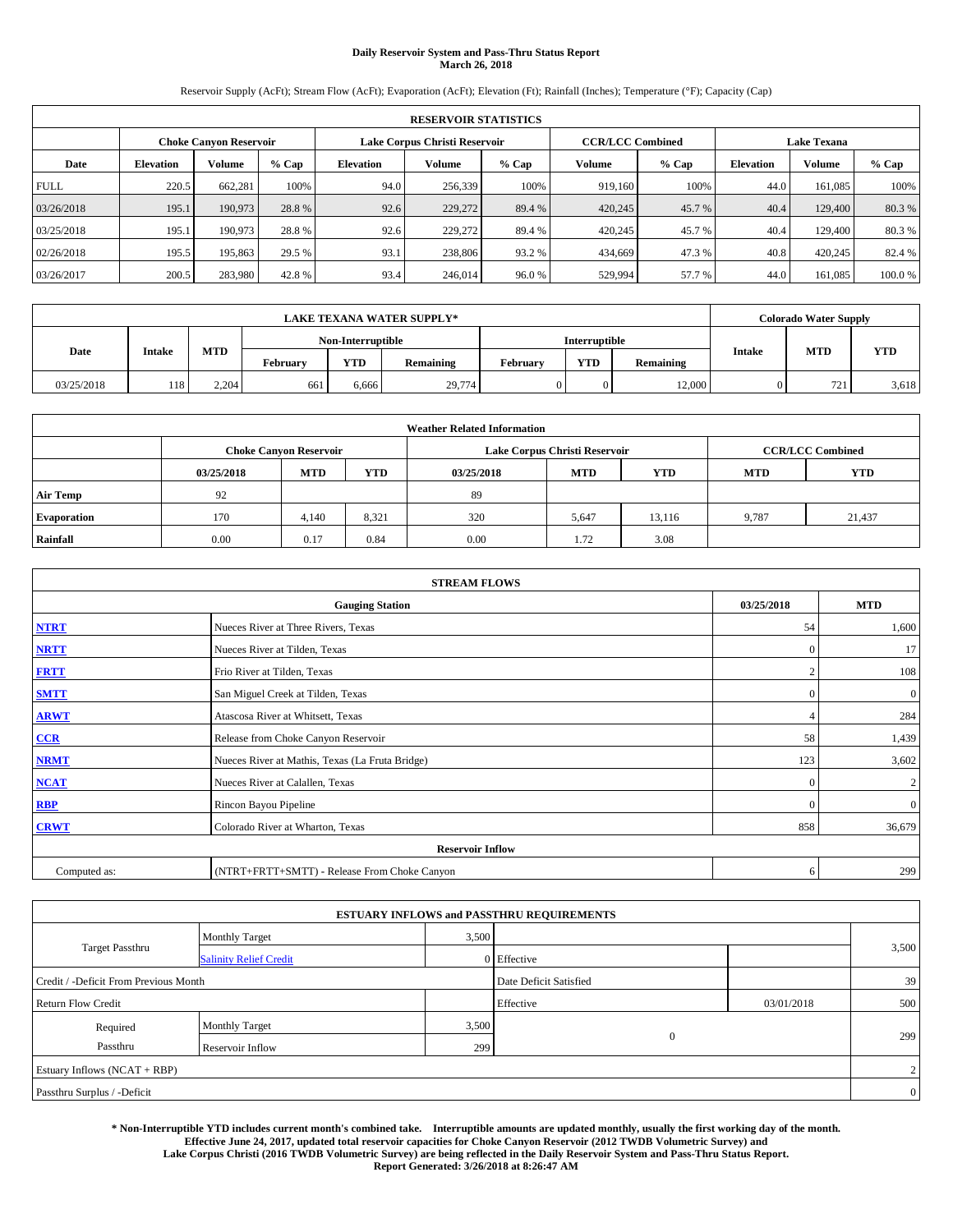# Daily Reservoir System and Pass-Thru Status Report
## March 26, 2018

Reservoir Supply (AcFt); Stream Flow (AcFt); Evaporation (AcFt); Elevation (Ft); Rainfall (Inches); Temperature (°F); Capacity (Cap)

| RESERVOIR STATISTICS | | | | | | | | | | | |
|---|---|---|---|---|---|---|---|---|---|---|---|
| | Choke Canyon Reservoir | | | Lake Corpus Christi Reservoir | | | CCR/LCC Combined | | Lake Texana | | |
| Date | Elevation | Volume | % Cap | Elevation | Volume | % Cap | Volume | % Cap | Elevation | Volume | % Cap |
| FULL | 220.5 | 662,281 | 100% | 94.0 | 256,339 | 100% | 919,160 | 100% | 44.0 | 161,085 | 100% |
| 03/26/2018 | 195.1 | 190,973 | 28.8 % | 92.6 | 229,272 | 89.4 % | 420,245 | 45.7 % | 40.4 | 129,400 | 80.3 % |
| 03/25/2018 | 195.1 | 190,973 | 28.8 % | 92.6 | 229,272 | 89.4 % | 420,245 | 45.7 % | 40.4 | 129,400 | 80.3 % |
| 02/26/2018 | 195.5 | 195,863 | 29.5 % | 93.1 | 238,806 | 93.2 % | 434,669 | 47.3 % | 40.8 | 420,245 | 82.4 % |
| 03/26/2017 | 200.5 | 283,980 | 42.8 % | 93.4 | 246,014 | 96.0 % | 529,994 | 57.7 % | 44.0 | 161,085 | 100.0 % |

| LAKE TEXANA WATER SUPPLY* | | | | | | | | | Colorado Water Supply | | |
|---|---|---|---|---|---|---|---|---|---|---|---|
| Date | Intake | MTD | Non-Interruptible | | | Interruptible | | | Intake | MTD | YTD |
| | | | February | YTD | Remaining | February | YTD | Remaining | | | |
| 03/25/2018 | 118 | 2,204 | 661 | 6,666 | 29,774 | 0 | 0 | 12,000 | 0 | 721 | 3,618 |

| Weather Related Information | | | | | | | | |
|---|---|---|---|---|---|---|---|---|
| | Choke Canyon Reservoir | | | Lake Corpus Christi Reservoir | | | CCR/LCC Combined | |
| | 03/25/2018 | MTD | YTD | 03/25/2018 | MTD | YTD | MTD | YTD |
| Air Temp | 92 | | | 89 | | | | |
| Evaporation | 170 | 4,140 | 8,321 | 320 | 5,647 | 13,116 | 9,787 | 21,437 |
| Rainfall | 0.00 | 0.17 | 0.84 | 0.00 | 1.72 | 3.08 | | |

| STREAM FLOWS | | | |
|---|---|---|---|
| | Gauging Station | 03/25/2018 | MTD |
| NTRT | Nueces River at Three Rivers, Texas | 54 | 1,600 |
| NRTT | Nueces River at Tilden, Texas | 0 | 17 |
| FRTT | Frio River at Tilden, Texas | 2 | 108 |
| SMTT | San Miguel Creek at Tilden, Texas | 0 | 0 |
| ARWT | Atascosa River at Whitsett, Texas | 4 | 284 |
| CCR | Release from Choke Canyon Reservoir | 58 | 1,439 |
| NRMT | Nueces River at Mathis, Texas (La Fruta Bridge) | 123 | 3,602 |
| NCAT | Nueces River at Calallen, Texas | 0 | 2 |
| RBP | Rincon Bayou Pipeline | 0 | 0 |
| CRWT | Colorado River at Wharton, Texas | 858 | 36,679 |
| Reservoir Inflow | | | |
| Computed as: | (NTRT+FRTT+SMTT) - Release From Choke Canyon | 6 | 299 |

| ESTUARY INFLOWS and PASSTHRU REQUIREMENTS | | | | | |
|---|---|---|---|---|---|
| Target Passthru | Monthly Target | 3,500 | | | 3,500 |
| | Salinity Relief Credit | 0 | Effective | | |
| Credit / -Deficit From Previous Month | | | Date Deficit Satisfied | | 39 |
| Return Flow Credit | | | Effective | 03/01/2018 | 500 |
| Required Passthru | Monthly Target | 3,500 | 0 | | 299 |
| | Reservoir Inflow | 299 | | | |
| Estuary Inflows (NCAT + RBP) | | | | | 2 |
| Passthru Surplus / -Deficit | | | | | 0 |

**\* Non-Interruptible YTD includes current month's combined take. Interruptible amounts are updated monthly, usually the first working day of the month. Effective June 24, 2017, updated total reservoir capacities for Choke Canyon Reservoir (2012 TWDB Volumetric Survey) and Lake Corpus Christi (2016 TWDB Volumetric Survey) are being reflected in the Daily Reservoir System and Pass-Thru Status Report. Report Generated: 3/26/2018 at 8:26:47 AM**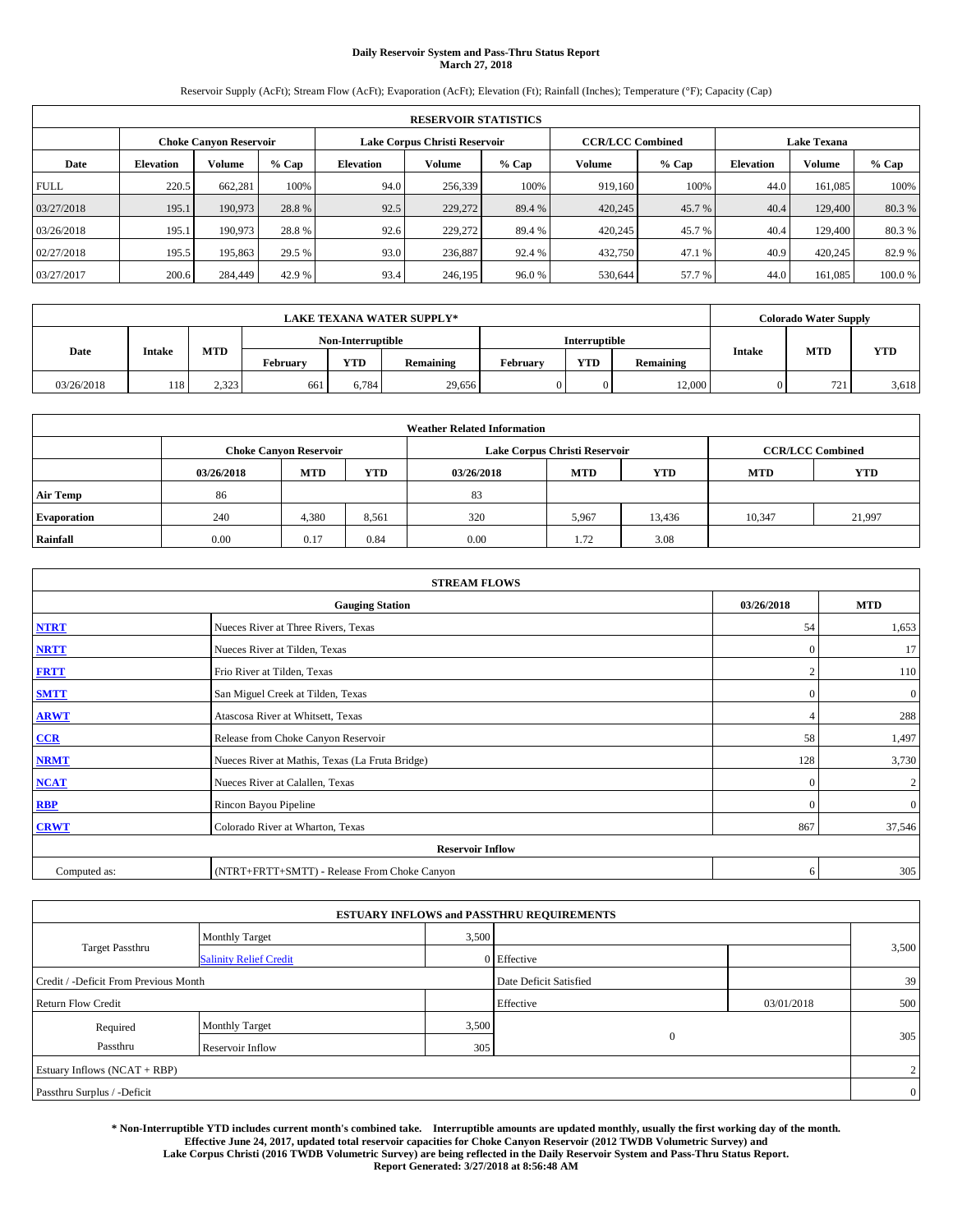# Daily Reservoir System and Pass-Thru Status Report
## March 27, 2018

Reservoir Supply (AcFt); Stream Flow (AcFt); Evaporation (AcFt); Elevation (Ft); Rainfall (Inches); Temperature (°F); Capacity (Cap)

| RESERVOIR STATISTICS | | | | | | | | | | | |
|---|---|---|---|---|---|---|---|---|---|---|---|
| | Choke Canyon Reservoir | | | Lake Corpus Christi Reservoir | | | CCR/LCC Combined | | Lake Texana | | |
| Date | Elevation | Volume | % Cap | Elevation | Volume | % Cap | Volume | % Cap | Elevation | Volume | % Cap |
| FULL | 220.5 | 662,281 | 100% | 94.0 | 256,339 | 100% | 919,160 | 100% | 44.0 | 161,085 | 100% |
| 03/27/2018 | 195.1 | 190,973 | 28.8 % | 92.5 | 229,272 | 89.4 % | 420,245 | 45.7 % | 40.4 | 129,400 | 80.3 % |
| 03/26/2018 | 195.1 | 190,973 | 28.8 % | 92.6 | 229,272 | 89.4 % | 420,245 | 45.7 % | 40.4 | 129,400 | 80.3 % |
| 02/27/2018 | 195.5 | 195,863 | 29.5 % | 93.0 | 236,887 | 92.4 % | 432,750 | 47.1 % | 40.9 | 420,245 | 82.9 % |
| 03/27/2017 | 200.6 | 284,449 | 42.9 % | 93.4 | 246,195 | 96.0 % | 530,644 | 57.7 % | 44.0 | 161,085 | 100.0 % |

| LAKE TEXANA WATER SUPPLY* | | | | | | | | | Colorado Water Supply | | |
|---|---|---|---|---|---|---|---|---|---|---|---|
| Date | Intake | MTD | Non-Interruptible | | | Interruptible | | | Intake | MTD | YTD |
| | | | February | YTD | Remaining | February | YTD | Remaining | | | |
| 03/26/2018 | 118 | 2,323 | 661 | 6,784 | 29,656 | 0 | 0 | 12,000 | 0 | 721 | 3,618 |

| Weather Related Information | | | | | | | | |
|---|---|---|---|---|---|---|---|---|
| | Choke Canyon Reservoir | | | Lake Corpus Christi Reservoir | | | CCR/LCC Combined | |
| | 03/26/2018 | MTD | YTD | 03/26/2018 | MTD | YTD | MTD | YTD |
| Air Temp | 86 | | | 83 | | | | |
| Evaporation | 240 | 4,380 | 8,561 | 320 | 5,967 | 13,436 | 10,347 | 21,997 |
| Rainfall | 0.00 | 0.17 | 0.84 | 0.00 | 1.72 | 3.08 | | |

| STREAM FLOWS | | | |
|---|---|---|---|
| Gauging Station | | 03/26/2018 | MTD |
| NTRT | Nueces River at Three Rivers, Texas | 54 | 1,653 |
| NRTT | Nueces River at Tilden, Texas | 0 | 17 |
| FRTT | Frio River at Tilden, Texas | 2 | 110 |
| SMTT | San Miguel Creek at Tilden, Texas | 0 | 0 |
| ARWT | Atascosa River at Whitsett, Texas | 4 | 288 |
| CCR | Release from Choke Canyon Reservoir | 58 | 1,497 |
| NRMT | Nueces River at Mathis, Texas (La Fruta Bridge) | 128 | 3,730 |
| NCAT | Nueces River at Calallen, Texas | 0 | 2 |
| RBP | Rincon Bayou Pipeline | 0 | 0 |
| CRWT | Colorado River at Wharton, Texas | 867 | 37,546 |
| Reservoir Inflow | | | |
| Computed as: | (NTRT+FRTT+SMTT) - Release From Choke Canyon | 6 | 305 |

| ESTUARY INFLOWS and PASSTHRU REQUIREMENTS | | | | | |
|---|---|---|---|---|---|
| Target Passthru | Monthly Target | 3,500 | | | 3,500 |
| | Salinity Relief Credit | 0 | Effective | | |
| Credit / -Deficit From Previous Month | | | Date Deficit Satisfied | | 39 |
| Return Flow Credit | | | Effective | 03/01/2018 | 500 |
| Required Passthru | Monthly Target | 3,500 | 0 | | 305 |
| | Reservoir Inflow | 305 | | | |
| Estuary Inflows (NCAT + RBP) | | | | | 2 |
| Passthru Surplus / -Deficit | | | | | 0 |

**\* Non-Interruptible YTD includes current month's combined take. Interruptible amounts are updated monthly, usually the first working day of the month. Effective June 24, 2017, updated total reservoir capacities for Choke Canyon Reservoir (2012 TWDB Volumetric Survey) and Lake Corpus Christi (2016 TWDB Volumetric Survey) are being reflected in the Daily Reservoir System and Pass-Thru Status Report. Report Generated: 3/27/2018 at 8:56:48 AM**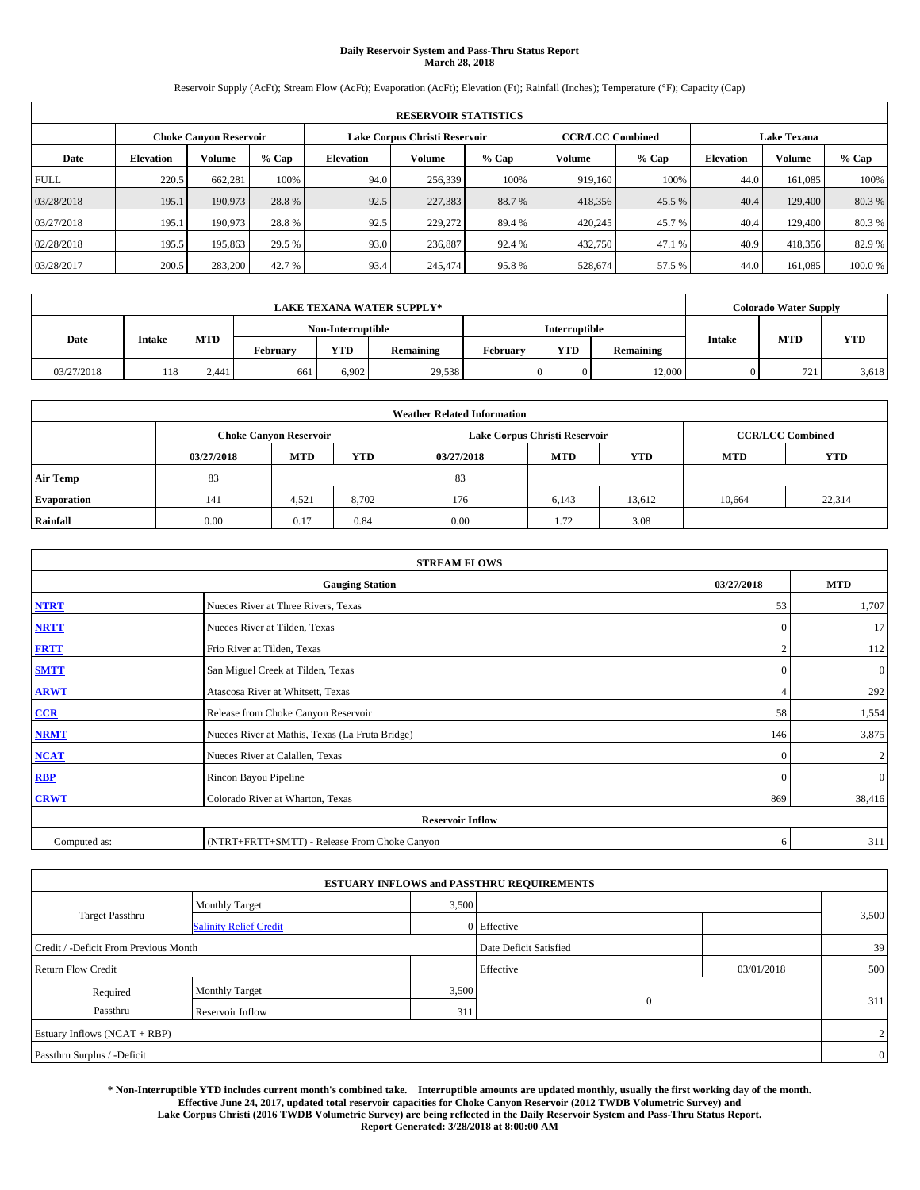# Daily Reservoir System and Pass-Thru Status Report
## March 28, 2018

Reservoir Supply (AcFt); Stream Flow (AcFt); Evaporation (AcFt); Elevation (Ft); Rainfall (Inches); Temperature (°F); Capacity (Cap)

| RESERVOIR STATISTICS | | | | | | | | | | | |
|---|---|---|---|---|---|---|---|---|---|---|---|
| | Choke Canyon Reservoir | | | Lake Corpus Christi Reservoir | | | CCR/LCC Combined | | Lake Texana | | |
| Date | Elevation | Volume | % Cap | Elevation | Volume | % Cap | Volume | % Cap | Elevation | Volume | % Cap |
| FULL | 220.5 | 662,281 | 100% | 94.0 | 256,339 | 100% | 919,160 | 100% | 44.0 | 161,085 | 100% |
| 03/28/2018 | 195.1 | 190,973 | 28.8 % | 92.5 | 227,383 | 88.7 % | 418,356 | 45.5 % | 40.4 | 129,400 | 80.3 % |
| 03/27/2018 | 195.1 | 190,973 | 28.8 % | 92.5 | 229,272 | 89.4 % | 420,245 | 45.7 % | 40.4 | 129,400 | 80.3 % |
| 02/28/2018 | 195.5 | 195,863 | 29.5 % | 93.0 | 236,887 | 92.4 % | 432,750 | 47.1 % | 40.9 | 418,356 | 82.9 % |
| 03/28/2017 | 200.5 | 283,200 | 42.7 % | 93.4 | 245,474 | 95.8 % | 528,674 | 57.5 % | 44.0 | 161,085 | 100.0 % |

| LAKE TEXANA WATER SUPPLY* | | | | | | | | | Colorado Water Supply | | |
|---|---|---|---|---|---|---|---|---|---|---|---|
| Date | Intake | MTD | Non-Interruptible | | | Interruptible | | | Intake | MTD | YTD |
| | | | February | YTD | Remaining | February | YTD | Remaining | | | |
| 03/27/2018 | 118 | 2,441 | 661 | 6,902 | 29,538 | 0 | 0 | 12,000 | 0 | 721 | 3,618 |

| Weather Related Information | | | | | | | | |
|---|---|---|---|---|---|---|---|---|
| | Choke Canyon Reservoir | | | Lake Corpus Christi Reservoir | | | CCR/LCC Combined | |
| | 03/27/2018 | MTD | YTD | 03/27/2018 | MTD | YTD | MTD | YTD |
| Air Temp | 83 | | | 83 | | | | |
| Evaporation | 141 | 4,521 | 8,702 | 176 | 6,143 | 13,612 | 10,664 | 22,314 |
| Rainfall | 0.00 | 0.17 | 0.84 | 0.00 | 1.72 | 3.08 | | |

| STREAM FLOWS | | | |
|---|---|---|---|
| Gauging Station | | 03/27/2018 | MTD |
| NTRT | Nueces River at Three Rivers, Texas | 53 | 1,707 |
| NRTT | Nueces River at Tilden, Texas | 0 | 17 |
| FRTT | Frio River at Tilden, Texas | 2 | 112 |
| SMTT | San Miguel Creek at Tilden, Texas | 0 | 0 |
| ARWT | Atascosa River at Whitsett, Texas | 4 | 292 |
| CCR | Release from Choke Canyon Reservoir | 58 | 1,554 |
| NRMT | Nueces River at Mathis, Texas (La Fruta Bridge) | 146 | 3,875 |
| NCAT | Nueces River at Calallen, Texas | 0 | 2 |
| RBP | Rincon Bayou Pipeline | 0 | 0 |
| CRWT | Colorado River at Wharton, Texas | 869 | 38,416 |
| Reservoir Inflow | | | |
| Computed as: | (NTRT+FRTT+SMTT) - Release From Choke Canyon | 6 | 311 |

| ESTUARY INFLOWS and PASSTHRU REQUIREMENTS | | | | | |
|---|---|---|---|---|---|
| Target Passthru | Monthly Target | 3,500 | | | 3,500 |
| | Salinity Relief Credit | 0 | Effective | | |
| Credit / -Deficit From Previous Month | | | Date Deficit Satisfied | | 39 |
| Return Flow Credit | | | Effective | 03/01/2018 | 500 |
| Required Passthru | Monthly Target | 3,500 | 0 | | 311 |
| | Reservoir Inflow | 311 | | | |
| Estuary Inflows (NCAT + RBP) | | | | | 2 |
| Passthru Surplus / -Deficit | | | | | 0 |

**\* Non-Interruptible YTD includes current month's combined take. Interruptible amounts are updated monthly, usually the first working day of the month. Effective June 24, 2017, updated total reservoir capacities for Choke Canyon Reservoir (2012 TWDB Volumetric Survey) and Lake Corpus Christi (2016 TWDB Volumetric Survey) are being reflected in the Daily Reservoir System and Pass-Thru Status Report. Report Generated: 3/28/2018 at 8:00:00 AM**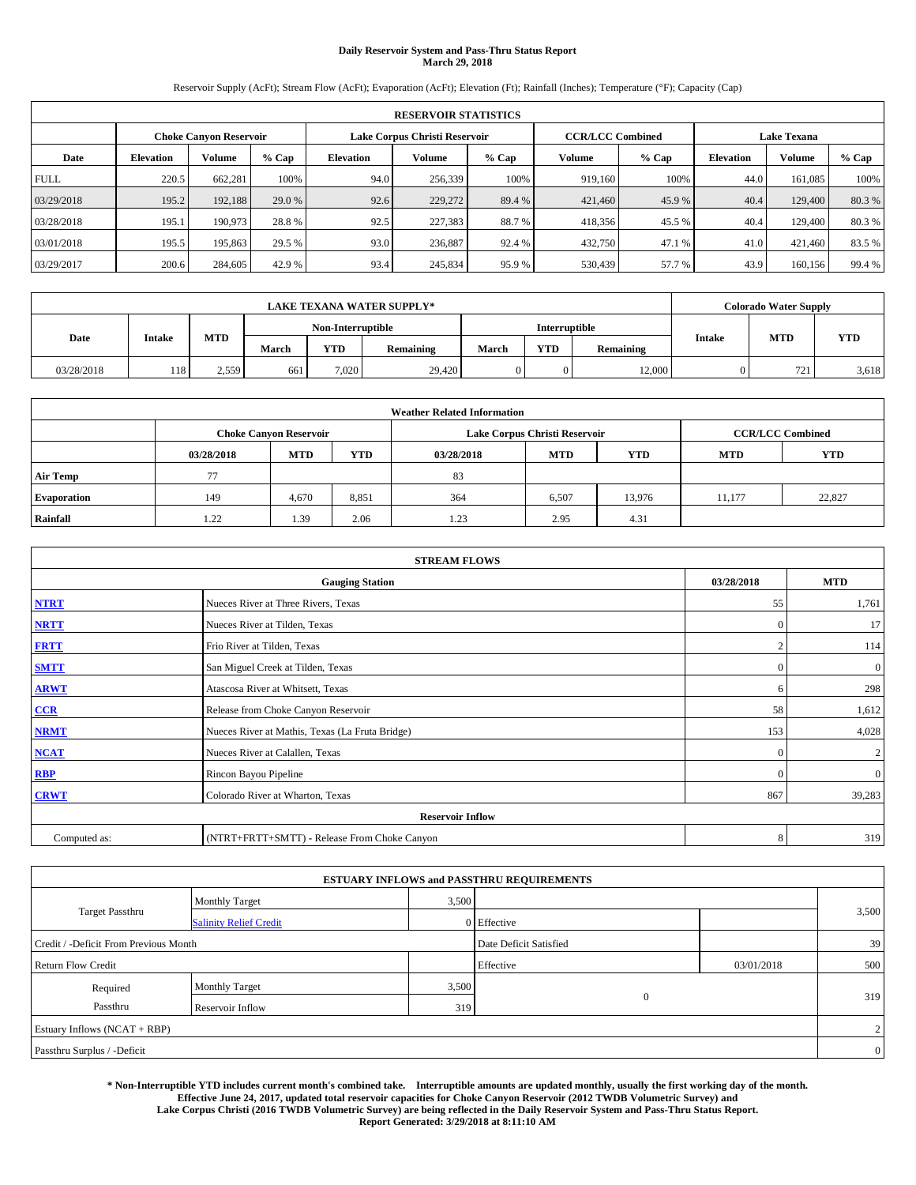# Daily Reservoir System and Pass-Thru Status Report
## March 29, 2018

Reservoir Supply (AcFt); Stream Flow (AcFt); Evaporation (AcFt); Elevation (Ft); Rainfall (Inches); Temperature (°F); Capacity (Cap)

| RESERVOIR STATISTICS | | | | | | | | | | | |
|---|---|---|---|---|---|---|---|---|---|---|---|
| | Choke Canyon Reservoir | | | Lake Corpus Christi Reservoir | | | CCR/LCC Combined | | Lake Texana | | |
| Date | Elevation | Volume | % Cap | Elevation | Volume | % Cap | Volume | % Cap | Elevation | Volume | % Cap |
| FULL | 220.5 | 662,281 | 100% | 94.0 | 256,339 | 100% | 919,160 | 100% | 44.0 | 161,085 | 100% |
| 03/29/2018 | 195.2 | 192,188 | 29.0 % | 92.6 | 229,272 | 89.4 % | 421,460 | 45.9 % | 40.4 | 129,400 | 80.3 % |
| 03/28/2018 | 195.1 | 190,973 | 28.8 % | 92.5 | 227,383 | 88.7 % | 418,356 | 45.5 % | 40.4 | 129,400 | 80.3 % |
| 03/01/2018 | 195.5 | 195,863 | 29.5 % | 93.0 | 236,887 | 92.4 % | 432,750 | 47.1 % | 41.0 | 421,460 | 83.5 % |
| 03/29/2017 | 200.6 | 284,605 | 42.9 % | 93.4 | 245,834 | 95.9 % | 530,439 | 57.7 % | 43.9 | 160,156 | 99.4 % |

| LAKE TEXANA WATER SUPPLY* | | | | | | | | | Colorado Water Supply | | |
|---|---|---|---|---|---|---|---|---|---|---|---|
| Date | Intake | MTD | Non-Interruptible | | | Interruptible | | | Intake | MTD | YTD |
| | | | March | YTD | Remaining | March | YTD | Remaining | | | |
| 03/28/2018 | 118 | 2,559 | 661 | 7,020 | 29,420 | 0 | 0 | 12,000 | 0 | 721 | 3,618 |

| Weather Related Information | | | | | | | | |
|---|---|---|---|---|---|---|---|---|
| | Choke Canyon Reservoir | | | Lake Corpus Christi Reservoir | | | CCR/LCC Combined | |
| | 03/28/2018 | MTD | YTD | 03/28/2018 | MTD | YTD | MTD | YTD |
| Air Temp | 77 | | | 83 | | | | |
| Evaporation | 149 | 4,670 | 8,851 | 364 | 6,507 | 13,976 | 11,177 | 22,827 |
| Rainfall | 1.22 | 1.39 | 2.06 | 1.23 | 2.95 | 4.31 | | |

| STREAM FLOWS | | | |
|---|---|---|---|
| | Gauging Station | 03/28/2018 | MTD |
| NTRT | Nueces River at Three Rivers, Texas | 55 | 1,761 |
| NRTT | Nueces River at Tilden, Texas | 0 | 17 |
| FRTT | Frio River at Tilden, Texas | 2 | 114 |
| SMTT | San Miguel Creek at Tilden, Texas | 0 | 0 |
| ARWT | Atascosa River at Whitsett, Texas | 6 | 298 |
| CCR | Release from Choke Canyon Reservoir | 58 | 1,612 |
| NRMT | Nueces River at Mathis, Texas (La Fruta Bridge) | 153 | 4,028 |
| NCAT | Nueces River at Calallen, Texas | 0 | 2 |
| RBP | Rincon Bayou Pipeline | 0 | 0 |
| CRWT | Colorado River at Wharton, Texas | 867 | 39,283 |
| Reservoir Inflow | | | |
| Computed as: | (NTRT+FRTT+SMTT) - Release From Choke Canyon | 8 | 319 |

| ESTUARY INFLOWS and PASSTHRU REQUIREMENTS | | | | | |
|---|---|---|---|---|---|
| Target Passthru | Monthly Target | 3,500 | | | 3,500 |
| | Salinity Relief Credit | 0 | Effective | | |
| Credit / -Deficit From Previous Month | | | Date Deficit Satisfied | | 39 |
| Return Flow Credit | | | Effective | 03/01/2018 | 500 |
| Required Passthru | Monthly Target | 3,500 | 0 | | 319 |
| | Reservoir Inflow | 319 | | | |
| Estuary Inflows (NCAT + RBP) | | | | | 2 |
| Passthru Surplus / -Deficit | | | | | 0 |

**\* Non-Interruptible YTD includes current month's combined take. Interruptible amounts are updated monthly, usually the first working day of the month. Effective June 24, 2017, updated total reservoir capacities for Choke Canyon Reservoir (2012 TWDB Volumetric Survey) and Lake Corpus Christi (2016 TWDB Volumetric Survey) are being reflected in the Daily Reservoir System and Pass-Thru Status Report. Report Generated: 3/29/2018 at 8:11:10 AM**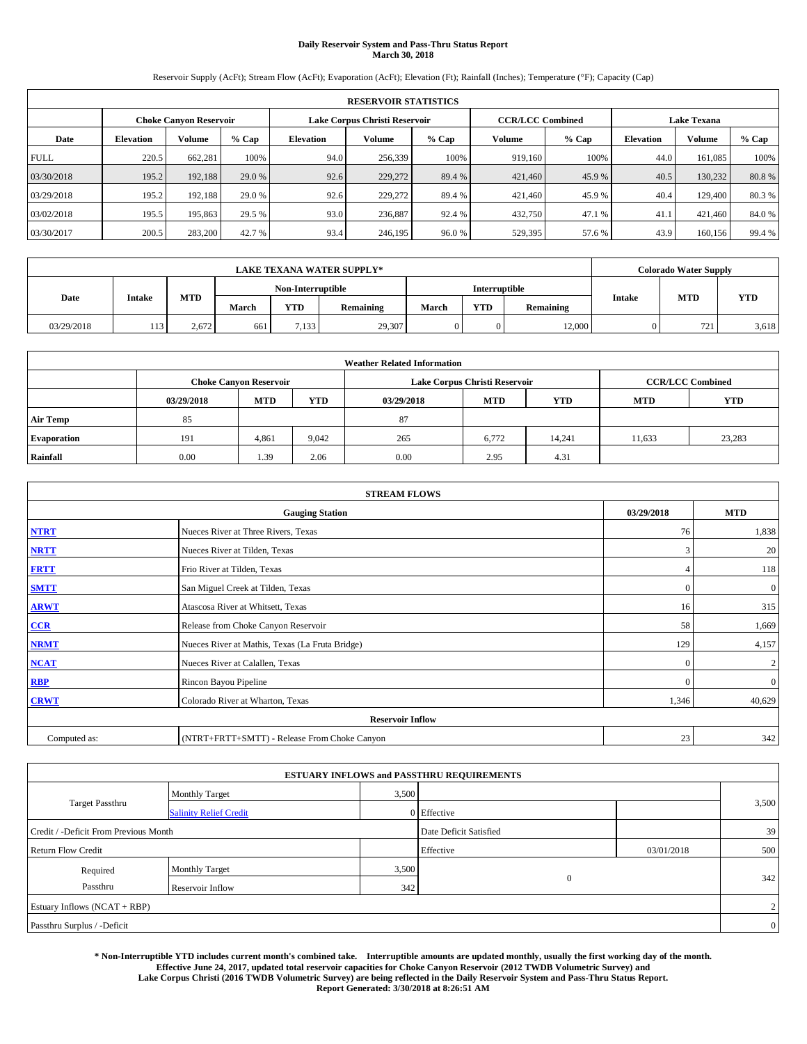# Daily Reservoir System and Pass-Thru Status Report
**March 30, 2018**

Reservoir Supply (AcFt); Stream Flow (AcFt); Evaporation (AcFt); Elevation (Ft); Rainfall (Inches); Temperature (°F); Capacity (Cap)

| RESERVOIR STATISTICS | | | | | | | | | | | |
|---|---|---|---|---|---|---|---|---|---|---|---|
| | Choke Canyon Reservoir | | | Lake Corpus Christi Reservoir | | | CCR/LCC Combined | | Lake Texana | | |
| Date | Elevation | Volume | % Cap | Elevation | Volume | % Cap | Volume | % Cap | Elevation | Volume | % Cap |
| FULL | 220.5 | 662,281 | 100% | 94.0 | 256,339 | 100% | 919,160 | 100% | 44.0 | 161,085 | 100% |
| 03/30/2018 | 195.2 | 192,188 | 29.0 % | 92.6 | 229,272 | 89.4 % | 421,460 | 45.9 % | 40.5 | 130,232 | 80.8 % |
| 03/29/2018 | 195.2 | 192,188 | 29.0 % | 92.6 | 229,272 | 89.4 % | 421,460 | 45.9 % | 40.4 | 129,400 | 80.3 % |
| 03/02/2018 | 195.5 | 195,863 | 29.5 % | 93.0 | 236,887 | 92.4 % | 432,750 | 47.1 % | 41.1 | 421,460 | 84.0 % |
| 03/30/2017 | 200.5 | 283,200 | 42.7 % | 93.4 | 246,195 | 96.0 % | 529,395 | 57.6 % | 43.9 | 160,156 | 99.4 % |

| LAKE TEXANA WATER SUPPLY* | | | | | | | | | Colorado Water Supply | | |
|---|---|---|---|---|---|---|---|---|---|---|---|
| Date | Intake | MTD | Non-Interruptible | | | Interruptible | | | Intake | MTD | YTD |
| | | | March | YTD | Remaining | March | YTD | Remaining | | | |
| 03/29/2018 | 113 | 2,672 | 661 | 7,133 | 29,307 | 0 | 0 | 12,000 | 0 | 721 | 3,618 |

| Weather Related Information | | | | | | | | |
|---|---|---|---|---|---|---|---|---|
| | Choke Canyon Reservoir | | | Lake Corpus Christi Reservoir | | | CCR/LCC Combined | |
| | 03/29/2018 | MTD | YTD | 03/29/2018 | MTD | YTD | MTD | YTD |
| Air Temp | 85 | | | 87 | | | | |
| Evaporation | 191 | 4,861 | 9,042 | 265 | 6,772 | 14,241 | 11,633 | 23,283 |
| Rainfall | 0.00 | 1.39 | 2.06 | 0.00 | 2.95 | 4.31 | | |

| STREAM FLOWS | | | |
|---|---|---|---|
| | Gauging Station | 03/29/2018 | MTD |
| NTRT | Nueces River at Three Rivers, Texas | 76 | 1,838 |
| NRTT | Nueces River at Tilden, Texas | 3 | 20 |
| FRTT | Frio River at Tilden, Texas | 4 | 118 |
| SMTT | San Miguel Creek at Tilden, Texas | 0 | 0 |
| ARWT | Atascosa River at Whitsett, Texas | 16 | 315 |
| CCR | Release from Choke Canyon Reservoir | 58 | 1,669 |
| NRMT | Nueces River at Mathis, Texas (La Fruta Bridge) | 129 | 4,157 |
| NCAT | Nueces River at Calallen, Texas | 0 | 2 |
| RBP | Rincon Bayou Pipeline | 0 | 0 |
| CRWT | Colorado River at Wharton, Texas | 1,346 | 40,629 |
| Reservoir Inflow | | | |
| Computed as: | (NTRT+FRTT+SMTT) - Release From Choke Canyon | 23 | 342 |

| ESTUARY INFLOWS and PASSTHRU REQUIREMENTS | | | | | |
|---|---|---|---|---|---|
| Target Passthru | Monthly Target | 3,500 | | | 3,500 |
| | Salinity Relief Credit | 0 | Effective | | |
| Credit / -Deficit From Previous Month | | | Date Deficit Satisfied | | 39 |
| Return Flow Credit | | | Effective | 03/01/2018 | 500 |
| Required Passthru | Monthly Target | 3,500 | 0 | | 342 |
| | Reservoir Inflow | 342 | | | |
| Estuary Inflows (NCAT + RBP) | | | | | 2 |
| Passthru Surplus / -Deficit | | | | | 0 |

**\* Non-Interruptible YTD includes current month's combined take. Interruptible amounts are updated monthly, usually the first working day of the month. Effective June 24, 2017, updated total reservoir capacities for Choke Canyon Reservoir (2012 TWDB Volumetric Survey) and Lake Corpus Christi (2016 TWDB Volumetric Survey) are being reflected in the Daily Reservoir System and Pass-Thru Status Report. Report Generated: 3/30/2018 at 8:26:51 AM**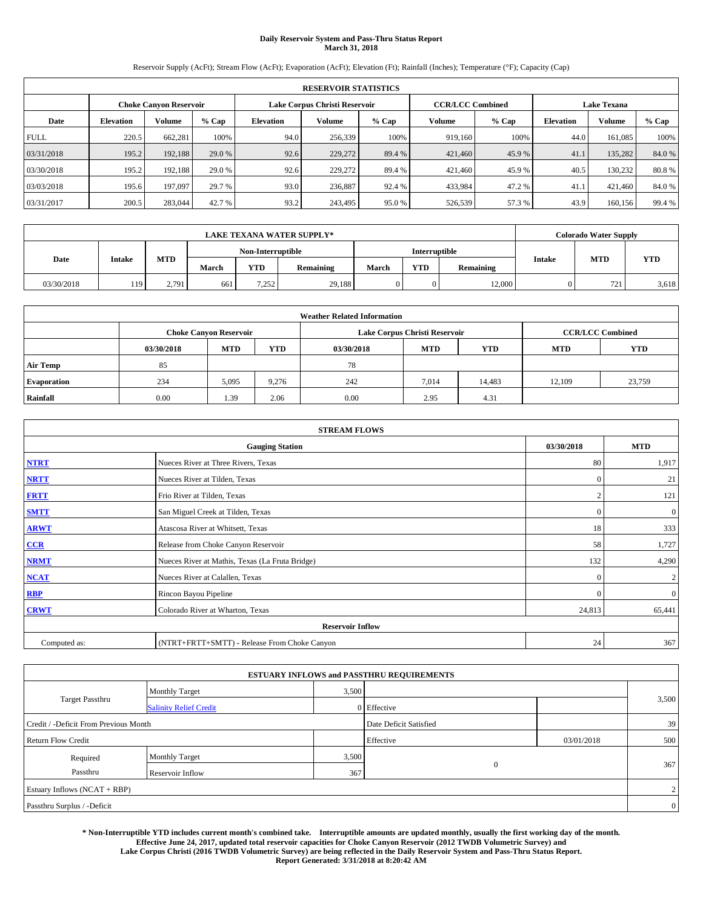**Daily Reservoir System and Pass-Thru Status Report**
**March 31, 2018**

Reservoir Supply (AcFt); Stream Flow (AcFt); Evaporation (AcFt); Elevation (Ft); Rainfall (Inches); Temperature (°F); Capacity (Cap)

| RESERVOIR STATISTICS | | | | | | | | | | | |
|---|---|---|---|---|---|---|---|---|---|---|---|
| | Choke Canyon Reservoir | | | Lake Corpus Christi Reservoir | | | CCR/LCC Combined | | Lake Texana | | |
| Date | Elevation | Volume | % Cap | Elevation | Volume | % Cap | Volume | % Cap | Elevation | Volume | % Cap |
| FULL | 220.5 | 662,281 | 100% | 94.0 | 256,339 | 100% | 919,160 | 100% | 44.0 | 161,085 | 100% |
| 03/31/2018 | 195.2 | 192,188 | 29.0 % | 92.6 | 229,272 | 89.4 % | 421,460 | 45.9 % | 41.1 | 135,282 | 84.0 % |
| 03/30/2018 | 195.2 | 192,188 | 29.0 % | 92.6 | 229,272 | 89.4 % | 421,460 | 45.9 % | 40.5 | 130,232 | 80.8 % |
| 03/03/2018 | 195.6 | 197,097 | 29.7 % | 93.0 | 236,887 | 92.4 % | 433,984 | 47.2 % | 41.1 | 421,460 | 84.0 % |
| 03/31/2017 | 200.5 | 283,044 | 42.7 % | 93.2 | 243,495 | 95.0 % | 526,539 | 57.3 % | 43.9 | 160,156 | 99.4 % |

| LAKE TEXANA WATER SUPPLY* | | | | | | | | | Colorado Water Supply | | |
|---|---|---|---|---|---|---|---|---|---|---|---|
| Date | Intake | MTD | Non-Interruptible | | | Interruptible | | | Intake | MTD | YTD |
| | | | March | YTD | Remaining | March | YTD | Remaining | | | |
| 03/30/2018 | 119 | 2,791 | 661 | 7,252 | 29,188 | 0 | 0 | 12,000 | 0 | 721 | 3,618 |

| Weather Related Information | | | | | | | | |
|---|---|---|---|---|---|---|---|---|
| | Choke Canyon Reservoir | | | Lake Corpus Christi Reservoir | | | CCR/LCC Combined | |
| | 03/30/2018 | MTD | YTD | 03/30/2018 | MTD | YTD | MTD | YTD |
| Air Temp | 85 | | | 78 | | | | |
| Evaporation | 234 | 5,095 | 9,276 | 242 | 7,014 | 14,483 | 12,109 | 23,759 |
| Rainfall | 0.00 | 1.39 | 2.06 | 0.00 | 2.95 | 4.31 | | |

| STREAM FLOWS | | | |
|---|---|---|---|
| | Gauging Station | 03/30/2018 | MTD |
| NTRT | Nueces River at Three Rivers, Texas | 80 | 1,917 |
| NRTT | Nueces River at Tilden, Texas | 0 | 21 |
| FRTT | Frio River at Tilden, Texas | 2 | 121 |
| SMTT | San Miguel Creek at Tilden, Texas | 0 | 0 |
| ARWT | Atascosa River at Whitsett, Texas | 18 | 333 |
| CCR | Release from Choke Canyon Reservoir | 58 | 1,727 |
| NRMT | Nueces River at Mathis, Texas (La Fruta Bridge) | 132 | 4,290 |
| NCAT | Nueces River at Calallen, Texas | 0 | 2 |
| RBP | Rincon Bayou Pipeline | 0 | 0 |
| CRWT | Colorado River at Wharton, Texas | 24,813 | 65,441 |
| Reservoir Inflow | | | |
| Computed as: | (NTRT+FRTT+SMTT) - Release From Choke Canyon | 24 | 367 |

| ESTUARY INFLOWS and PASSTHRU REQUIREMENTS | | | | | |
|---|---|---|---|---|---|
| Target Passthru | Monthly Target | 3,500 | | | 3,500 |
| | Salinity Relief Credit | 0 | Effective | | |
| Credit / -Deficit From Previous Month | | | Date Deficit Satisfied | | 39 |
| Return Flow Credit | | | Effective | 03/01/2018 | 500 |
| Required Passthru | Monthly Target | 3,500 | 0 | | 367 |
| | Reservoir Inflow | 367 | | | |
| Estuary Inflows (NCAT + RBP) | | | | | 2 |
| Passthru Surplus / -Deficit | | | | | 0 |

**\* Non-Interruptible YTD includes current month's combined take. Interruptible amounts are updated monthly, usually the first working day of the month. Effective June 24, 2017, updated total reservoir capacities for Choke Canyon Reservoir (2012 TWDB Volumetric Survey) and Lake Corpus Christi (2016 TWDB Volumetric Survey) are being reflected in the Daily Reservoir System and Pass-Thru Status Report. Report Generated: 3/31/2018 at 8:20:42 AM**